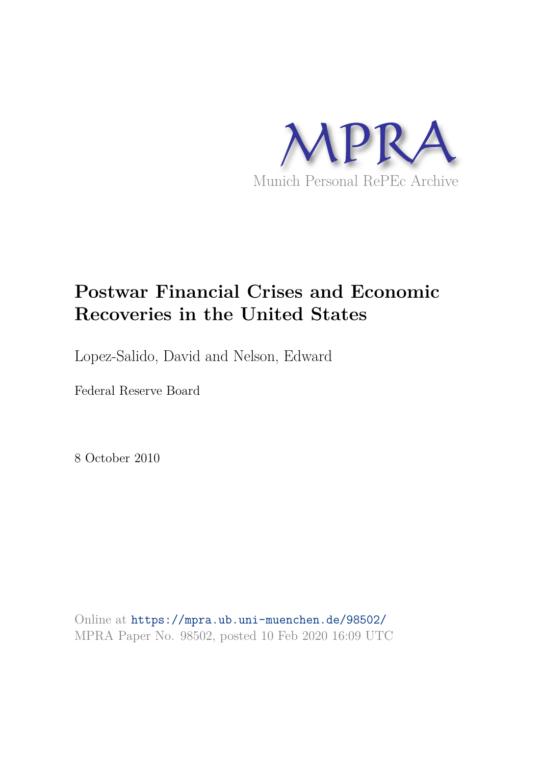MPRA

Munich Personal RePEc Archive

# Postwar Financial Crises and Economic Recoveries in the United States

Lopez-Salido, David and Nelson, Edward

Federal Reserve Board

8 October 2010

Online at https://mpra.ub.uni-muenchen.de/98502/
MPRA Paper No. 98502, posted 10 Feb 2020 16:09 UTC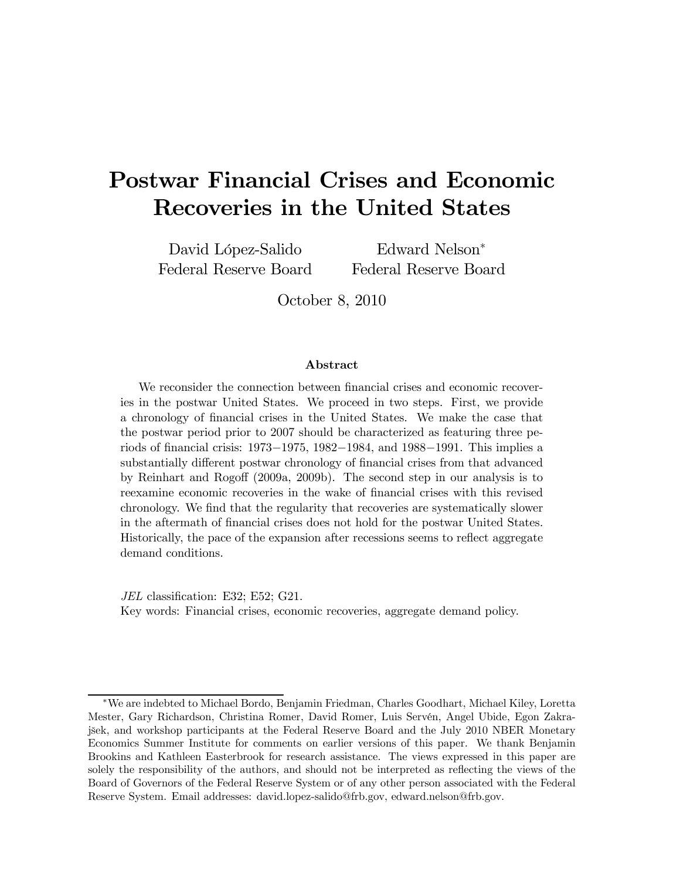# Postwar Financial Crises and Economic Recoveries in the United States

David López-Salido
Federal Reserve Board

Edward Nelson*
Federal Reserve Board

October 8, 2010

### Abstract

We reconsider the connection between financial crises and economic recoveries in the postwar United States. We proceed in two steps. First, we provide a chronology of financial crises in the United States. We make the case that the postwar period prior to 2007 should be characterized as featuring three periods of financial crisis: 1973−1975, 1982−1984, and 1988−1991. This implies a substantially different postwar chronology of financial crises from that advanced by Reinhart and Rogoff (2009a, 2009b). The second step in our analysis is to reexamine economic recoveries in the wake of financial crises with this revised chronology. We find that the regularity that recoveries are systematically slower in the aftermath of financial crises does not hold for the postwar United States. Historically, the pace of the expansion after recessions seems to reflect aggregate demand conditions.

*JEL* classification: E32; E52; G21.
Key words: Financial crises, economic recoveries, aggregate demand policy.

---

*We are indebted to Michael Bordo, Benjamin Friedman, Charles Goodhart, Michael Kiley, Loretta Mester, Gary Richardson, Christina Romer, David Romer, Luis Servén, Angel Ubide, Egon Zakrajšek, and workshop participants at the Federal Reserve Board and the July 2010 NBER Monetary Economics Summer Institute for comments on earlier versions of this paper. We thank Benjamin Brookins and Kathleen Easterbrook for research assistance. The views expressed in this paper are solely the responsibility of the authors, and should not be interpreted as reflecting the views of the Board of Governors of the Federal Reserve System or of any other person associated with the Federal Reserve System. Email addresses: david.lopez-salido@frb.gov, edward.nelson@frb.gov.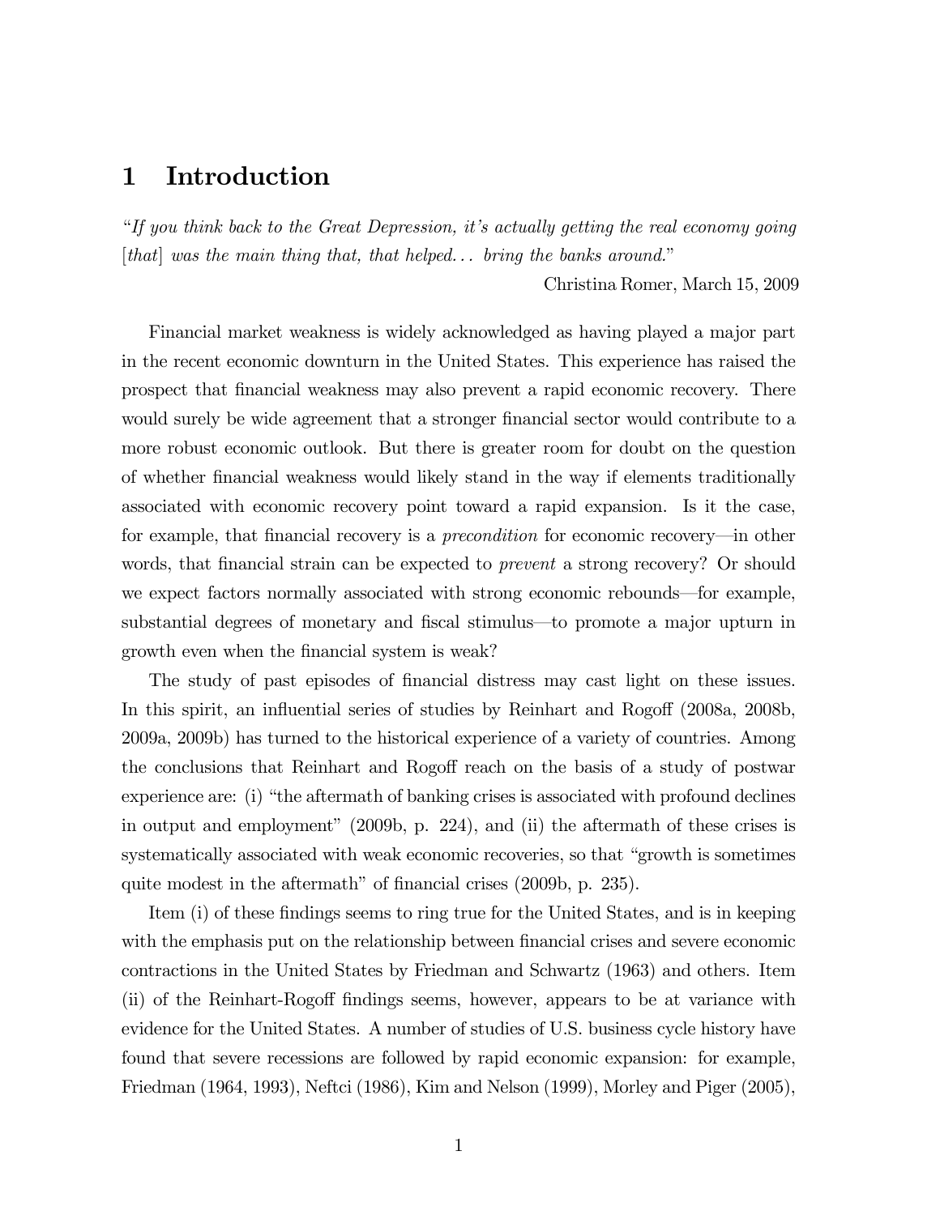# 1 Introduction

*"If you think back to the Great Depression, it's actually getting the real economy going [that] was the main thing that, that helped... bring the banks around."*

Christina Romer, March 15, 2009

Financial market weakness is widely acknowledged as having played a major part in the recent economic downturn in the United States. This experience has raised the prospect that financial weakness may also prevent a rapid economic recovery. There would surely be wide agreement that a stronger financial sector would contribute to a more robust economic outlook. But there is greater room for doubt on the question of whether financial weakness would likely stand in the way if elements traditionally associated with economic recovery point toward a rapid expansion. Is it the case, for example, that financial recovery is a *precondition* for economic recovery—in other words, that financial strain can be expected to *prevent* a strong recovery? Or should we expect factors normally associated with strong economic rebounds—for example, substantial degrees of monetary and fiscal stimulus—to promote a major upturn in growth even when the financial system is weak?

The study of past episodes of financial distress may cast light on these issues. In this spirit, an influential series of studies by Reinhart and Rogoff (2008a, 2008b, 2009a, 2009b) has turned to the historical experience of a variety of countries. Among the conclusions that Reinhart and Rogoff reach on the basis of a study of postwar experience are: (i) "the aftermath of banking crises is associated with profound declines in output and employment" (2009b, p. 224), and (ii) the aftermath of these crises is systematically associated with weak economic recoveries, so that "growth is sometimes quite modest in the aftermath" of financial crises (2009b, p. 235).

Item (i) of these findings seems to ring true for the United States, and is in keeping with the emphasis put on the relationship between financial crises and severe economic contractions in the United States by Friedman and Schwartz (1963) and others. Item (ii) of the Reinhart-Rogoff findings seems, however, appears to be at variance with evidence for the United States. A number of studies of U.S. business cycle history have found that severe recessions are followed by rapid economic expansion: for example, Friedman (1964, 1993), Neftci (1986), Kim and Nelson (1999), Morley and Piger (2005),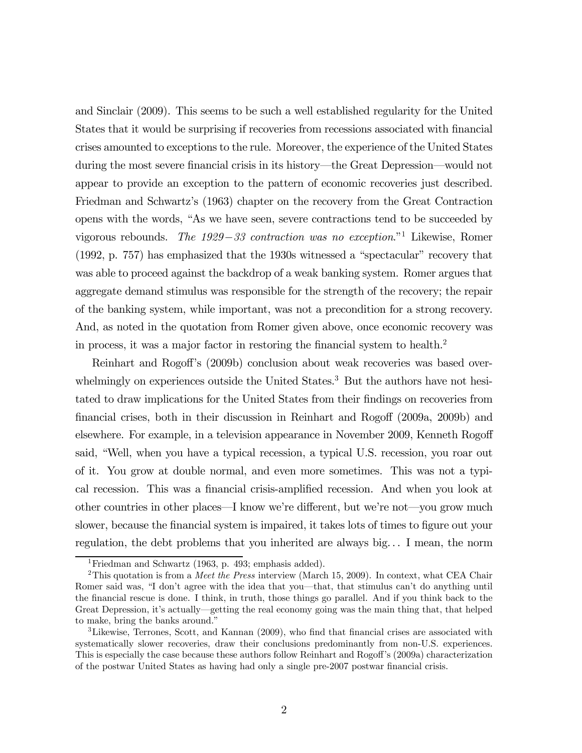and Sinclair (2009). This seems to be such a well established regularity for the United States that it would be surprising if recoveries from recessions associated with financial crises amounted to exceptions to the rule. Moreover, the experience of the United States during the most severe financial crisis in its history—the Great Depression—would not appear to provide an exception to the pattern of economic recoveries just described. Friedman and Schwartz's (1963) chapter on the recovery from the Great Contraction opens with the words, "As we have seen, severe contractions tend to be succeeded by vigorous rebounds. *The 1929−33 contraction was no exception.*"[1] Likewise, Romer (1992, p. 757) has emphasized that the 1930s witnessed a "spectacular" recovery that was able to proceed against the backdrop of a weak banking system. Romer argues that aggregate demand stimulus was responsible for the strength of the recovery; the repair of the banking system, while important, was not a precondition for a strong recovery. And, as noted in the quotation from Romer given above, once economic recovery was in process, it was a major factor in restoring the financial system to health.[2]

Reinhart and Rogoff's (2009b) conclusion about weak recoveries was based overwhelmingly on experiences outside the United States.[3] But the authors have not hesitated to draw implications for the United States from their findings on recoveries from financial crises, both in their discussion in Reinhart and Rogoff (2009a, 2009b) and elsewhere. For example, in a television appearance in November 2009, Kenneth Rogoff said, "Well, when you have a typical recession, a typical U.S. recession, you roar out of it. You grow at double normal, and even more sometimes. This was not a typical recession. This was a financial crisis-amplified recession. And when you look at other countries in other places—I know we're different, but we're not—you grow much slower, because the financial system is impaired, it takes lots of times to figure out your regulation, the debt problems that you inherited are always big... I mean, the norm

---

[1] Friedman and Schwartz (1963, p. 493; emphasis added).

[2] This quotation is from a *Meet the Press* interview (March 15, 2009). In context, what CEA Chair Romer said was, "I don't agree with the idea that you—that, that stimulus can't do anything until the financial rescue is done. I think, in truth, those things go parallel. And if you think back to the Great Depression, it's actually—getting the real economy going was the main thing that, that helped to make, bring the banks around."

[3] Likewise, Terrones, Scott, and Kannan (2009), who find that financial crises are associated with systematically slower recoveries, draw their conclusions predominantly from non-U.S. experiences. This is especially the case because these authors follow Reinhart and Rogoff's (2009a) characterization of the postwar United States as having had only a single pre-2007 postwar financial crisis.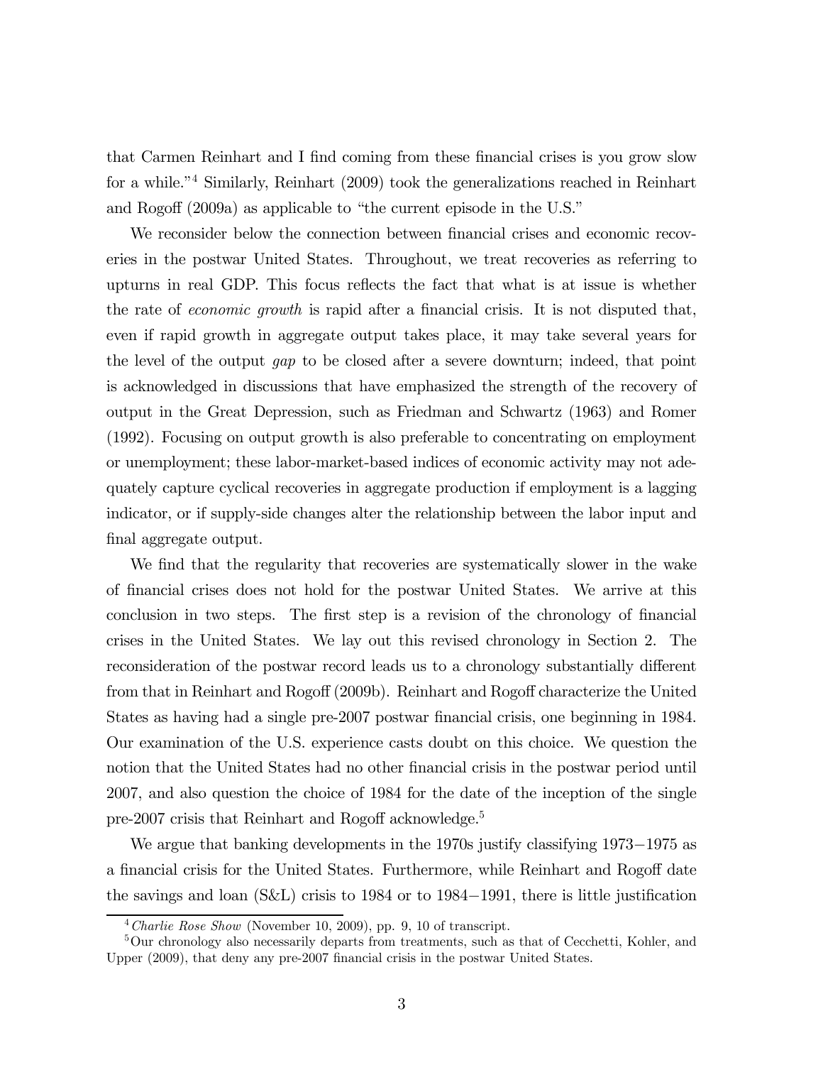that Carmen Reinhart and I find coming from these financial crises is you grow slow for a while."[4] Similarly, Reinhart (2009) took the generalizations reached in Reinhart and Rogoff (2009a) as applicable to "the current episode in the U.S."

We reconsider below the connection between financial crises and economic recoveries in the postwar United States. Throughout, we treat recoveries as referring to upturns in real GDP. This focus reflects the fact that what is at issue is whether the rate of *economic growth* is rapid after a financial crisis. It is not disputed that, even if rapid growth in aggregate output takes place, it may take several years for the level of the output *gap* to be closed after a severe downturn; indeed, that point is acknowledged in discussions that have emphasized the strength of the recovery of output in the Great Depression, such as Friedman and Schwartz (1963) and Romer (1992). Focusing on output growth is also preferable to concentrating on employment or unemployment; these labor-market-based indices of economic activity may not adequately capture cyclical recoveries in aggregate production if employment is a lagging indicator, or if supply-side changes alter the relationship between the labor input and final aggregate output.

We find that the regularity that recoveries are systematically slower in the wake of financial crises does not hold for the postwar United States. We arrive at this conclusion in two steps. The first step is a revision of the chronology of financial crises in the United States. We lay out this revised chronology in Section 2. The reconsideration of the postwar record leads us to a chronology substantially different from that in Reinhart and Rogoff (2009b). Reinhart and Rogoff characterize the United States as having had a single pre-2007 postwar financial crisis, one beginning in 1984. Our examination of the U.S. experience casts doubt on this choice. We question the notion that the United States had no other financial crisis in the postwar period until 2007, and also question the choice of 1984 for the date of the inception of the single pre-2007 crisis that Reinhart and Rogoff acknowledge.[5]

We argue that banking developments in the 1970s justify classifying 1973−1975 as a financial crisis for the United States. Furthermore, while Reinhart and Rogoff date the savings and loan (S&L) crisis to 1984 or to 1984−1991, there is little justification

[4] *Charlie Rose Show* (November 10, 2009), pp. 9, 10 of transcript.

[5] Our chronology also necessarily departs from treatments, such as that of Cecchetti, Kohler, and Upper (2009), that deny any pre-2007 financial crisis in the postwar United States.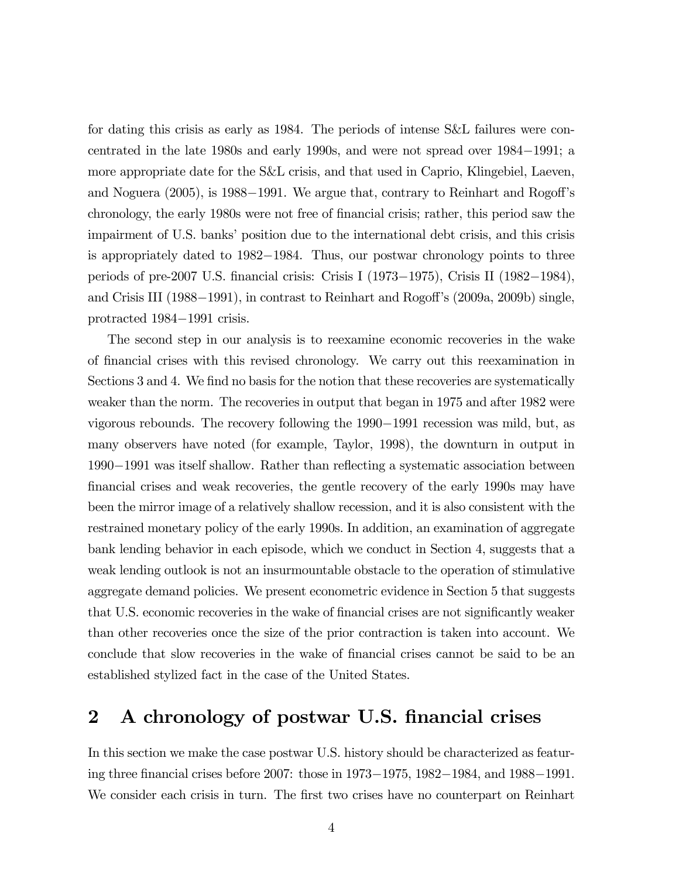for dating this crisis as early as 1984. The periods of intense S&L failures were concentrated in the late 1980s and early 1990s, and were not spread over 1984−1991; a more appropriate date for the S&L crisis, and that used in Caprio, Klingebiel, Laeven, and Noguera (2005), is 1988−1991. We argue that, contrary to Reinhart and Rogoff's chronology, the early 1980s were not free of financial crisis; rather, this period saw the impairment of U.S. banks' position due to the international debt crisis, and this crisis is appropriately dated to 1982−1984. Thus, our postwar chronology points to three periods of pre-2007 U.S. financial crisis: Crisis I (1973−1975), Crisis II (1982−1984), and Crisis III (1988−1991), in contrast to Reinhart and Rogoff's (2009a, 2009b) single, protracted 1984−1991 crisis.

The second step in our analysis is to reexamine economic recoveries in the wake of financial crises with this revised chronology. We carry out this reexamination in Sections 3 and 4. We find no basis for the notion that these recoveries are systematically weaker than the norm. The recoveries in output that began in 1975 and after 1982 were vigorous rebounds. The recovery following the 1990−1991 recession was mild, but, as many observers have noted (for example, Taylor, 1998), the downturn in output in 1990−1991 was itself shallow. Rather than reflecting a systematic association between financial crises and weak recoveries, the gentle recovery of the early 1990s may have been the mirror image of a relatively shallow recession, and it is also consistent with the restrained monetary policy of the early 1990s. In addition, an examination of aggregate bank lending behavior in each episode, which we conduct in Section 4, suggests that a weak lending outlook is not an insurmountable obstacle to the operation of stimulative aggregate demand policies. We present econometric evidence in Section 5 that suggests that U.S. economic recoveries in the wake of financial crises are not significantly weaker than other recoveries once the size of the prior contraction is taken into account. We conclude that slow recoveries in the wake of financial crises cannot be said to be an established stylized fact in the case of the United States.

## 2 A chronology of postwar U.S. financial crises

In this section we make the case postwar U.S. history should be characterized as featuring three financial crises before 2007: those in 1973−1975, 1982−1984, and 1988−1991. We consider each crisis in turn. The first two crises have no counterpart on Reinhart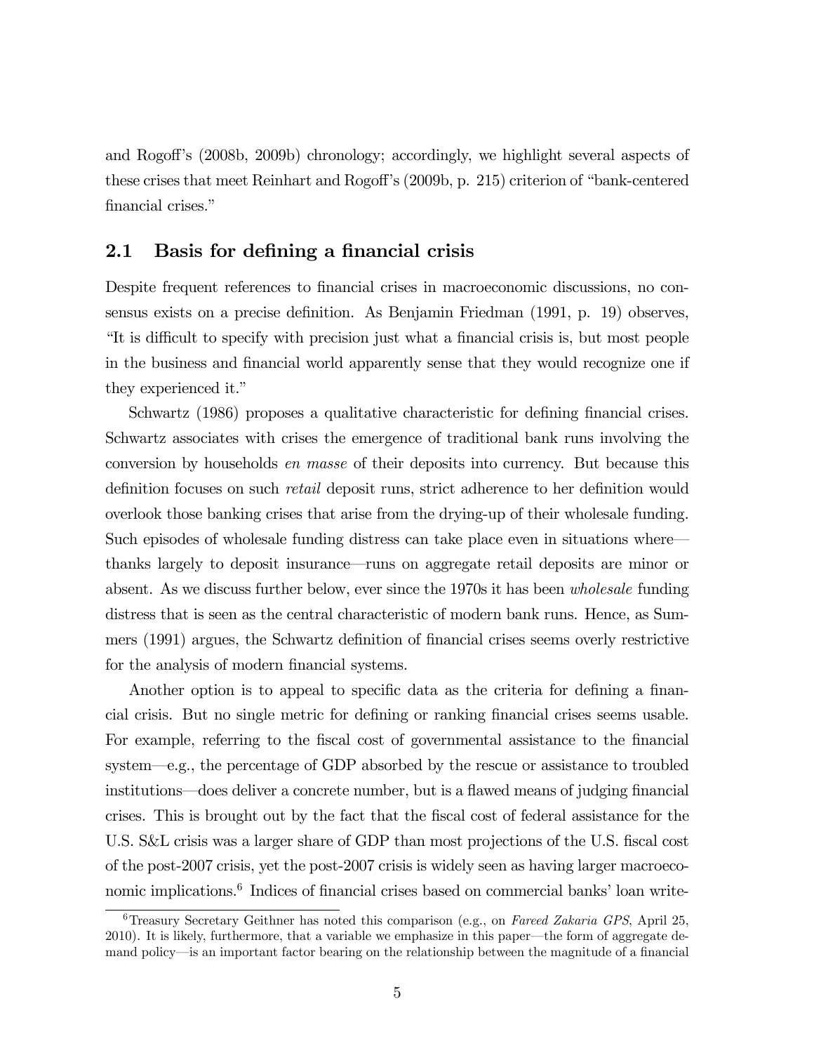and Rogoff's (2008b, 2009b) chronology; accordingly, we highlight several aspects of these crises that meet Reinhart and Rogoff's (2009b, p. 215) criterion of "bank-centered financial crises."

## 2.1 Basis for defining a financial crisis

Despite frequent references to financial crises in macroeconomic discussions, no consensus exists on a precise definition. As Benjamin Friedman (1991, p. 19) observes, "It is difficult to specify with precision just what a financial crisis is, but most people in the business and financial world apparently sense that they would recognize one if they experienced it."

Schwartz (1986) proposes a qualitative characteristic for defining financial crises. Schwartz associates with crises the emergence of traditional bank runs involving the conversion by households *en masse* of their deposits into currency. But because this definition focuses on such *retail* deposit runs, strict adherence to her definition would overlook those banking crises that arise from the drying-up of their wholesale funding. Such episodes of wholesale funding distress can take place even in situations where—thanks largely to deposit insurance—runs on aggregate retail deposits are minor or absent. As we discuss further below, ever since the 1970s it has been *wholesale* funding distress that is seen as the central characteristic of modern bank runs. Hence, as Summers (1991) argues, the Schwartz definition of financial crises seems overly restrictive for the analysis of modern financial systems.

Another option is to appeal to specific data as the criteria for defining a financial crisis. But no single metric for defining or ranking financial crises seems usable. For example, referring to the fiscal cost of governmental assistance to the financial system—e.g., the percentage of GDP absorbed by the rescue or assistance to troubled institutions—does deliver a concrete number, but is a flawed means of judging financial crises. This is brought out by the fact that the fiscal cost of federal assistance for the U.S. S&L crisis was a larger share of GDP than most projections of the U.S. fiscal cost of the post-2007 crisis, yet the post-2007 crisis is widely seen as having larger macroeconomic implications.[6] Indices of financial crises based on commercial banks' loan write-

[6] Treasury Secretary Geithner has noted this comparison (e.g., on *Fareed Zakaria GPS*, April 25, 2010). It is likely, furthermore, that a variable we emphasize in this paper—the form of aggregate demand policy—is an important factor bearing on the relationship between the magnitude of a financial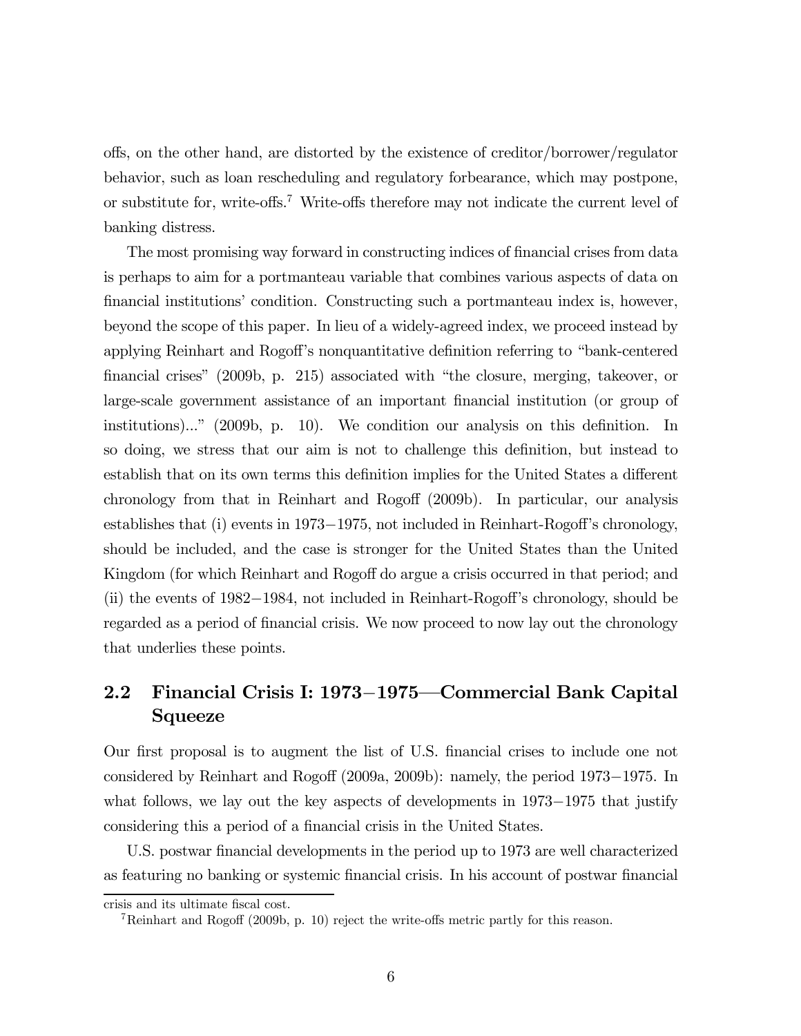offs, on the other hand, are distorted by the existence of creditor/borrower/regulator behavior, such as loan rescheduling and regulatory forbearance, which may postpone, or substitute for, write-offs.[7] Write-offs therefore may not indicate the current level of banking distress.

The most promising way forward in constructing indices of financial crises from data is perhaps to aim for a portmanteau variable that combines various aspects of data on financial institutions' condition. Constructing such a portmanteau index is, however, beyond the scope of this paper. In lieu of a widely-agreed index, we proceed instead by applying Reinhart and Rogoff's nonquantitative definition referring to "bank-centered financial crises" (2009b, p. 215) associated with "the closure, merging, takeover, or large-scale government assistance of an important financial institution (or group of institutions)..." (2009b, p. 10). We condition our analysis on this definition. In so doing, we stress that our aim is not to challenge this definition, but instead to establish that on its own terms this definition implies for the United States a different chronology from that in Reinhart and Rogoff (2009b). In particular, our analysis establishes that (i) events in 1973−1975, not included in Reinhart-Rogoff's chronology, should be included, and the case is stronger for the United States than the United Kingdom (for which Reinhart and Rogoff do argue a crisis occurred in that period; and (ii) the events of 1982−1984, not included in Reinhart-Rogoff's chronology, should be regarded as a period of financial crisis. We now proceed to now lay out the chronology that underlies these points.

## 2.2 Financial Crisis I: 1973−1975—Commercial Bank Capital Squeeze

Our first proposal is to augment the list of U.S. financial crises to include one not considered by Reinhart and Rogoff (2009a, 2009b): namely, the period 1973−1975. In what follows, we lay out the key aspects of developments in 1973−1975 that justify considering this a period of a financial crisis in the United States.

U.S. postwar financial developments in the period up to 1973 are well characterized as featuring no banking or systemic financial crisis. In his account of postwar financial

crisis and its ultimate fiscal cost.

[7] Reinhart and Rogoff (2009b, p. 10) reject the write-offs metric partly for this reason.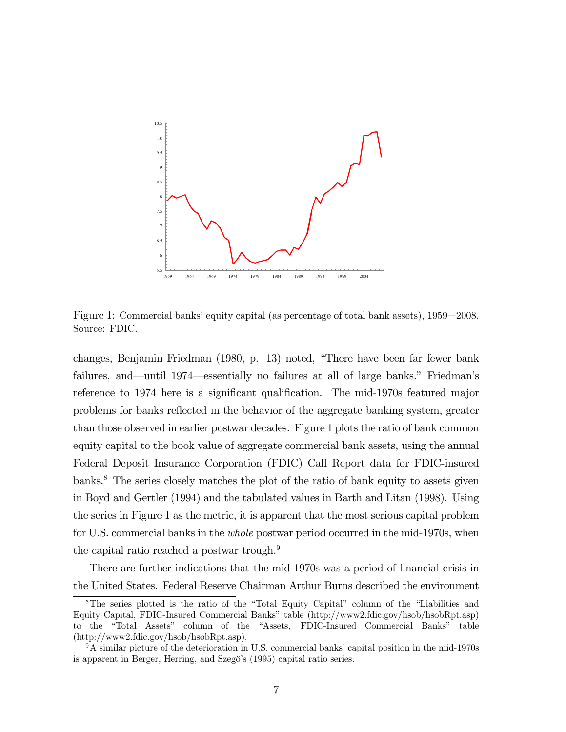Figure 1: Commercial banks' equity capital (as percentage of total bank assets), 1959−2008. Source: FDIC.

changes, Benjamin Friedman (1980, p. 13) noted, "There have been far fewer bank failures, and—until 1974—essentially no failures at all of large banks." Friedman's reference to 1974 here is a significant qualification. The mid-1970s featured major problems for banks reflected in the behavior of the aggregate banking system, greater than those observed in earlier postwar decades. Figure 1 plots the ratio of bank common equity capital to the book value of aggregate commercial bank assets, using the annual Federal Deposit Insurance Corporation (FDIC) Call Report data for FDIC-insured banks.[8] The series closely matches the plot of the ratio of bank equity to assets given in Boyd and Gertler (1994) and the tabulated values in Barth and Litan (1998). Using the series in Figure 1 as the metric, it is apparent that the most serious capital problem for U.S. commercial banks in the *whole* postwar period occurred in the mid-1970s, when the capital ratio reached a postwar trough.[9]

There are further indications that the mid-1970s was a period of financial crisis in the United States. Federal Reserve Chairman Arthur Burns described the environment

[8] The series plotted is the ratio of the "Total Equity Capital" column of the "Liabilities and Equity Capital, FDIC-Insured Commercial Banks" table (http://www2.fdic.gov/hsob/hsobRpt.asp) to the "Total Assets" column of the "Assets, FDIC-Insured Commercial Banks" table (http://www2.fdic.gov/hsob/hsobRpt.asp).

[9] A similar picture of the deterioration in U.S. commercial banks' capital position in the mid-1970s is apparent in Berger, Herring, and Szegö's (1995) capital ratio series.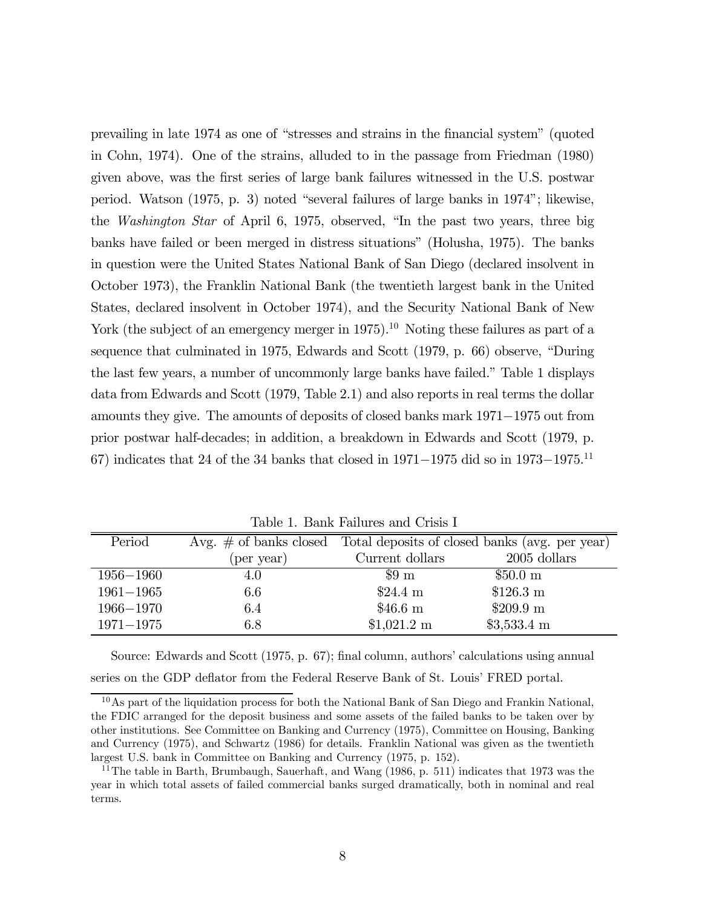prevailing in late 1974 as one of "stresses and strains in the financial system" (quoted in Cohn, 1974). One of the strains, alluded to in the passage from Friedman (1980) given above, was the first series of large bank failures witnessed in the U.S. postwar period. Watson (1975, p. 3) noted "several failures of large banks in 1974"; likewise, the *Washington Star* of April 6, 1975, observed, "In the past two years, three big banks have failed or been merged in distress situations" (Holusha, 1975). The banks in question were the United States National Bank of San Diego (declared insolvent in October 1973), the Franklin National Bank (the twentieth largest bank in the United States, declared insolvent in October 1974), and the Security National Bank of New York (the subject of an emergency merger in 1975).[10] Noting these failures as part of a sequence that culminated in 1975, Edwards and Scott (1979, p. 66) observe, "During the last few years, a number of uncommonly large banks have failed." Table 1 displays data from Edwards and Scott (1979, Table 2.1) and also reports in real terms the dollar amounts they give. The amounts of deposits of closed banks mark 1971−1975 out from prior postwar half-decades; in addition, a breakdown in Edwards and Scott (1979, p. 67) indicates that 24 of the 34 banks that closed in 1971−1975 did so in 1973−1975.[11]

Table 1. Bank Failures and Crisis I

| Period | Avg. # of banks closed | Total deposits of closed banks (avg. per year) | |
|---|---|---|---|
| | (per year) | Current dollars | 2005 dollars |
| 1956−1960 | 4.0 | $9 m | $50.0 m |
| 1961−1965 | 6.6 | $24.4 m | $126.3 m |
| 1966−1970 | 6.4 | $46.6 m | $209.9 m |
| 1971−1975 | 6.8 | $1,021.2 m | $3,533.4 m |

Source: Edwards and Scott (1975, p. 67); final column, authors' calculations using annual series on the GDP deflator from the Federal Reserve Bank of St. Louis' FRED portal.

[10] As part of the liquidation process for both the National Bank of San Diego and Frankin National, the FDIC arranged for the deposit business and some assets of the failed banks to be taken over by other institutions. See Committee on Banking and Currency (1975), Committee on Housing, Banking and Currency (1975), and Schwartz (1986) for details. Franklin National was given as the twentieth largest U.S. bank in Committee on Banking and Currency (1975, p. 152).

[11] The table in Barth, Brumbaugh, Sauerhaft, and Wang (1986, p. 511) indicates that 1973 was the year in which total assets of failed commercial banks surged dramatically, both in nominal and real terms.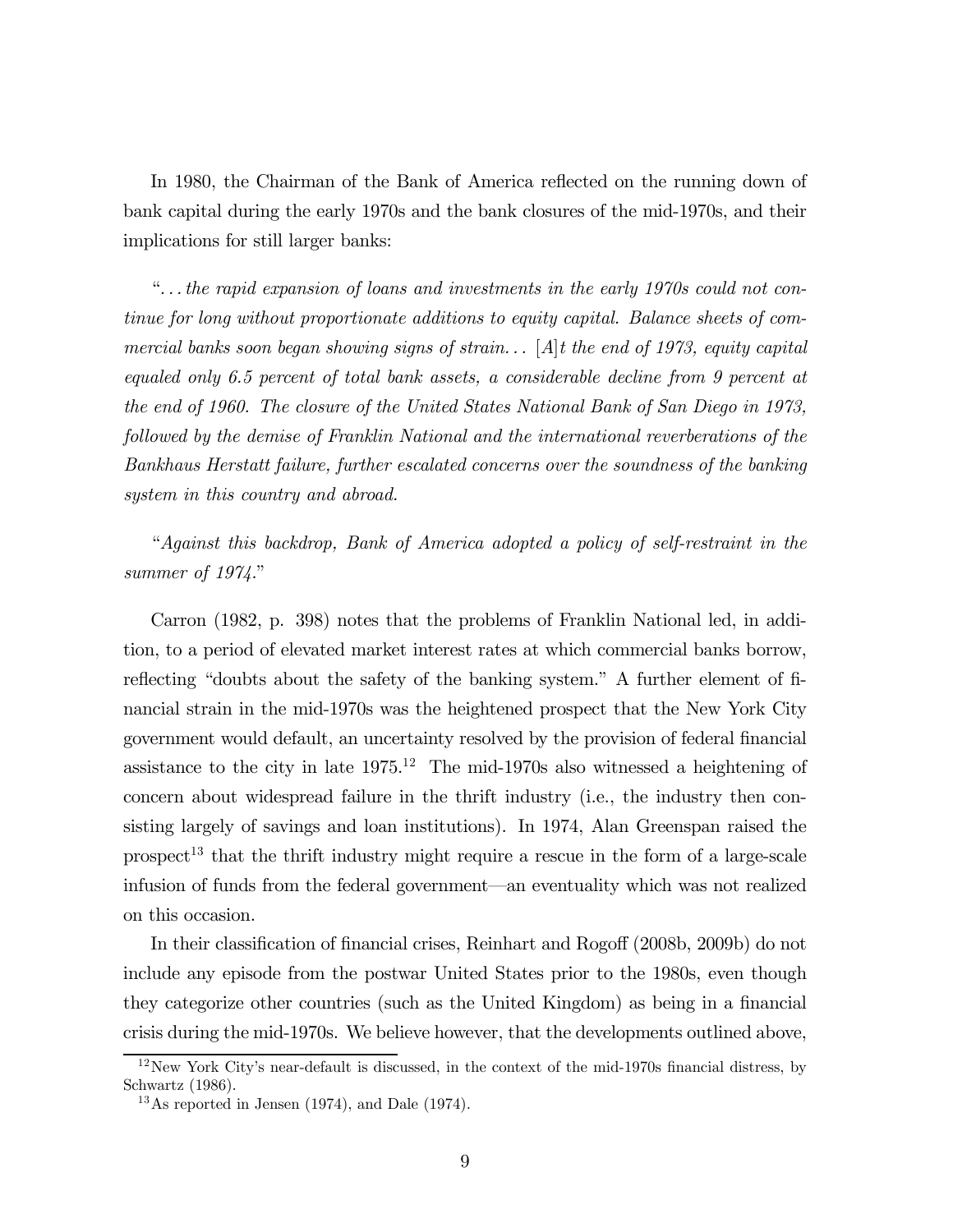In 1980, the Chairman of the Bank of America reflected on the running down of bank capital during the early 1970s and the bank closures of the mid-1970s, and their implications for still larger banks:

"*...the rapid expansion of loans and investments in the early 1970s could not continue for long without proportionate additions to equity capital. Balance sheets of commercial banks soon began showing signs of strain... [A]t the end of 1973, equity capital equaled only 6.5 percent of total bank assets, a considerable decline from 9 percent at the end of 1960. The closure of the United States National Bank of San Diego in 1973, followed by the demise of Franklin National and the international reverberations of the Bankhaus Herstatt failure, further escalated concerns over the soundness of the banking system in this country and abroad.*

"*Against this backdrop, Bank of America adopted a policy of self-restraint in the summer of 1974.*"

Carron (1982, p. 398) notes that the problems of Franklin National led, in addition, to a period of elevated market interest rates at which commercial banks borrow, reflecting "doubts about the safety of the banking system." A further element of financial strain in the mid-1970s was the heightened prospect that the New York City government would default, an uncertainty resolved by the provision of federal financial assistance to the city in late 1975.[12] The mid-1970s also witnessed a heightening of concern about widespread failure in the thrift industry (i.e., the industry then consisting largely of savings and loan institutions). In 1974, Alan Greenspan raised the prospect[13] that the thrift industry might require a rescue in the form of a large-scale infusion of funds from the federal government—an eventuality which was not realized on this occasion.

In their classification of financial crises, Reinhart and Rogoff (2008b, 2009b) do not include any episode from the postwar United States prior to the 1980s, even though they categorize other countries (such as the United Kingdom) as being in a financial crisis during the mid-1970s. We believe however, that the developments outlined above,

[12] New York City's near-default is discussed, in the context of the mid-1970s financial distress, by Schwartz (1986).

[13] As reported in Jensen (1974), and Dale (1974).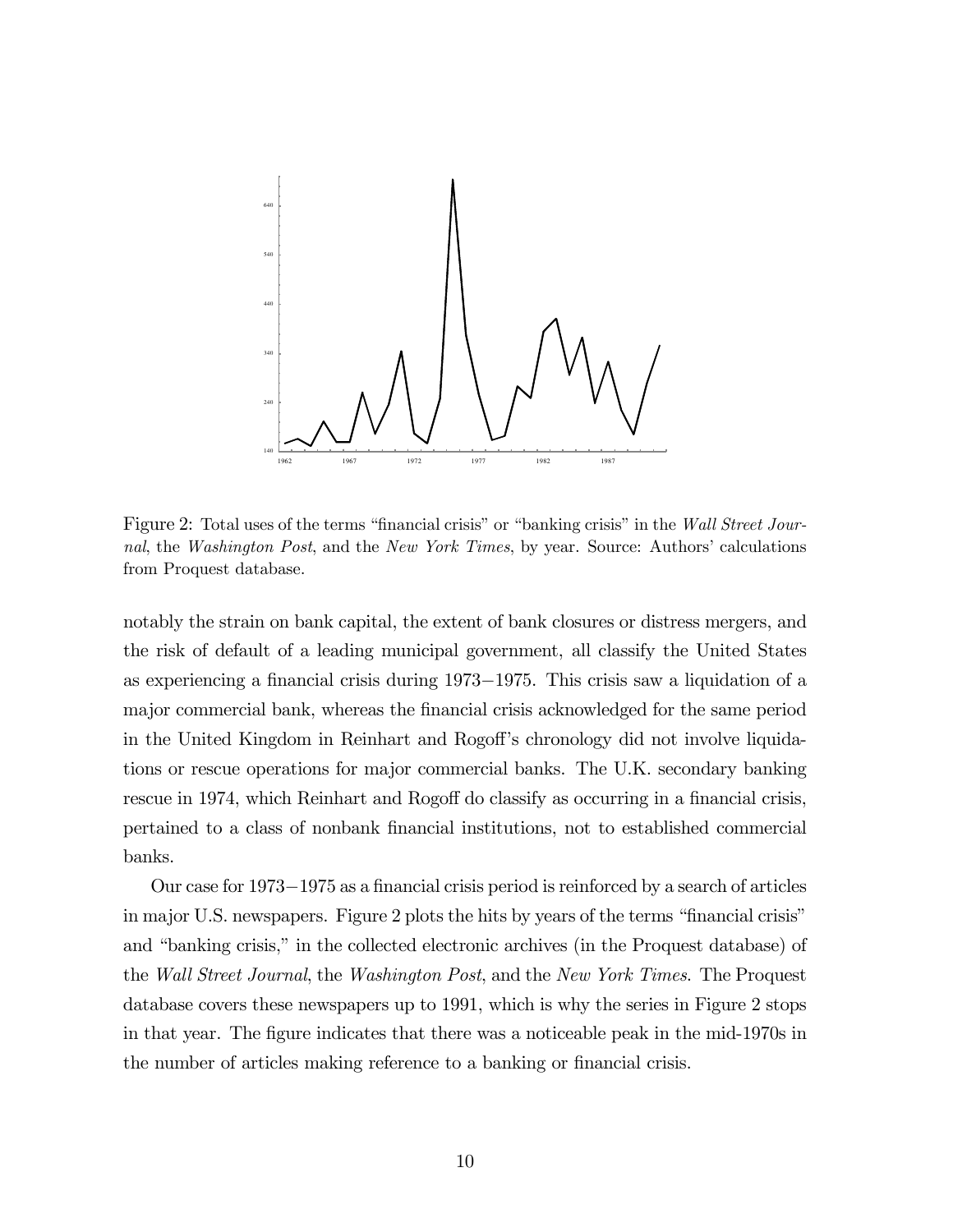Figure 2: Total uses of the terms "financial crisis" or "banking crisis" in the *Wall Street Journal*, the *Washington Post*, and the *New York Times*, by year. Source: Authors' calculations from Proquest database.

notably the strain on bank capital, the extent of bank closures or distress mergers, and the risk of default of a leading municipal government, all classify the United States as experiencing a financial crisis during 1973−1975. This crisis saw a liquidation of a major commercial bank, whereas the financial crisis acknowledged for the same period in the United Kingdom in Reinhart and Rogoff's chronology did not involve liquidations or rescue operations for major commercial banks. The U.K. secondary banking rescue in 1974, which Reinhart and Rogoff do classify as occurring in a financial crisis, pertained to a class of nonbank financial institutions, not to established commercial banks.

Our case for 1973−1975 as a financial crisis period is reinforced by a search of articles in major U.S. newspapers. Figure 2 plots the hits by years of the terms "financial crisis" and "banking crisis," in the collected electronic archives (in the Proquest database) of the *Wall Street Journal*, the *Washington Post*, and the *New York Times*. The Proquest database covers these newspapers up to 1991, which is why the series in Figure 2 stops in that year. The figure indicates that there was a noticeable peak in the mid-1970s in the number of articles making reference to a banking or financial crisis.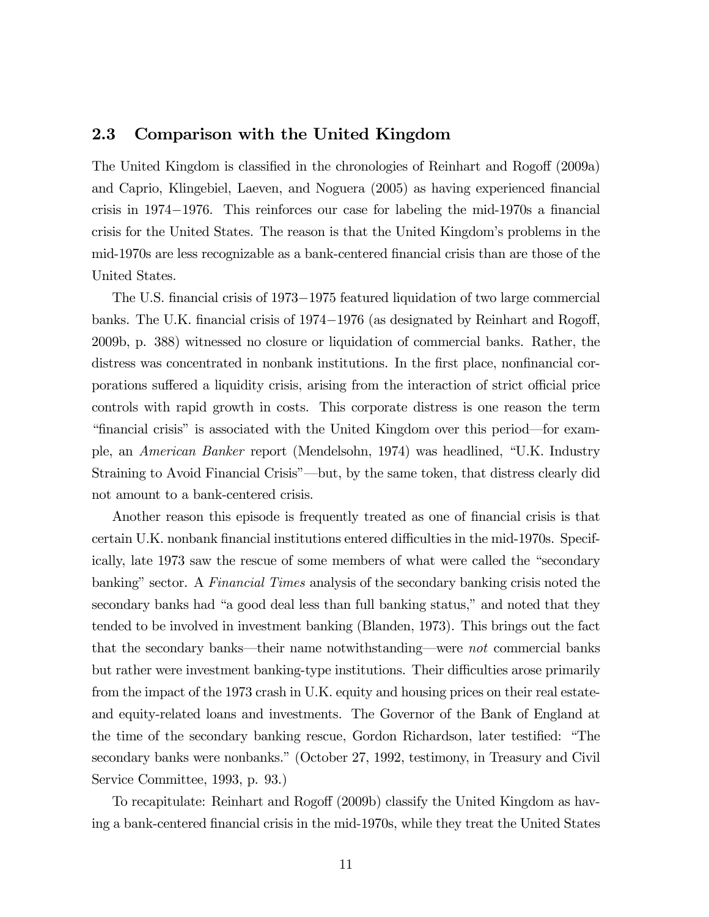## 2.3 Comparison with the United Kingdom

The United Kingdom is classified in the chronologies of Reinhart and Rogoff (2009a) and Caprio, Klingebiel, Laeven, and Noguera (2005) as having experienced financial crisis in 1974−1976. This reinforces our case for labeling the mid-1970s a financial crisis for the United States. The reason is that the United Kingdom's problems in the mid-1970s are less recognizable as a bank-centered financial crisis than are those of the United States.

The U.S. financial crisis of 1973−1975 featured liquidation of two large commercial banks. The U.K. financial crisis of 1974−1976 (as designated by Reinhart and Rogoff, 2009b, p. 388) witnessed no closure or liquidation of commercial banks. Rather, the distress was concentrated in nonbank institutions. In the first place, nonfinancial corporations suffered a liquidity crisis, arising from the interaction of strict official price controls with rapid growth in costs. This corporate distress is one reason the term "financial crisis" is associated with the United Kingdom over this period—for example, an *American Banker* report (Mendelsohn, 1974) was headlined, "U.K. Industry Straining to Avoid Financial Crisis"—but, by the same token, that distress clearly did not amount to a bank-centered crisis.

Another reason this episode is frequently treated as one of financial crisis is that certain U.K. nonbank financial institutions entered difficulties in the mid-1970s. Specifically, late 1973 saw the rescue of some members of what were called the "secondary banking" sector. A *Financial Times* analysis of the secondary banking crisis noted the secondary banks had "a good deal less than full banking status," and noted that they tended to be involved in investment banking (Blanden, 1973). This brings out the fact that the secondary banks—their name notwithstanding—were *not* commercial banks but rather were investment banking-type institutions. Their difficulties arose primarily from the impact of the 1973 crash in U.K. equity and housing prices on their real estate- and equity-related loans and investments. The Governor of the Bank of England at the time of the secondary banking rescue, Gordon Richardson, later testified: "The secondary banks were nonbanks." (October 27, 1992, testimony, in Treasury and Civil Service Committee, 1993, p. 93.)

To recapitulate: Reinhart and Rogoff (2009b) classify the United Kingdom as having a bank-centered financial crisis in the mid-1970s, while they treat the United States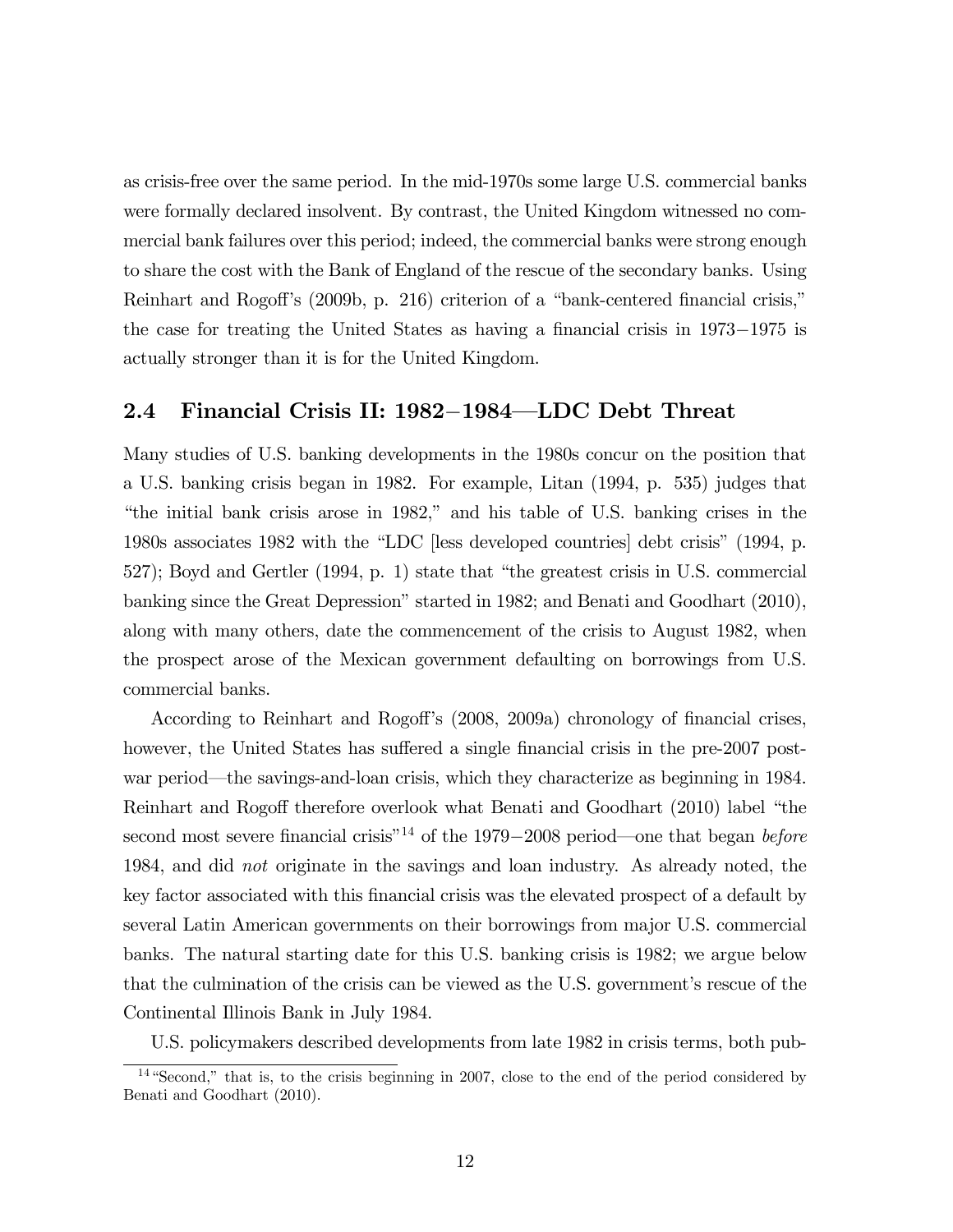as crisis-free over the same period. In the mid-1970s some large U.S. commercial banks were formally declared insolvent. By contrast, the United Kingdom witnessed no commercial bank failures over this period; indeed, the commercial banks were strong enough to share the cost with the Bank of England of the rescue of the secondary banks. Using Reinhart and Rogoff's (2009b, p. 216) criterion of a "bank-centered financial crisis," the case for treating the United States as having a financial crisis in 1973−1975 is actually stronger than it is for the United Kingdom.

## 2.4 Financial Crisis II: 1982−1984—LDC Debt Threat

Many studies of U.S. banking developments in the 1980s concur on the position that a U.S. banking crisis began in 1982. For example, Litan (1994, p. 535) judges that "the initial bank crisis arose in 1982," and his table of U.S. banking crises in the 1980s associates 1982 with the "LDC [less developed countries] debt crisis" (1994, p. 527); Boyd and Gertler (1994, p. 1) state that "the greatest crisis in U.S. commercial banking since the Great Depression" started in 1982; and Benati and Goodhart (2010), along with many others, date the commencement of the crisis to August 1982, when the prospect arose of the Mexican government defaulting on borrowings from U.S. commercial banks.

According to Reinhart and Rogoff's (2008, 2009a) chronology of financial crises, however, the United States has suffered a single financial crisis in the pre-2007 postwar period—the savings-and-loan crisis, which they characterize as beginning in 1984. Reinhart and Rogoff therefore overlook what Benati and Goodhart (2010) label "the second most severe financial crisis"[14] of the 1979−2008 period—one that began *before* 1984, and did *not* originate in the savings and loan industry. As already noted, the key factor associated with this financial crisis was the elevated prospect of a default by several Latin American governments on their borrowings from major U.S. commercial banks. The natural starting date for this U.S. banking crisis is 1982; we argue below that the culmination of the crisis can be viewed as the U.S. government's rescue of the Continental Illinois Bank in July 1984.

U.S. policymakers described developments from late 1982 in crisis terms, both pub-

[14] "Second," that is, to the crisis beginning in 2007, close to the end of the period considered by Benati and Goodhart (2010).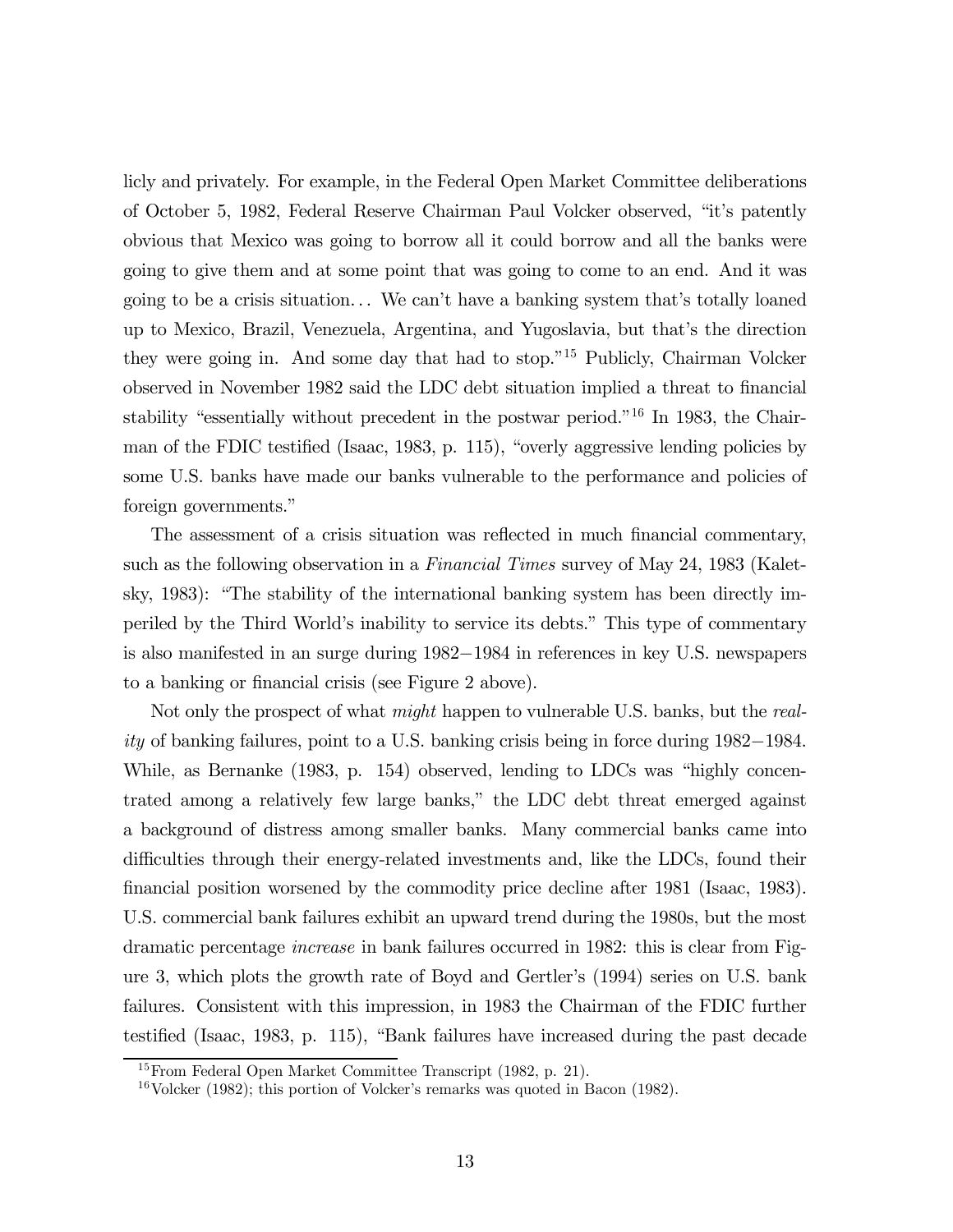licly and privately. For example, in the Federal Open Market Committee deliberations of October 5, 1982, Federal Reserve Chairman Paul Volcker observed, "it's patently obvious that Mexico was going to borrow all it could borrow and all the banks were going to give them and at some point that was going to come to an end. And it was going to be a crisis situation. . . We can't have a banking system that's totally loaned up to Mexico, Brazil, Venezuela, Argentina, and Yugoslavia, but that's the direction they were going in. And some day that had to stop."[15] Publicly, Chairman Volcker observed in November 1982 said the LDC debt situation implied a threat to financial stability "essentially without precedent in the postwar period."[16] In 1983, the Chairman of the FDIC testified (Isaac, 1983, p. 115), "overly aggressive lending policies by some U.S. banks have made our banks vulnerable to the performance and policies of foreign governments."

The assessment of a crisis situation was reflected in much financial commentary, such as the following observation in a *Financial Times* survey of May 24, 1983 (Kaletsky, 1983): "The stability of the international banking system has been directly imperiled by the Third World's inability to service its debts." This type of commentary is also manifested in an surge during 1982−1984 in references in key U.S. newspapers to a banking or financial crisis (see Figure 2 above).

Not only the prospect of what *might* happen to vulnerable U.S. banks, but the *reality* of banking failures, point to a U.S. banking crisis being in force during 1982−1984. While, as Bernanke (1983, p. 154) observed, lending to LDCs was "highly concentrated among a relatively few large banks," the LDC debt threat emerged against a background of distress among smaller banks. Many commercial banks came into difficulties through their energy-related investments and, like the LDCs, found their financial position worsened by the commodity price decline after 1981 (Isaac, 1983). U.S. commercial bank failures exhibit an upward trend during the 1980s, but the most dramatic percentage *increase* in bank failures occurred in 1982: this is clear from Figure 3, which plots the growth rate of Boyd and Gertler's (1994) series on U.S. bank failures. Consistent with this impression, in 1983 the Chairman of the FDIC further testified (Isaac, 1983, p. 115), "Bank failures have increased during the past decade

[15] From Federal Open Market Committee Transcript (1982, p. 21).

[16] Volcker (1982); this portion of Volcker's remarks was quoted in Bacon (1982).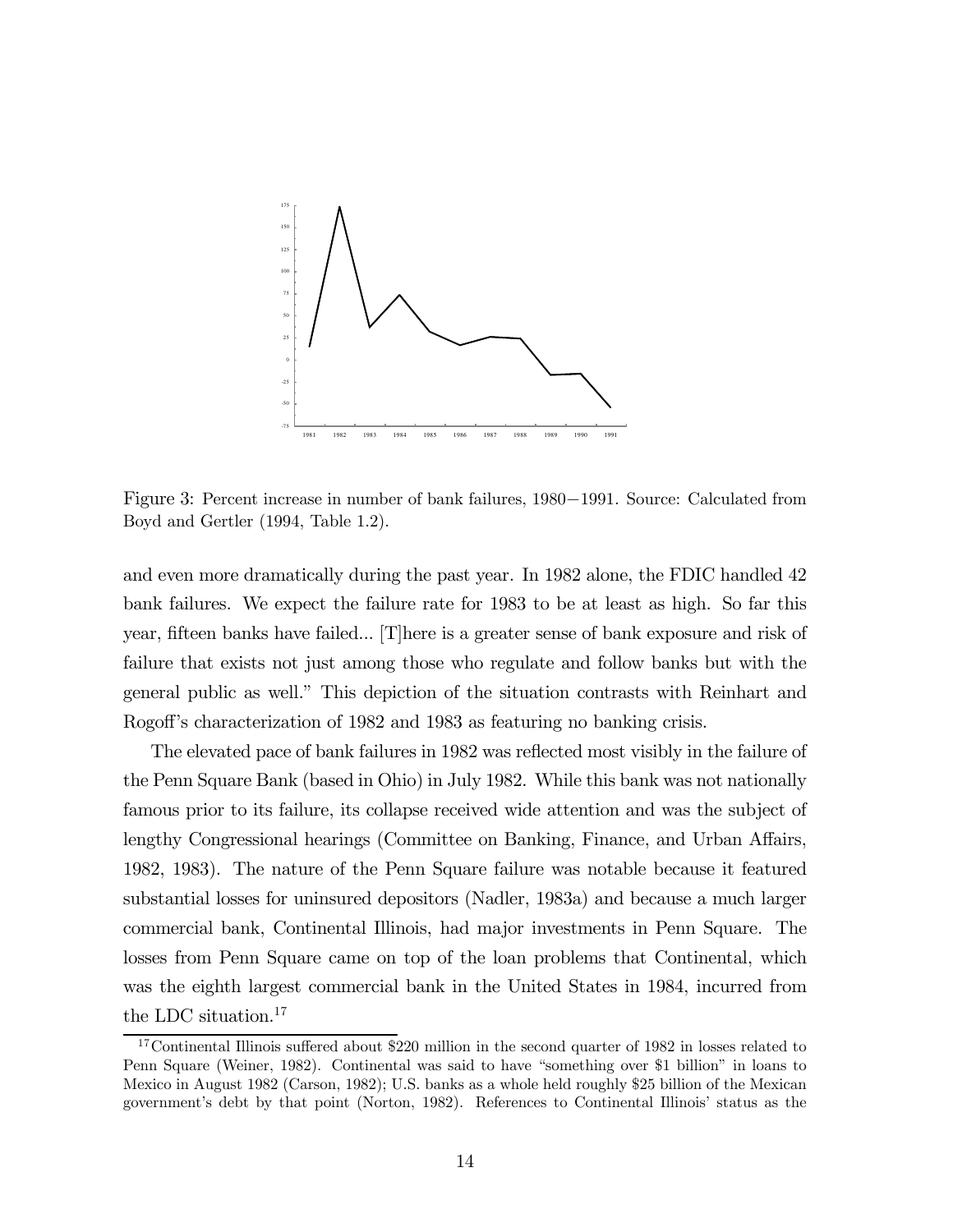Figure 3: Percent increase in number of bank failures, 1980−1991. Source: Calculated from Boyd and Gertler (1994, Table 1.2).

and even more dramatically during the past year. In 1982 alone, the FDIC handled 42 bank failures. We expect the failure rate for 1983 to be at least as high. So far this year, fifteen banks have failed... [T]here is a greater sense of bank exposure and risk of failure that exists not just among those who regulate and follow banks but with the general public as well." This depiction of the situation contrasts with Reinhart and Rogoff's characterization of 1982 and 1983 as featuring no banking crisis.

The elevated pace of bank failures in 1982 was reflected most visibly in the failure of the Penn Square Bank (based in Ohio) in July 1982. While this bank was not nationally famous prior to its failure, its collapse received wide attention and was the subject of lengthy Congressional hearings (Committee on Banking, Finance, and Urban Affairs, 1982, 1983). The nature of the Penn Square failure was notable because it featured substantial losses for uninsured depositors (Nadler, 1983a) and because a much larger commercial bank, Continental Illinois, had major investments in Penn Square. The losses from Penn Square came on top of the loan problems that Continental, which was the eighth largest commercial bank in the United States in 1984, incurred from the LDC situation.[17]

[17] Continental Illinois suffered about $220 million in the second quarter of 1982 in losses related to Penn Square (Weiner, 1982). Continental was said to have "something over $1 billion" in loans to Mexico in August 1982 (Carson, 1982); U.S. banks as a whole held roughly $25 billion of the Mexican government's debt by that point (Norton, 1982). References to Continental Illinois' status as the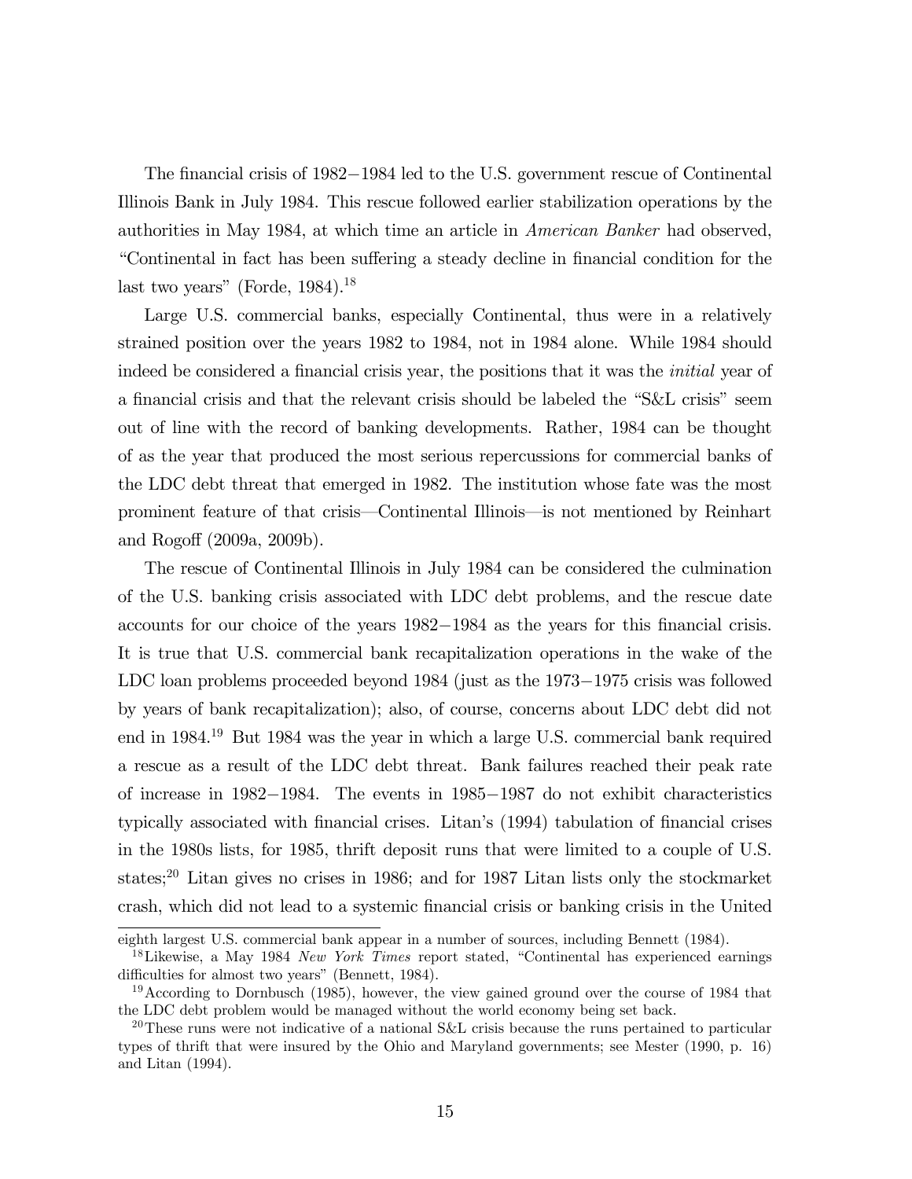The financial crisis of 1982−1984 led to the U.S. government rescue of Continental Illinois Bank in July 1984. This rescue followed earlier stabilization operations by the authorities in May 1984, at which time an article in *American Banker* had observed, "Continental in fact has been suffering a steady decline in financial condition for the last two years" (Forde, 1984).[18]

Large U.S. commercial banks, especially Continental, thus were in a relatively strained position over the years 1982 to 1984, not in 1984 alone. While 1984 should indeed be considered a financial crisis year, the positions that it was the *initial* year of a financial crisis and that the relevant crisis should be labeled the "S&L crisis" seem out of line with the record of banking developments. Rather, 1984 can be thought of as the year that produced the most serious repercussions for commercial banks of the LDC debt threat that emerged in 1982. The institution whose fate was the most prominent feature of that crisis—Continental Illinois—is not mentioned by Reinhart and Rogoff (2009a, 2009b).

The rescue of Continental Illinois in July 1984 can be considered the culmination of the U.S. banking crisis associated with LDC debt problems, and the rescue date accounts for our choice of the years 1982−1984 as the years for this financial crisis. It is true that U.S. commercial bank recapitalization operations in the wake of the LDC loan problems proceeded beyond 1984 (just as the 1973−1975 crisis was followed by years of bank recapitalization); also, of course, concerns about LDC debt did not end in 1984.[19] But 1984 was the year in which a large U.S. commercial bank required a rescue as a result of the LDC debt threat. Bank failures reached their peak rate of increase in 1982−1984. The events in 1985−1987 do not exhibit characteristics typically associated with financial crises. Litan's (1994) tabulation of financial crises in the 1980s lists, for 1985, thrift deposit runs that were limited to a couple of U.S. states;[20] Litan gives no crises in 1986; and for 1987 Litan lists only the stockmarket crash, which did not lead to a systemic financial crisis or banking crisis in the United

eighth largest U.S. commercial bank appear in a number of sources, including Bennett (1984).

[18] Likewise, a May 1984 *New York Times* report stated, "Continental has experienced earnings difficulties for almost two years" (Bennett, 1984).

[19] According to Dornbusch (1985), however, the view gained ground over the course of 1984 that the LDC debt problem would be managed without the world economy being set back.

[20] These runs were not indicative of a national S&L crisis because the runs pertained to particular types of thrift that were insured by the Ohio and Maryland governments; see Mester (1990, p. 16) and Litan (1994).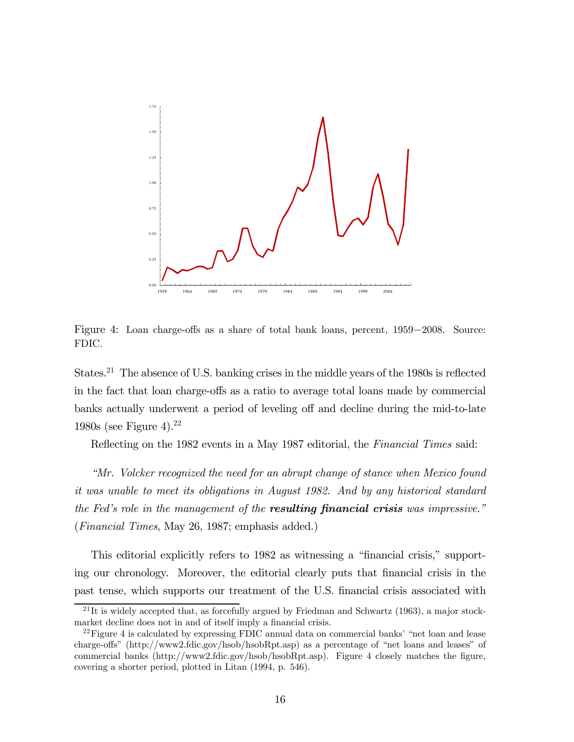Figure 4: Loan charge-offs as a share of total bank loans, percent, 1959−2008. Source: FDIC.

States.[21] The absence of U.S. banking crises in the middle years of the 1980s is reflected in the fact that loan charge-offs as a ratio to average total loans made by commercial banks actually underwent a period of leveling off and decline during the mid-to-late 1980s (see Figure 4).[22]

Reflecting on the 1982 events in a May 1987 editorial, the *Financial Times* said:

*"Mr. Volcker recognized the need for an abrupt change of stance when Mexico found it was unable to meet its obligations in August 1982. And by any historical standard the Fed's role in the management of the* ***resulting financial crisis*** *was impressive."* (*Financial Times*, May 26, 1987; emphasis added.)

This editorial explicitly refers to 1982 as witnessing a "financial crisis," supporting our chronology. Moreover, the editorial clearly puts that financial crisis in the past tense, which supports our treatment of the U.S. financial crisis associated with

[21] It is widely accepted that, as forcefully argued by Friedman and Schwartz (1963), a major stock-market decline does not in and of itself imply a financial crisis.

[22] Figure 4 is calculated by expressing FDIC annual data on commercial banks' "net loan and lease charge-offs" (http://www2.fdic.gov/hsob/hsobRpt.asp) as a percentage of "net loans and leases" of commercial banks (http://www2.fdic.gov/hsob/hsobRpt.asp). Figure 4 closely matches the figure, covering a shorter period, plotted in Litan (1994, p. 546).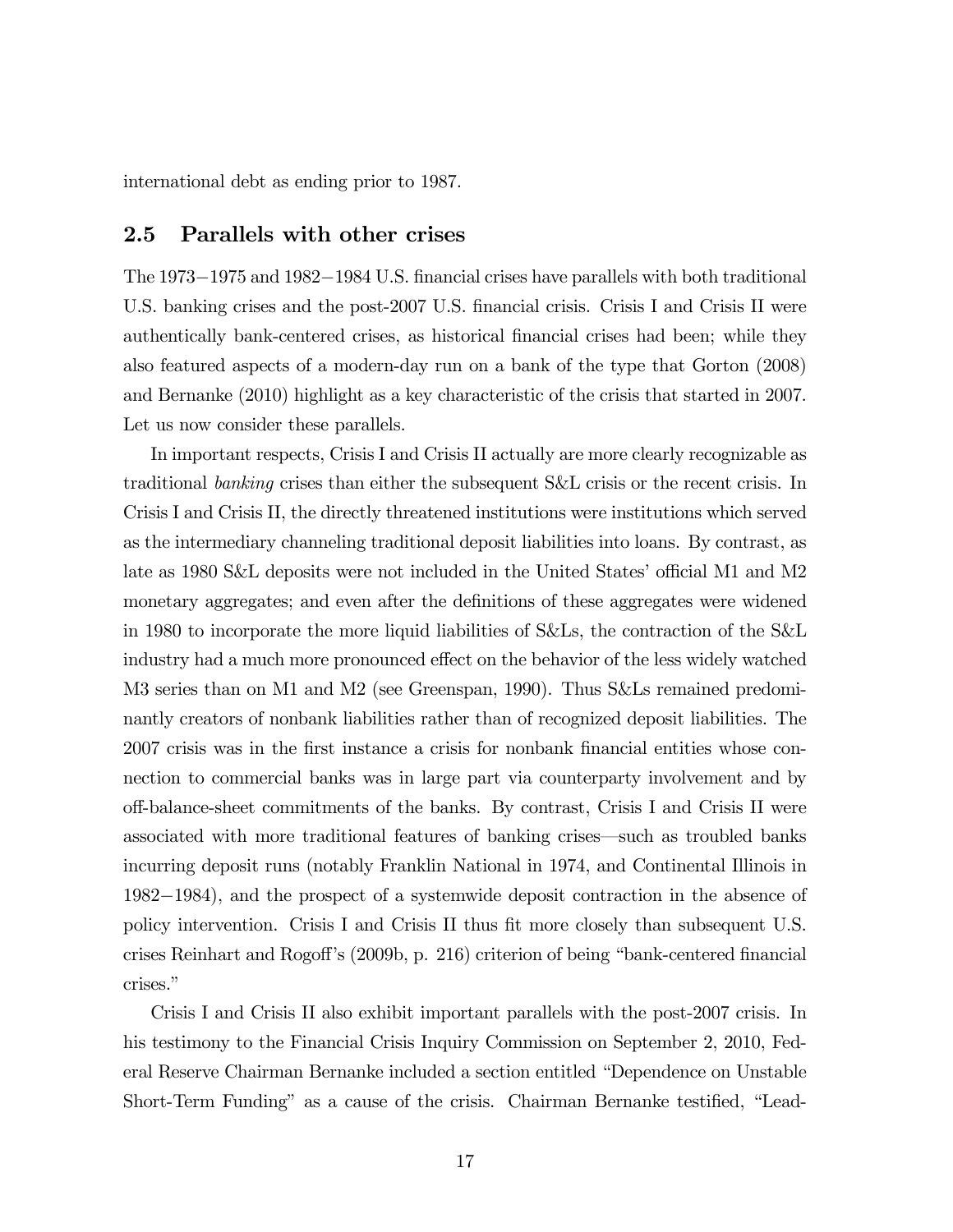international debt as ending prior to 1987.

## 2.5 Parallels with other crises

The 1973−1975 and 1982−1984 U.S. financial crises have parallels with both traditional U.S. banking crises and the post-2007 U.S. financial crisis. Crisis I and Crisis II were authentically bank-centered crises, as historical financial crises had been; while they also featured aspects of a modern-day run on a bank of the type that Gorton (2008) and Bernanke (2010) highlight as a key characteristic of the crisis that started in 2007. Let us now consider these parallels.

In important respects, Crisis I and Crisis II actually are more clearly recognizable as traditional *banking* crises than either the subsequent S&L crisis or the recent crisis. In Crisis I and Crisis II, the directly threatened institutions were institutions which served as the intermediary channeling traditional deposit liabilities into loans. By contrast, as late as 1980 S&L deposits were not included in the United States' official M1 and M2 monetary aggregates; and even after the definitions of these aggregates were widened in 1980 to incorporate the more liquid liabilities of S&Ls, the contraction of the S&L industry had a much more pronounced effect on the behavior of the less widely watched M3 series than on M1 and M2 (see Greenspan, 1990). Thus S&Ls remained predominantly creators of nonbank liabilities rather than of recognized deposit liabilities. The 2007 crisis was in the first instance a crisis for nonbank financial entities whose connection to commercial banks was in large part via counterparty involvement and by off-balance-sheet commitments of the banks. By contrast, Crisis I and Crisis II were associated with more traditional features of banking crises—such as troubled banks incurring deposit runs (notably Franklin National in 1974, and Continental Illinois in 1982−1984), and the prospect of a systemwide deposit contraction in the absence of policy intervention. Crisis I and Crisis II thus fit more closely than subsequent U.S. crises Reinhart and Rogoff's (2009b, p. 216) criterion of being "bank-centered financial crises."

Crisis I and Crisis II also exhibit important parallels with the post-2007 crisis. In his testimony to the Financial Crisis Inquiry Commission on September 2, 2010, Federal Reserve Chairman Bernanke included a section entitled "Dependence on Unstable Short-Term Funding" as a cause of the crisis. Chairman Bernanke testified, "Lead-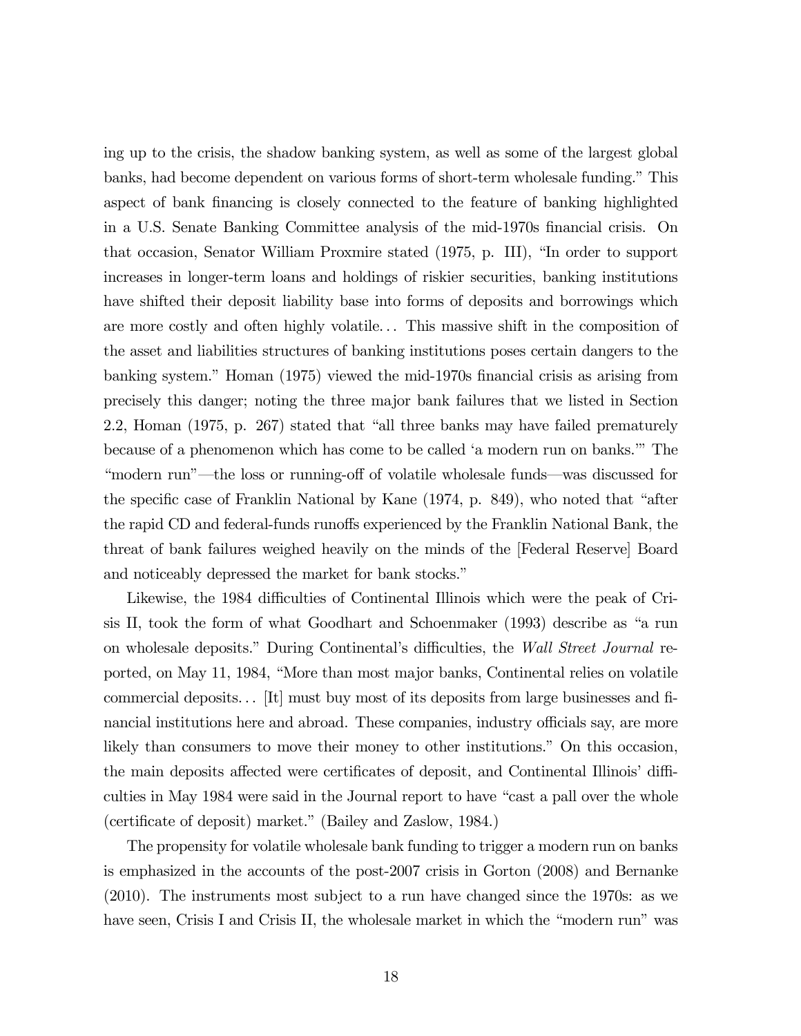ing up to the crisis, the shadow banking system, as well as some of the largest global banks, had become dependent on various forms of short-term wholesale funding." This aspect of bank financing is closely connected to the feature of banking highlighted in a U.S. Senate Banking Committee analysis of the mid-1970s financial crisis. On that occasion, Senator William Proxmire stated (1975, p. III), "In order to support increases in longer-term loans and holdings of riskier securities, banking institutions have shifted their deposit liability base into forms of deposits and borrowings which are more costly and often highly volatile... This massive shift in the composition of the asset and liabilities structures of banking institutions poses certain dangers to the banking system." Homan (1975) viewed the mid-1970s financial crisis as arising from precisely this danger; noting the three major bank failures that we listed in Section 2.2, Homan (1975, p. 267) stated that "all three banks may have failed prematurely because of a phenomenon which has come to be called 'a modern run on banks.'" The "modern run"—the loss or running-off of volatile wholesale funds—was discussed for the specific case of Franklin National by Kane (1974, p. 849), who noted that "after the rapid CD and federal-funds runoffs experienced by the Franklin National Bank, the threat of bank failures weighed heavily on the minds of the [Federal Reserve] Board and noticeably depressed the market for bank stocks."

Likewise, the 1984 difficulties of Continental Illinois which were the peak of Crisis II, took the form of what Goodhart and Schoenmaker (1993) describe as "a run on wholesale deposits." During Continental's difficulties, the *Wall Street Journal* reported, on May 11, 1984, "More than most major banks, Continental relies on volatile commercial deposits... [It] must buy most of its deposits from large businesses and financial institutions here and abroad. These companies, industry officials say, are more likely than consumers to move their money to other institutions." On this occasion, the main deposits affected were certificates of deposit, and Continental Illinois' difficulties in May 1984 were said in the Journal report to have "cast a pall over the whole (certificate of deposit) market." (Bailey and Zaslow, 1984.)

The propensity for volatile wholesale bank funding to trigger a modern run on banks is emphasized in the accounts of the post-2007 crisis in Gorton (2008) and Bernanke (2010). The instruments most subject to a run have changed since the 1970s: as we have seen, Crisis I and Crisis II, the wholesale market in which the "modern run" was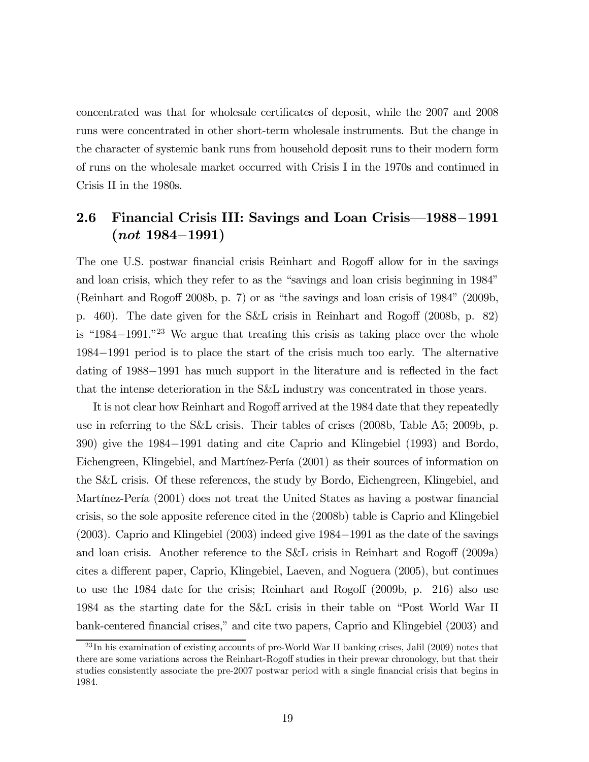concentrated was that for wholesale certificates of deposit, while the 2007 and 2008 runs were concentrated in other short-term wholesale instruments. But the change in the character of systemic bank runs from household deposit runs to their modern form of runs on the wholesale market occurred with Crisis I in the 1970s and continued in Crisis II in the 1980s.

## 2.6 Financial Crisis III: Savings and Loan Crisis—1988−1991 (*not* 1984−1991)

The one U.S. postwar financial crisis Reinhart and Rogoff allow for in the savings and loan crisis, which they refer to as the "savings and loan crisis beginning in 1984" (Reinhart and Rogoff 2008b, p. 7) or as "the savings and loan crisis of 1984" (2009b, p. 460). The date given for the S&L crisis in Reinhart and Rogoff (2008b, p. 82) is "1984−1991."[23] We argue that treating this crisis as taking place over the whole 1984−1991 period is to place the start of the crisis much too early. The alternative dating of 1988−1991 has much support in the literature and is reflected in the fact that the intense deterioration in the S&L industry was concentrated in those years.

It is not clear how Reinhart and Rogoff arrived at the 1984 date that they repeatedly use in referring to the S&L crisis. Their tables of crises (2008b, Table A5; 2009b, p. 390) give the 1984−1991 dating and cite Caprio and Klingebiel (1993) and Bordo, Eichengreen, Klingebiel, and Martínez-Pería (2001) as their sources of information on the S&L crisis. Of these references, the study by Bordo, Eichengreen, Klingebiel, and Martínez-Pería (2001) does not treat the United States as having a postwar financial crisis, so the sole apposite reference cited in the (2008b) table is Caprio and Klingebiel (2003). Caprio and Klingebiel (2003) indeed give 1984−1991 as the date of the savings and loan crisis. Another reference to the S&L crisis in Reinhart and Rogoff (2009a) cites a different paper, Caprio, Klingebiel, Laeven, and Noguera (2005), but continues to use the 1984 date for the crisis; Reinhart and Rogoff (2009b, p. 216) also use 1984 as the starting date for the S&L crisis in their table on "Post World War II bank-centered financial crises," and cite two papers, Caprio and Klingebiel (2003) and

[23] In his examination of existing accounts of pre-World War II banking crises, Jalil (2009) notes that there are some variations across the Reinhart-Rogoff studies in their prewar chronology, but that their studies consistently associate the pre-2007 postwar period with a single financial crisis that begins in 1984.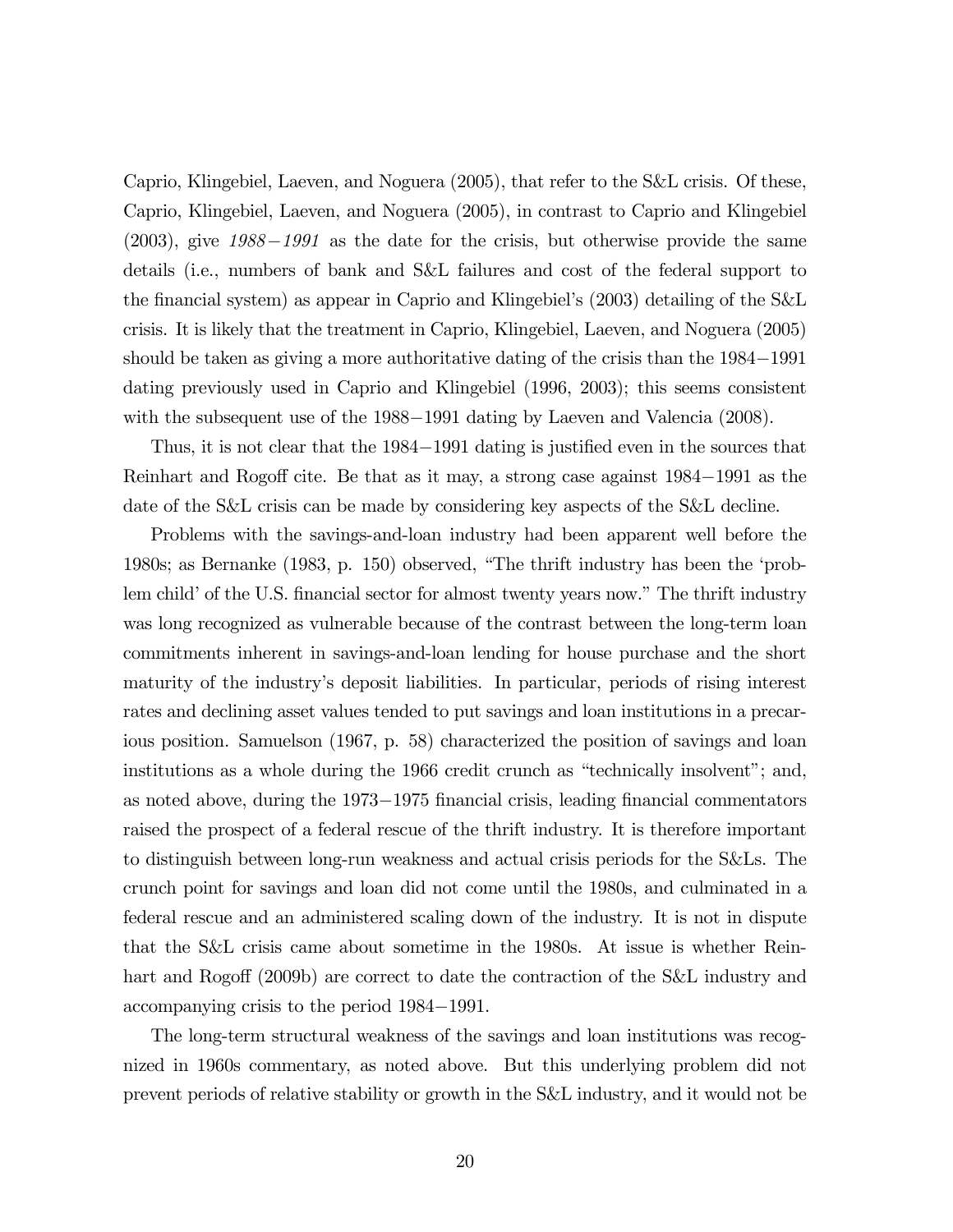Caprio, Klingebiel, Laeven, and Noguera (2005), that refer to the S&L crisis. Of these, Caprio, Klingebiel, Laeven, and Noguera (2005), in contrast to Caprio and Klingebiel (2003), give *1988−1991* as the date for the crisis, but otherwise provide the same details (i.e., numbers of bank and S&L failures and cost of the federal support to the financial system) as appear in Caprio and Klingebiel's (2003) detailing of the S&L crisis. It is likely that the treatment in Caprio, Klingebiel, Laeven, and Noguera (2005) should be taken as giving a more authoritative dating of the crisis than the 1984−1991 dating previously used in Caprio and Klingebiel (1996, 2003); this seems consistent with the subsequent use of the 1988−1991 dating by Laeven and Valencia (2008).

Thus, it is not clear that the 1984−1991 dating is justified even in the sources that Reinhart and Rogoff cite. Be that as it may, a strong case against 1984−1991 as the date of the S&L crisis can be made by considering key aspects of the S&L decline.

Problems with the savings-and-loan industry had been apparent well before the 1980s; as Bernanke (1983, p. 150) observed, "The thrift industry has been the 'problem child' of the U.S. financial sector for almost twenty years now." The thrift industry was long recognized as vulnerable because of the contrast between the long-term loan commitments inherent in savings-and-loan lending for house purchase and the short maturity of the industry's deposit liabilities. In particular, periods of rising interest rates and declining asset values tended to put savings and loan institutions in a precarious position. Samuelson (1967, p. 58) characterized the position of savings and loan institutions as a whole during the 1966 credit crunch as "technically insolvent"; and, as noted above, during the 1973−1975 financial crisis, leading financial commentators raised the prospect of a federal rescue of the thrift industry. It is therefore important to distinguish between long-run weakness and actual crisis periods for the S&Ls. The crunch point for savings and loan did not come until the 1980s, and culminated in a federal rescue and an administered scaling down of the industry. It is not in dispute that the S&L crisis came about sometime in the 1980s. At issue is whether Reinhart and Rogoff (2009b) are correct to date the contraction of the S&L industry and accompanying crisis to the period 1984−1991.

The long-term structural weakness of the savings and loan institutions was recognized in 1960s commentary, as noted above. But this underlying problem did not prevent periods of relative stability or growth in the S&L industry, and it would not be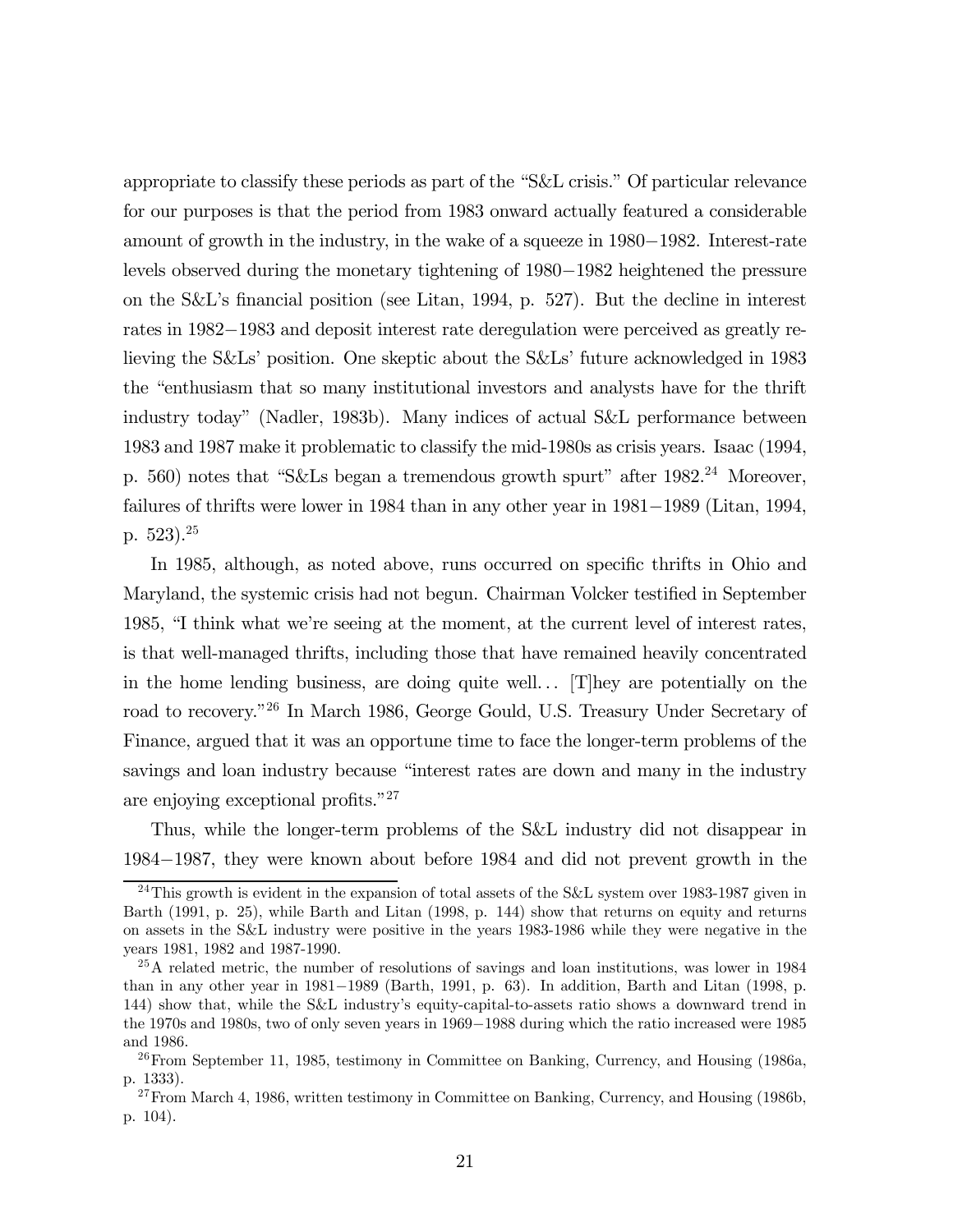appropriate to classify these periods as part of the "S&L crisis." Of particular relevance for our purposes is that the period from 1983 onward actually featured a considerable amount of growth in the industry, in the wake of a squeeze in 1980−1982. Interest-rate levels observed during the monetary tightening of 1980−1982 heightened the pressure on the S&L's financial position (see Litan, 1994, p. 527). But the decline in interest rates in 1982−1983 and deposit interest rate deregulation were perceived as greatly relieving the S&Ls' position. One skeptic about the S&Ls' future acknowledged in 1983 the "enthusiasm that so many institutional investors and analysts have for the thrift industry today" (Nadler, 1983b). Many indices of actual S&L performance between 1983 and 1987 make it problematic to classify the mid-1980s as crisis years. Isaac (1994, p. 560) notes that "S&Ls began a tremendous growth spurt" after 1982.[24] Moreover, failures of thrifts were lower in 1984 than in any other year in 1981−1989 (Litan, 1994, p. 523).[25]

In 1985, although, as noted above, runs occurred on specific thrifts in Ohio and Maryland, the systemic crisis had not begun. Chairman Volcker testified in September 1985, "I think what we're seeing at the moment, at the current level of interest rates, is that well-managed thrifts, including those that have remained heavily concentrated in the home lending business, are doing quite well... [T]hey are potentially on the road to recovery."[26] In March 1986, George Gould, U.S. Treasury Under Secretary of Finance, argued that it was an opportune time to face the longer-term problems of the savings and loan industry because "interest rates are down and many in the industry are enjoying exceptional profits."[27]

Thus, while the longer-term problems of the S&L industry did not disappear in 1984−1987, they were known about before 1984 and did not prevent growth in the

[24] This growth is evident in the expansion of total assets of the S&L system over 1983-1987 given in Barth (1991, p. 25), while Barth and Litan (1998, p. 144) show that returns on equity and returns on assets in the S&L industry were positive in the years 1983-1986 while they were negative in the years 1981, 1982 and 1987-1990.

[25] A related metric, the number of resolutions of savings and loan institutions, was lower in 1984 than in any other year in 1981−1989 (Barth, 1991, p. 63). In addition, Barth and Litan (1998, p. 144) show that, while the S&L industry's equity-capital-to-assets ratio shows a downward trend in the 1970s and 1980s, two of only seven years in 1969−1988 during which the ratio increased were 1985 and 1986.

[26] From September 11, 1985, testimony in Committee on Banking, Currency, and Housing (1986a, p. 1333).

[27] From March 4, 1986, written testimony in Committee on Banking, Currency, and Housing (1986b, p. 104).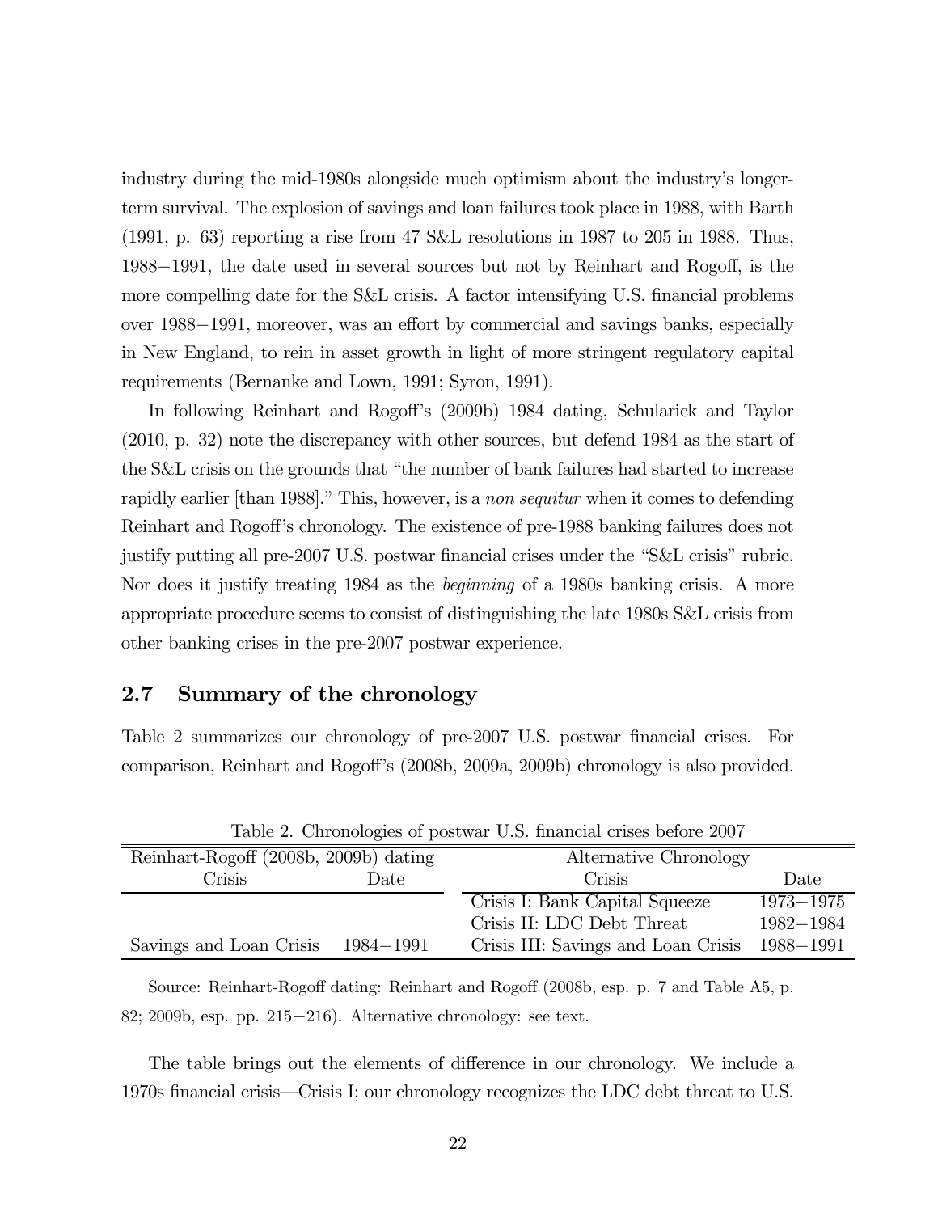industry during the mid-1980s alongside much optimism about the industry's longer-term survival. The explosion of savings and loan failures took place in 1988, with Barth (1991, p. 63) reporting a rise from 47 S&L resolutions in 1987 to 205 in 1988. Thus, 1988−1991, the date used in several sources but not by Reinhart and Rogoff, is the more compelling date for the S&L crisis. A factor intensifying U.S. financial problems over 1988−1991, moreover, was an effort by commercial and savings banks, especially in New England, to rein in asset growth in light of more stringent regulatory capital requirements (Bernanke and Lown, 1991; Syron, 1991).

In following Reinhart and Rogoff's (2009b) 1984 dating, Schularick and Taylor (2010, p. 32) note the discrepancy with other sources, but defend 1984 as the start of the S&L crisis on the grounds that "the number of bank failures had started to increase rapidly earlier [than 1988]." This, however, is a *non sequitur* when it comes to defending Reinhart and Rogoff's chronology. The existence of pre-1988 banking failures does not justify putting all pre-2007 U.S. postwar financial crises under the "S&L crisis" rubric. Nor does it justify treating 1984 as the *beginning* of a 1980s banking crisis. A more appropriate procedure seems to consist of distinguishing the late 1980s S&L crisis from other banking crises in the pre-2007 postwar experience.

## 2.7 Summary of the chronology

Table 2 summarizes our chronology of pre-2007 U.S. postwar financial crises. For comparison, Reinhart and Rogoff's (2008b, 2009a, 2009b) chronology is also provided.

Table 2. Chronologies of postwar U.S. financial crises before 2007

| Reinhart-Rogoff (2008b, 2009b) dating | | Alternative Chronology | |
|---|---|---|---|
| Crisis | Date | Crisis | Date |
| | | Crisis I: Bank Capital Squeeze | 1973−1975 |
| | | Crisis II: LDC Debt Threat | 1982−1984 |
| Savings and Loan Crisis | 1984−1991 | Crisis III: Savings and Loan Crisis | 1988−1991 |

Source: Reinhart-Rogoff dating: Reinhart and Rogoff (2008b, esp. p. 7 and Table A5, p. 82; 2009b, esp. pp. 215−216). Alternative chronology: see text.

The table brings out the elements of difference in our chronology. We include a 1970s financial crisis—Crisis I; our chronology recognizes the LDC debt threat to U.S.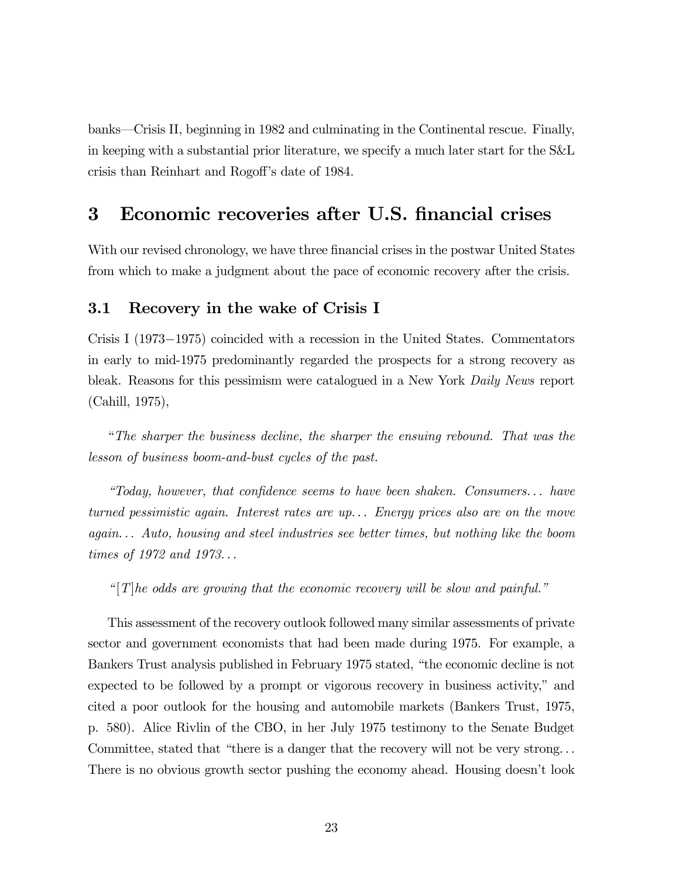banks—Crisis II, beginning in 1982 and culminating in the Continental rescue. Finally, in keeping with a substantial prior literature, we specify a much later start for the S&L crisis than Reinhart and Rogoff's date of 1984.

# 3 Economic recoveries after U.S. financial crises

With our revised chronology, we have three financial crises in the postwar United States from which to make a judgment about the pace of economic recovery after the crisis.

## 3.1 Recovery in the wake of Crisis I

Crisis I (1973−1975) coincided with a recession in the United States. Commentators in early to mid-1975 predominantly regarded the prospects for a strong recovery as bleak. Reasons for this pessimism were catalogued in a New York *Daily News* report (Cahill, 1975),

*"The sharper the business decline, the sharper the ensuing rebound. That was the lesson of business boom-and-bust cycles of the past.*

*"Today, however, that confidence seems to have been shaken. Consumers... have turned pessimistic again. Interest rates are up... Energy prices also are on the move again... Auto, housing and steel industries see better times, but nothing like the boom times of 1972 and 1973...*

*"[T]he odds are growing that the economic recovery will be slow and painful."*

This assessment of the recovery outlook followed many similar assessments of private sector and government economists that had been made during 1975. For example, a Bankers Trust analysis published in February 1975 stated, "the economic decline is not expected to be followed by a prompt or vigorous recovery in business activity," and cited a poor outlook for the housing and automobile markets (Bankers Trust, 1975, p. 580). Alice Rivlin of the CBO, in her July 1975 testimony to the Senate Budget Committee, stated that "there is a danger that the recovery will not be very strong... There is no obvious growth sector pushing the economy ahead. Housing doesn't look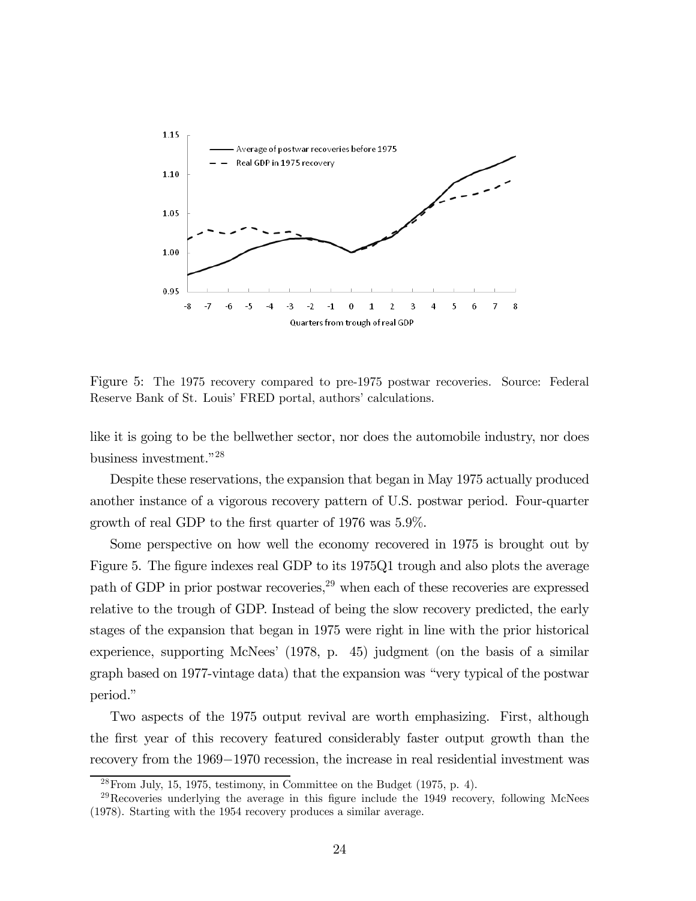Figure 5: The 1975 recovery compared to pre-1975 postwar recoveries. Source: Federal Reserve Bank of St. Louis' FRED portal, authors' calculations.

like it is going to be the bellwether sector, nor does the automobile industry, nor does business investment."[28]

Despite these reservations, the expansion that began in May 1975 actually produced another instance of a vigorous recovery pattern of U.S. postwar period. Four-quarter growth of real GDP to the first quarter of 1976 was 5.9%.

Some perspective on how well the economy recovered in 1975 is brought out by Figure 5. The figure indexes real GDP to its 1975Q1 trough and also plots the average path of GDP in prior postwar recoveries,[29] when each of these recoveries are expressed relative to the trough of GDP. Instead of being the slow recovery predicted, the early stages of the expansion that began in 1975 were right in line with the prior historical experience, supporting McNees' (1978, p. 45) judgment (on the basis of a similar graph based on 1977-vintage data) that the expansion was "very typical of the postwar period."

Two aspects of the 1975 output revival are worth emphasizing. First, although the first year of this recovery featured considerably faster output growth than the recovery from the 1969−1970 recession, the increase in real residential investment was

[28] From July, 15, 1975, testimony, in Committee on the Budget (1975, p. 4).

[29] Recoveries underlying the average in this figure include the 1949 recovery, following McNees (1978). Starting with the 1954 recovery produces a similar average.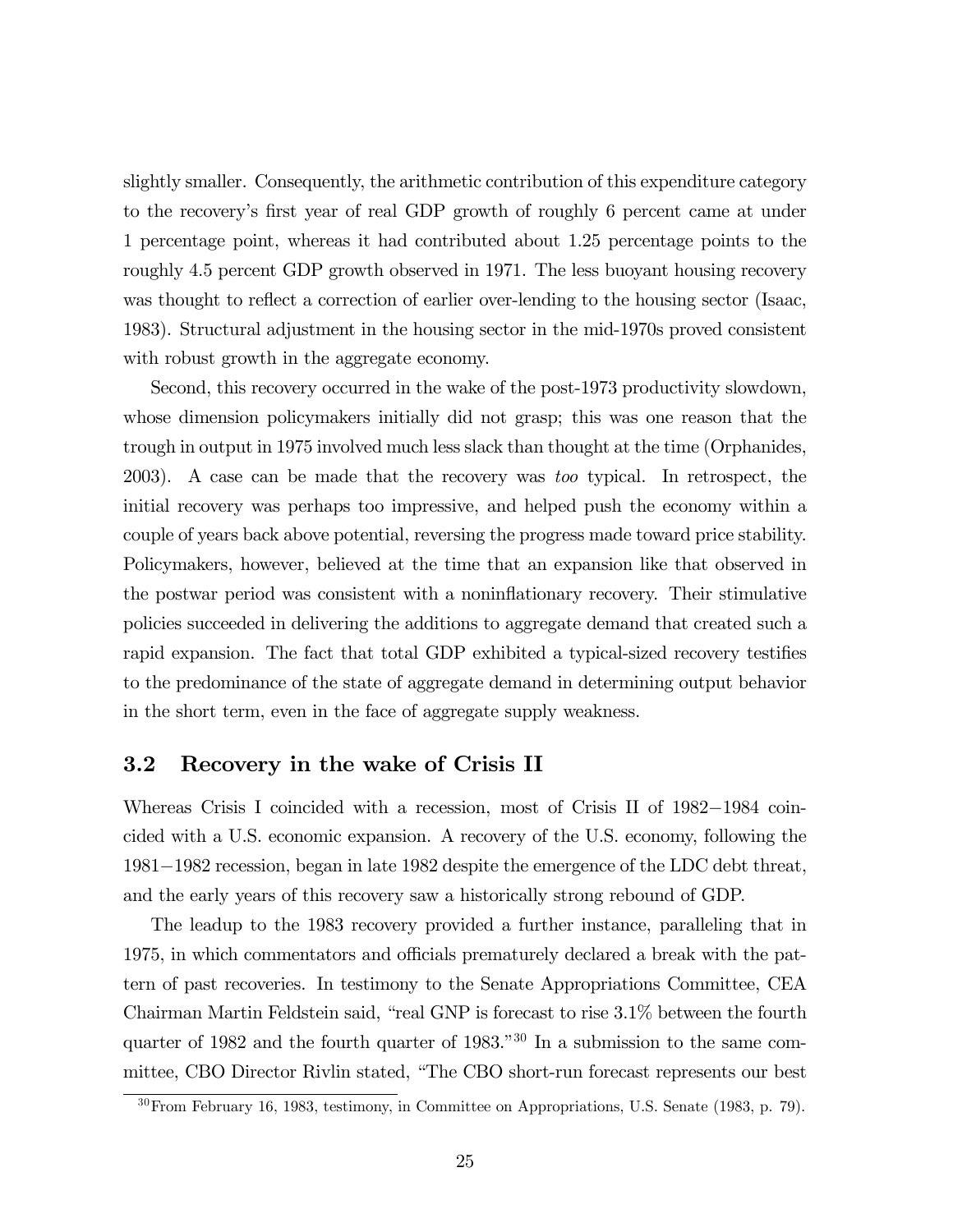slightly smaller. Consequently, the arithmetic contribution of this expenditure category to the recovery's first year of real GDP growth of roughly 6 percent came at under 1 percentage point, whereas it had contributed about 1.25 percentage points to the roughly 4.5 percent GDP growth observed in 1971. The less buoyant housing recovery was thought to reflect a correction of earlier over-lending to the housing sector (Isaac, 1983). Structural adjustment in the housing sector in the mid-1970s proved consistent with robust growth in the aggregate economy.

Second, this recovery occurred in the wake of the post-1973 productivity slowdown, whose dimension policymakers initially did not grasp; this was one reason that the trough in output in 1975 involved much less slack than thought at the time (Orphanides, 2003). A case can be made that the recovery was *too* typical. In retrospect, the initial recovery was perhaps too impressive, and helped push the economy within a couple of years back above potential, reversing the progress made toward price stability. Policymakers, however, believed at the time that an expansion like that observed in the postwar period was consistent with a noninflationary recovery. Their stimulative policies succeeded in delivering the additions to aggregate demand that created such a rapid expansion. The fact that total GDP exhibited a typical-sized recovery testifies to the predominance of the state of aggregate demand in determining output behavior in the short term, even in the face of aggregate supply weakness.

### 3.2 Recovery in the wake of Crisis II

Whereas Crisis I coincided with a recession, most of Crisis II of 1982−1984 coincided with a U.S. economic expansion. A recovery of the U.S. economy, following the 1981−1982 recession, began in late 1982 despite the emergence of the LDC debt threat, and the early years of this recovery saw a historically strong rebound of GDP.

The leadup to the 1983 recovery provided a further instance, paralleling that in 1975, in which commentators and officials prematurely declared a break with the pattern of past recoveries. In testimony to the Senate Appropriations Committee, CEA Chairman Martin Feldstein said, "real GNP is forecast to rise 3.1% between the fourth quarter of 1982 and the fourth quarter of 1983."[30] In a submission to the same committee, CBO Director Rivlin stated, "The CBO short-run forecast represents our best

[30] From February 16, 1983, testimony, in Committee on Appropriations, U.S. Senate (1983, p. 79).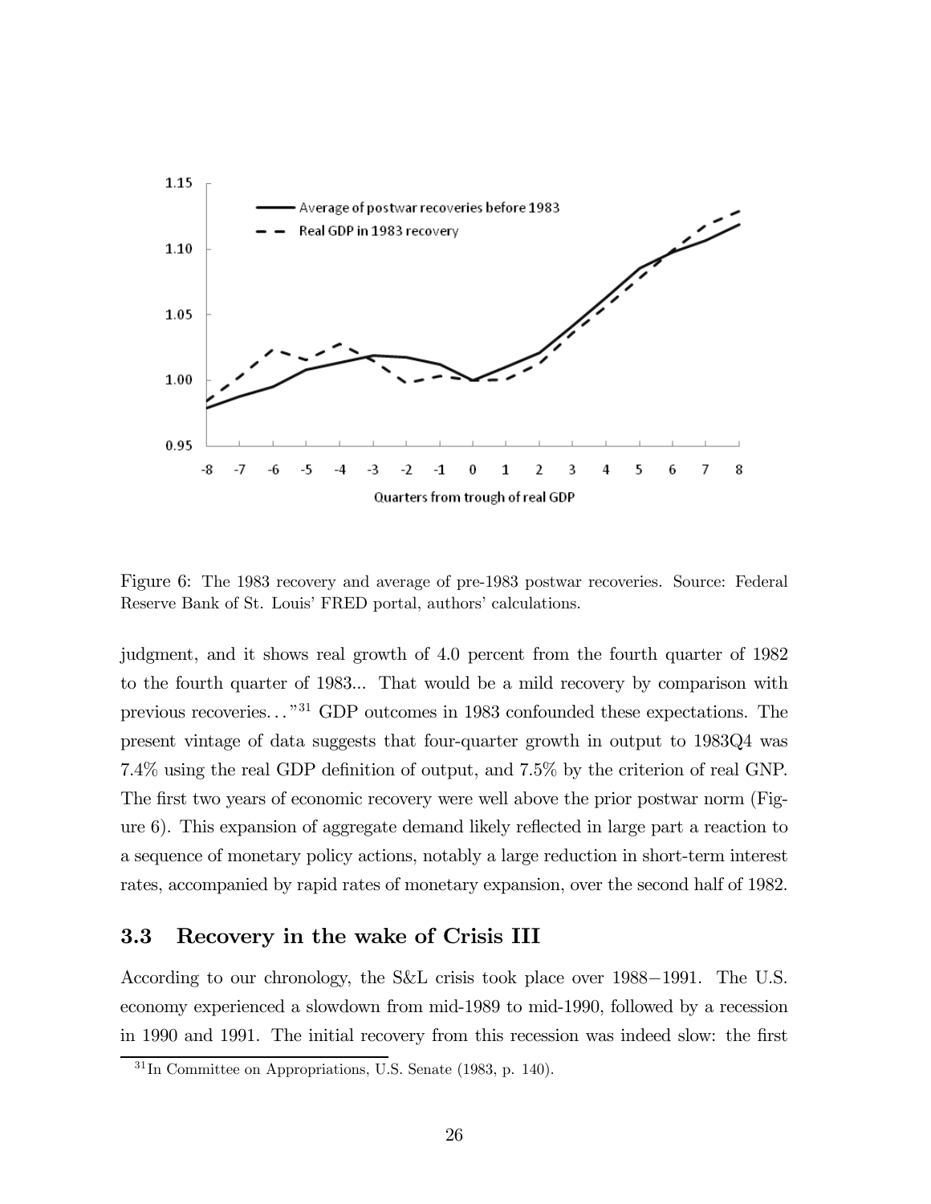Figure 6: The 1983 recovery and average of pre-1983 postwar recoveries. Source: Federal Reserve Bank of St. Louis' FRED portal, authors' calculations.

judgment, and it shows real growth of 4.0 percent from the fourth quarter of 1982 to the fourth quarter of 1983... That would be a mild recovery by comparison with previous recoveries..."[31] GDP outcomes in 1983 confounded these expectations. The present vintage of data suggests that four-quarter growth in output to 1983Q4 was 7.4% using the real GDP definition of output, and 7.5% by the criterion of real GNP. The first two years of economic recovery were well above the prior postwar norm (Figure 6). This expansion of aggregate demand likely reflected in large part a reaction to a sequence of monetary policy actions, notably a large reduction in short-term interest rates, accompanied by rapid rates of monetary expansion, over the second half of 1982.

### 3.3 Recovery in the wake of Crisis III

According to our chronology, the S&L crisis took place over 1988−1991. The U.S. economy experienced a slowdown from mid-1989 to mid-1990, followed by a recession in 1990 and 1991. The initial recovery from this recession was indeed slow: the first

[31] In Committee on Appropriations, U.S. Senate (1983, p. 140).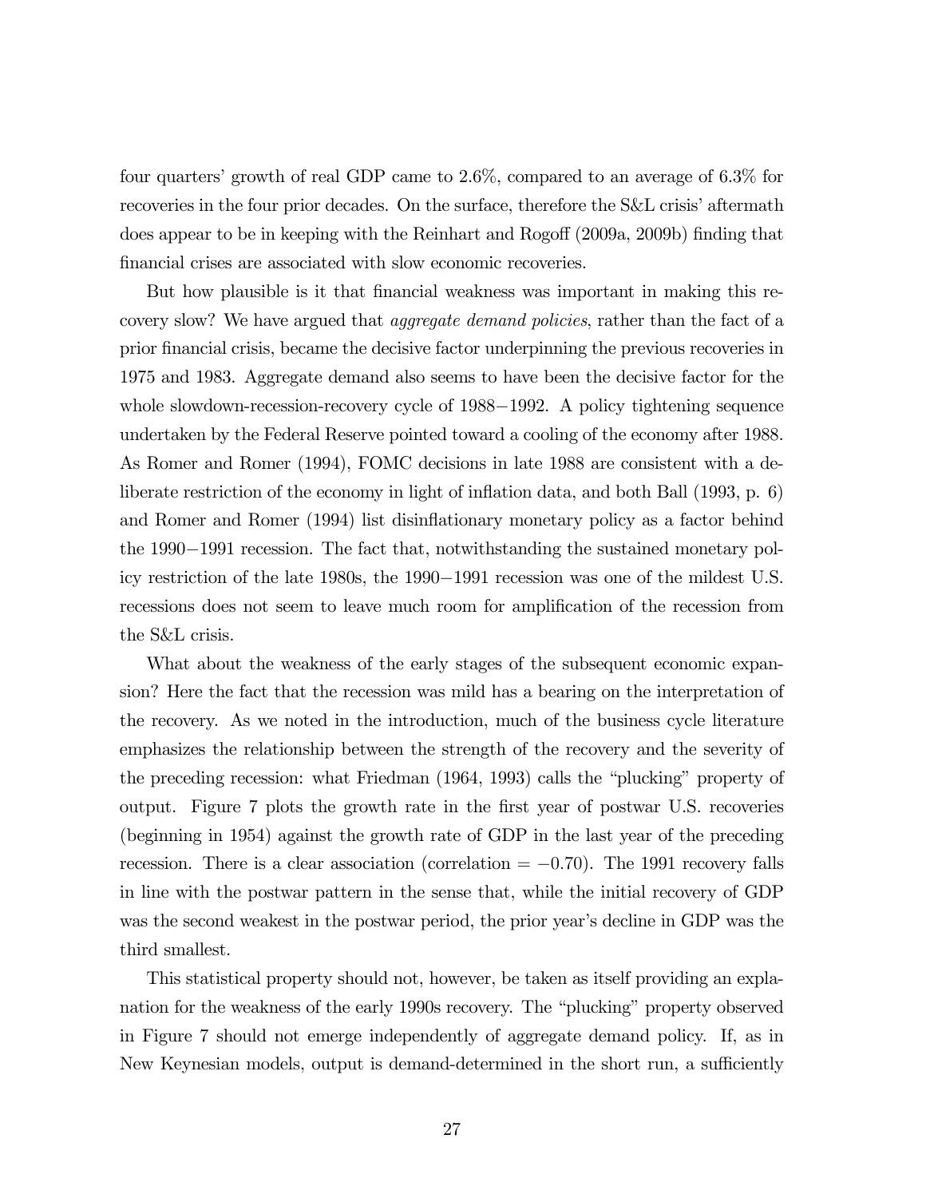four quarters' growth of real GDP came to 2.6%, compared to an average of 6.3% for recoveries in the four prior decades. On the surface, therefore the S&L crisis' aftermath does appear to be in keeping with the Reinhart and Rogoff (2009a, 2009b) finding that financial crises are associated with slow economic recoveries.

But how plausible is it that financial weakness was important in making this recovery slow? We have argued that *aggregate demand policies*, rather than the fact of a prior financial crisis, became the decisive factor underpinning the previous recoveries in 1975 and 1983. Aggregate demand also seems to have been the decisive factor for the whole slowdown-recession-recovery cycle of 1988−1992. A policy tightening sequence undertaken by the Federal Reserve pointed toward a cooling of the economy after 1988. As Romer and Romer (1994), FOMC decisions in late 1988 are consistent with a deliberate restriction of the economy in light of inflation data, and both Ball (1993, p. 6) and Romer and Romer (1994) list disinflationary monetary policy as a factor behind the 1990−1991 recession. The fact that, notwithstanding the sustained monetary policy restriction of the late 1980s, the 1990−1991 recession was one of the mildest U.S. recessions does not seem to leave much room for amplification of the recession from the S&L crisis.

What about the weakness of the early stages of the subsequent economic expansion? Here the fact that the recession was mild has a bearing on the interpretation of the recovery. As we noted in the introduction, much of the business cycle literature emphasizes the relationship between the strength of the recovery and the severity of the preceding recession: what Friedman (1964, 1993) calls the "plucking" property of output. Figure 7 plots the growth rate in the first year of postwar U.S. recoveries (beginning in 1954) against the growth rate of GDP in the last year of the preceding recession. There is a clear association (correlation = −0.70). The 1991 recovery falls in line with the postwar pattern in the sense that, while the initial recovery of GDP was the second weakest in the postwar period, the prior year's decline in GDP was the third smallest.

This statistical property should not, however, be taken as itself providing an explanation for the weakness of the early 1990s recovery. The "plucking" property observed in Figure 7 should not emerge independently of aggregate demand policy. If, as in New Keynesian models, output is demand-determined in the short run, a sufficiently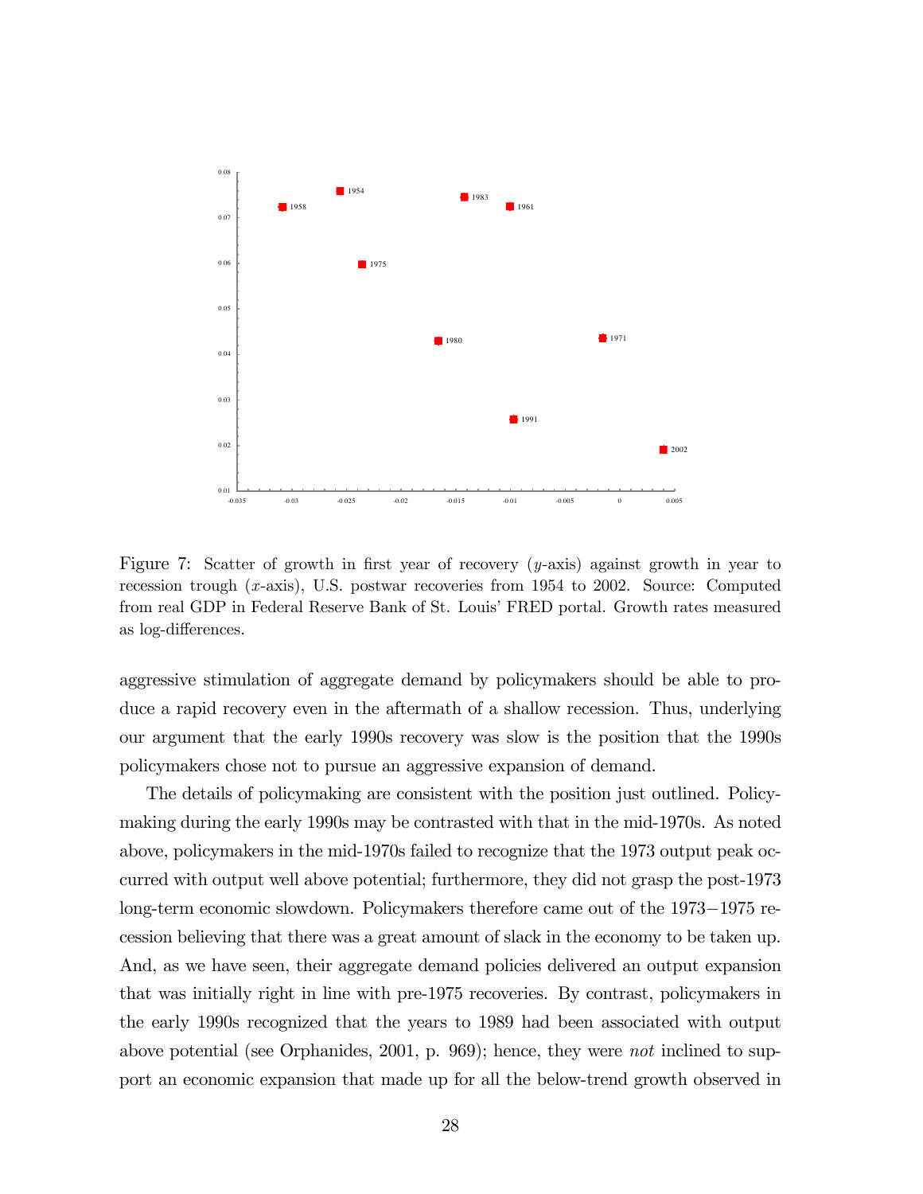Figure 7: Scatter of growth in first year of recovery ($y$-axis) against growth in year to recession trough ($x$-axis), U.S. postwar recoveries from 1954 to 2002. Source: Computed from real GDP in Federal Reserve Bank of St. Louis' FRED portal. Growth rates measured as log-differences.

aggressive stimulation of aggregate demand by policymakers should be able to produce a rapid recovery even in the aftermath of a shallow recession. Thus, underlying our argument that the early 1990s recovery was slow is the position that the 1990s policymakers chose not to pursue an aggressive expansion of demand.

The details of policymaking are consistent with the position just outlined. Policymaking during the early 1990s may be contrasted with that in the mid-1970s. As noted above, policymakers in the mid-1970s failed to recognize that the 1973 output peak occurred with output well above potential; furthermore, they did not grasp the post-1973 long-term economic slowdown. Policymakers therefore came out of the 1973−1975 recession believing that there was a great amount of slack in the economy to be taken up. And, as we have seen, their aggregate demand policies delivered an output expansion that was initially right in line with pre-1975 recoveries. By contrast, policymakers in the early 1990s recognized that the years to 1989 had been associated with output above potential (see Orphanides, 2001, p. 969); hence, they were *not* inclined to support an economic expansion that made up for all the below-trend growth observed in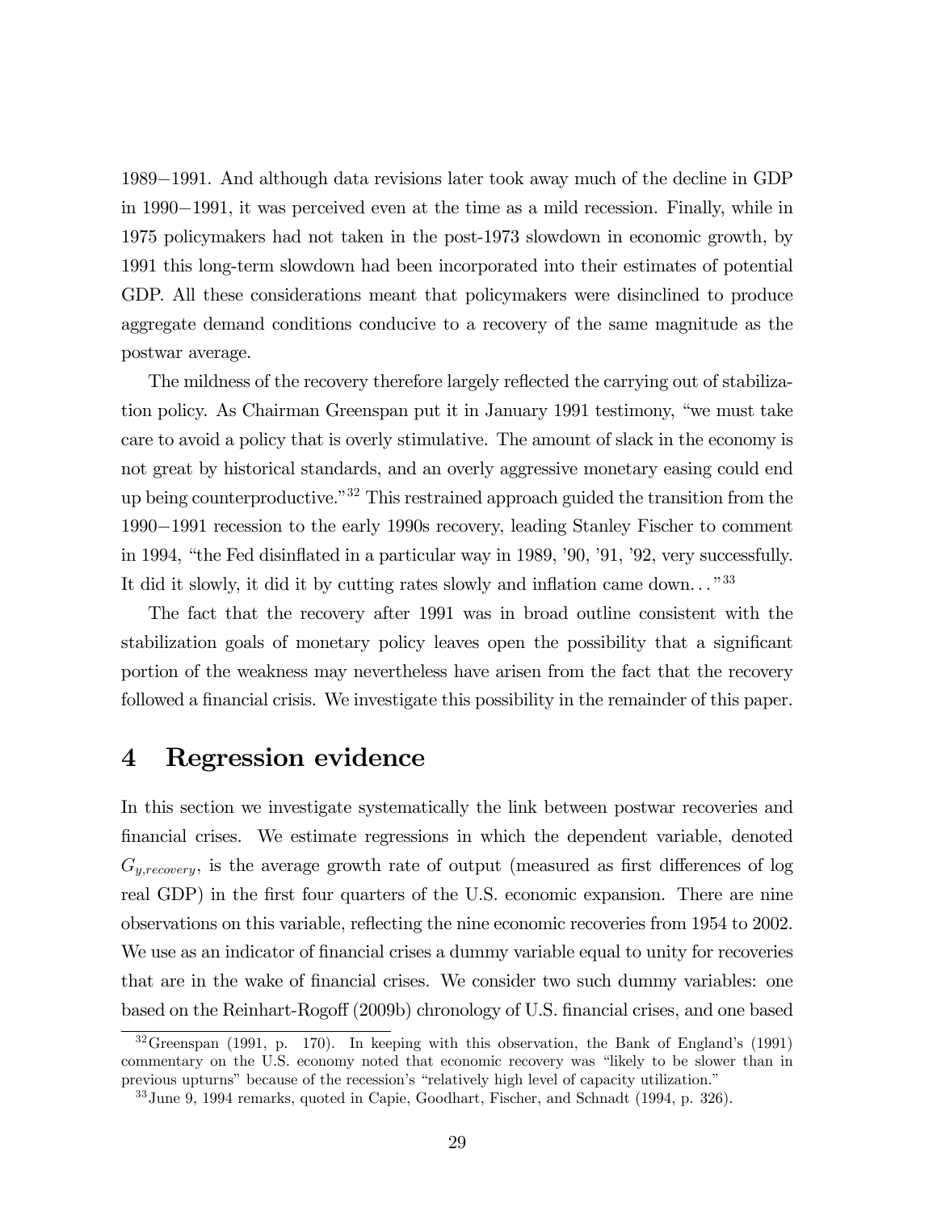1989−1991. And although data revisions later took away much of the decline in GDP in 1990−1991, it was perceived even at the time as a mild recession. Finally, while in 1975 policymakers had not taken in the post-1973 slowdown in economic growth, by 1991 this long-term slowdown had been incorporated into their estimates of potential GDP. All these considerations meant that policymakers were disinclined to produce aggregate demand conditions conducive to a recovery of the same magnitude as the postwar average.

The mildness of the recovery therefore largely reflected the carrying out of stabilization policy. As Chairman Greenspan put it in January 1991 testimony, "we must take care to avoid a policy that is overly stimulative. The amount of slack in the economy is not great by historical standards, and an overly aggressive monetary easing could end up being counterproductive."[32] This restrained approach guided the transition from the 1990−1991 recession to the early 1990s recovery, leading Stanley Fischer to comment in 1994, "the Fed disinflated in a particular way in 1989, '90, '91, '92, very successfully. It did it slowly, it did it by cutting rates slowly and inflation came down..."[33]

The fact that the recovery after 1991 was in broad outline consistent with the stabilization goals of monetary policy leaves open the possibility that a significant portion of the weakness may nevertheless have arisen from the fact that the recovery followed a financial crisis. We investigate this possibility in the remainder of this paper.

## 4 Regression evidence

In this section we investigate systematically the link between postwar recoveries and financial crises. We estimate regressions in which the dependent variable, denoted $G_{y,recovery}$, is the average growth rate of output (measured as first differences of log real GDP) in the first four quarters of the U.S. economic expansion. There are nine observations on this variable, reflecting the nine economic recoveries from 1954 to 2002. We use as an indicator of financial crises a dummy variable equal to unity for recoveries that are in the wake of financial crises. We consider two such dummy variables: one based on the Reinhart-Rogoff (2009b) chronology of U.S. financial crises, and one based

[32] Greenspan (1991, p. 170). In keeping with this observation, the Bank of England's (1991) commentary on the U.S. economy noted that economic recovery was "likely to be slower than in previous upturns" because of the recession's "relatively high level of capacity utilization."

[33] June 9, 1994 remarks, quoted in Capie, Goodhart, Fischer, and Schnadt (1994, p. 326).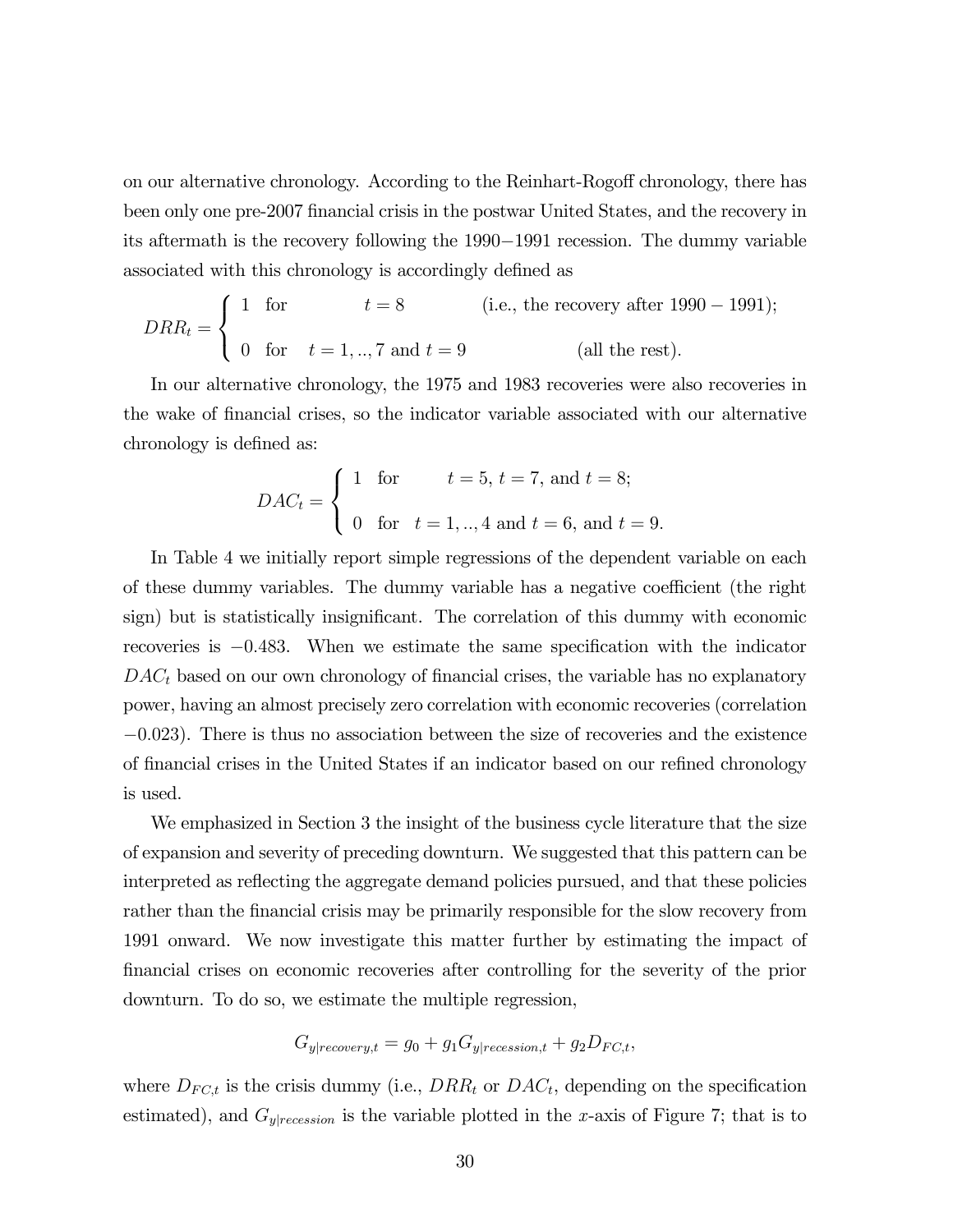on our alternative chronology. According to the Reinhart-Rogoff chronology, there has been only one pre-2007 financial crisis in the postwar United States, and the recovery in its aftermath is the recovery following the 1990−1991 recession. The dummy variable associated with this chronology is accordingly defined as

$$DRR_t = \begin{cases} 1 \quad \text{for} \qquad\qquad t = 8 \qquad\qquad \text{(i.e., the recovery after } 1990 - 1991\text{);} \\ \\ 0 \quad \text{for} \quad t = 1, .., 7 \text{ and } t = 9 \qquad\qquad\qquad \text{(all the rest).} \end{cases}$$

In our alternative chronology, the 1975 and 1983 recoveries were also recoveries in the wake of financial crises, so the indicator variable associated with our alternative chronology is defined as:

$$DAC_t = \begin{cases} 1 \quad \text{for} \qquad t = 5,\ t = 7, \text{ and } t = 8; \\ \\ 0 \quad \text{for} \quad t = 1, .., 4 \text{ and } t = 6, \text{ and } t = 9. \end{cases}$$

In Table 4 we initially report simple regressions of the dependent variable on each of these dummy variables. The dummy variable has a negative coefficient (the right sign) but is statistically insignificant. The correlation of this dummy with economic recoveries is $-0.483$. When we estimate the same specification with the indicator $DAC_t$ based on our own chronology of financial crises, the variable has no explanatory power, having an almost precisely zero correlation with economic recoveries (correlation $-0.023$). There is thus no association between the size of recoveries and the existence of financial crises in the United States if an indicator based on our refined chronology is used.

We emphasized in Section 3 the insight of the business cycle literature that the size of expansion and severity of preceding downturn. We suggested that this pattern can be interpreted as reflecting the aggregate demand policies pursued, and that these policies rather than the financial crisis may be primarily responsible for the slow recovery from 1991 onward. We now investigate this matter further by estimating the impact of financial crises on economic recoveries after controlling for the severity of the prior downturn. To do so, we estimate the multiple regression,

$$G_{y|recovery,t} = g_0 + g_1 G_{y|recession,t} + g_2 D_{FC,t},$$

where $D_{FC,t}$ is the crisis dummy (i.e., $DRR_t$ or $DAC_t$, depending on the specification estimated), and $G_{y|recession}$ is the variable plotted in the $x$-axis of Figure 7; that is to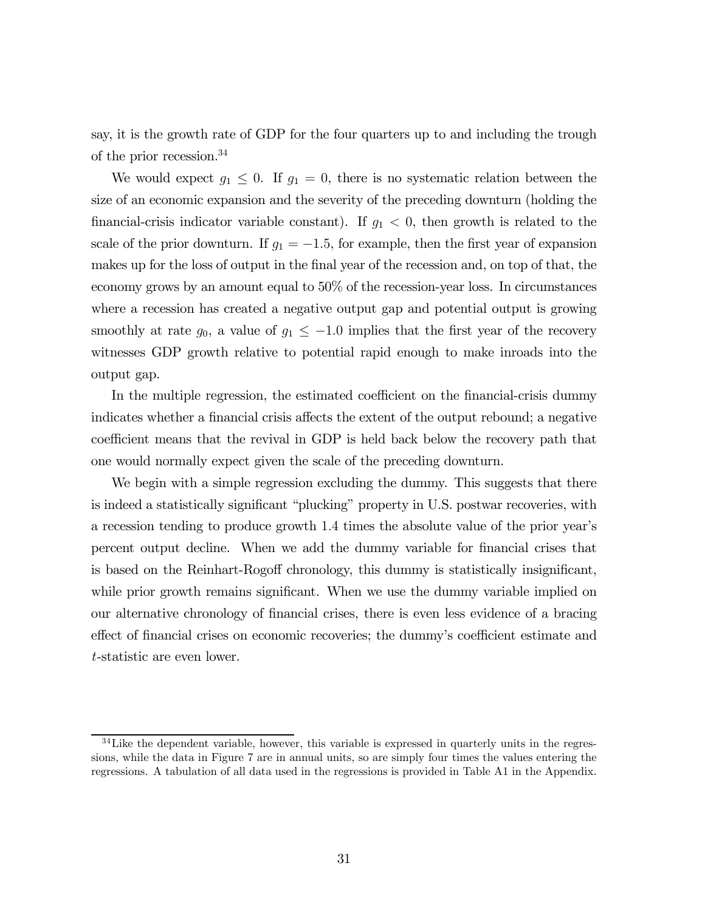say, it is the growth rate of GDP for the four quarters up to and including the trough of the prior recession.[34]

We would expect $g_1 \leq 0$. If $g_1 = 0$, there is no systematic relation between the size of an economic expansion and the severity of the preceding downturn (holding the financial-crisis indicator variable constant). If $g_1 < 0$, then growth is related to the scale of the prior downturn. If $g_1 = -1.5$, for example, then the first year of expansion makes up for the loss of output in the final year of the recession and, on top of that, the economy grows by an amount equal to 50% of the recession-year loss. In circumstances where a recession has created a negative output gap and potential output is growing smoothly at rate $g_0$, a value of $g_1 \leq -1.0$ implies that the first year of the recovery witnesses GDP growth relative to potential rapid enough to make inroads into the output gap.

In the multiple regression, the estimated coefficient on the financial-crisis dummy indicates whether a financial crisis affects the extent of the output rebound; a negative coefficient means that the revival in GDP is held back below the recovery path that one would normally expect given the scale of the preceding downturn.

We begin with a simple regression excluding the dummy. This suggests that there is indeed a statistically significant "plucking" property in U.S. postwar recoveries, with a recession tending to produce growth 1.4 times the absolute value of the prior year's percent output decline. When we add the dummy variable for financial crises that is based on the Reinhart-Rogoff chronology, this dummy is statistically insignificant, while prior growth remains significant. When we use the dummy variable implied on our alternative chronology of financial crises, there is even less evidence of a bracing effect of financial crises on economic recoveries; the dummy's coefficient estimate and $t$-statistic are even lower.

[34] Like the dependent variable, however, this variable is expressed in quarterly units in the regressions, while the data in Figure 7 are in annual units, so are simply four times the values entering the regressions. A tabulation of all data used in the regressions is provided in Table A1 in the Appendix.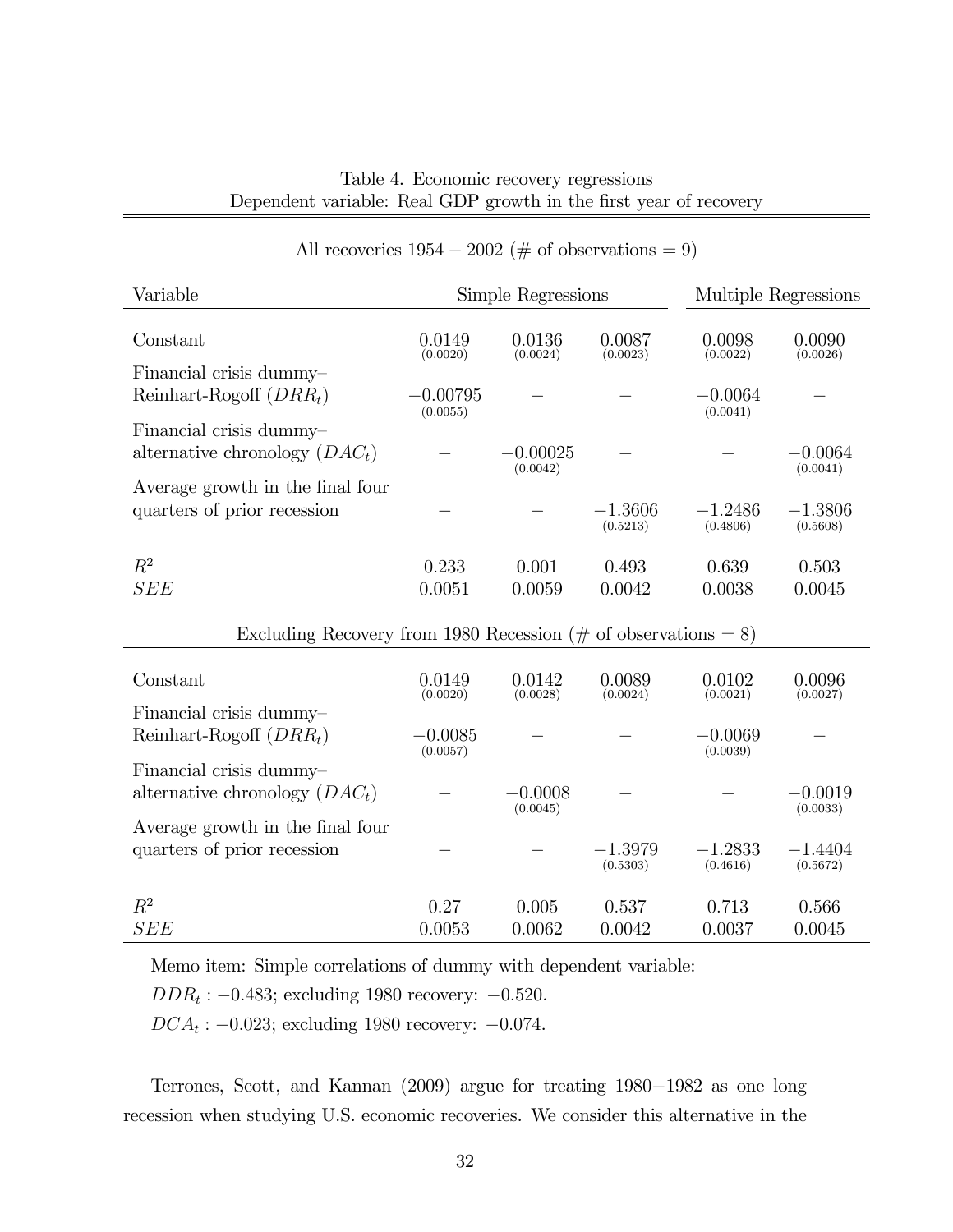Table 4. Economic recovery regressions
Dependent variable: Real GDP growth in the first year of recovery

All recoveries 1954 − 2002 (# of observations = 9)

| Variable | Simple Regressions | | | Multiple Regressions | |
|---|---|---|---|---|---|
| Constant | 0.0149 (0.0020) | 0.0136 (0.0024) | 0.0087 (0.0023) | 0.0098 (0.0022) | 0.0090 (0.0026) |
| Financial crisis dummy– Reinhart-Rogoff ($DRR_t$) | −0.00795 (0.0055) | – | – | −0.0064 (0.0041) | – |
| Financial crisis dummy– alternative chronology ($DAC_t$) | – | −0.00025 (0.0042) | – | – | −0.0064 (0.0041) |
| Average growth in the final four quarters of prior recession | – | – | −1.3606 (0.5213) | −1.2486 (0.4806) | −1.3806 (0.5608) |
| $R^2$ | 0.233 | 0.001 | 0.493 | 0.639 | 0.503 |
| $SEE$ | 0.0051 | 0.0059 | 0.0042 | 0.0038 | 0.0045 |

Excluding Recovery from 1980 Recession (# of observations = 8)

| Variable | Simple Regressions | | | Multiple Regressions | |
|---|---|---|---|---|---|
| Constant | 0.0149 (0.0020) | 0.0142 (0.0028) | 0.0089 (0.0024) | 0.0102 (0.0021) | 0.0096 (0.0027) |
| Financial crisis dummy– Reinhart-Rogoff ($DRR_t$) | −0.0085 (0.0057) | – | – | −0.0069 (0.0039) | – |
| Financial crisis dummy– alternative chronology ($DAC_t$) | – | −0.0008 (0.0045) | – | – | −0.0019 (0.0033) |
| Average growth in the final four quarters of prior recession | – | – | −1.3979 (0.5303) | −1.2833 (0.4616) | −1.4404 (0.5672) |
| $R^2$ | 0.27 | 0.005 | 0.537 | 0.713 | 0.566 |
| $SEE$ | 0.0053 | 0.0062 | 0.0042 | 0.0037 | 0.0045 |

Memo item: Simple correlations of dummy with dependent variable:

$DDR_t$ : −0.483; excluding 1980 recovery: −0.520.

$DCA_t$ : −0.023; excluding 1980 recovery: −0.074.

Terrones, Scott, and Kannan (2009) argue for treating 1980−1982 as one long recession when studying U.S. economic recoveries. We consider this alternative in the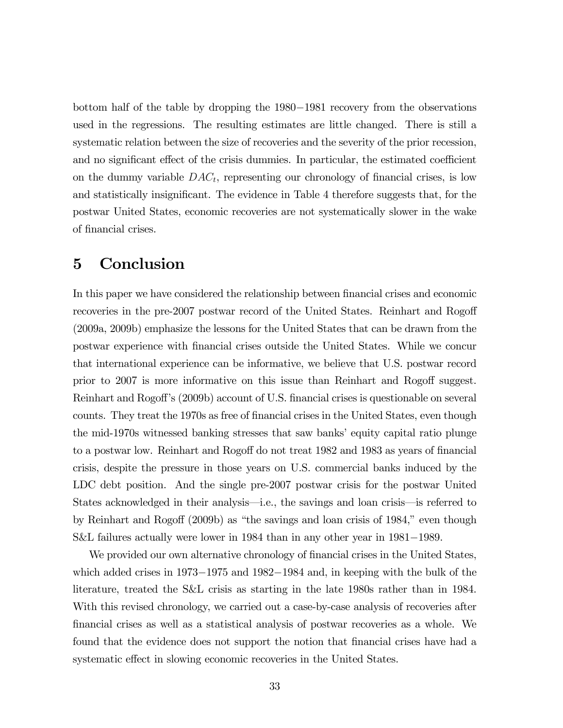bottom half of the table by dropping the 1980−1981 recovery from the observations used in the regressions. The resulting estimates are little changed. There is still a systematic relation between the size of recoveries and the severity of the prior recession, and no significant effect of the crisis dummies. In particular, the estimated coefficient on the dummy variable $DAC_t$, representing our chronology of financial crises, is low and statistically insignificant. The evidence in Table 4 therefore suggests that, for the postwar United States, economic recoveries are not systematically slower in the wake of financial crises.

# 5 Conclusion

In this paper we have considered the relationship between financial crises and economic recoveries in the pre-2007 postwar record of the United States. Reinhart and Rogoff (2009a, 2009b) emphasize the lessons for the United States that can be drawn from the postwar experience with financial crises outside the United States. While we concur that international experience can be informative, we believe that U.S. postwar record prior to 2007 is more informative on this issue than Reinhart and Rogoff suggest. Reinhart and Rogoff's (2009b) account of U.S. financial crises is questionable on several counts. They treat the 1970s as free of financial crises in the United States, even though the mid-1970s witnessed banking stresses that saw banks' equity capital ratio plunge to a postwar low. Reinhart and Rogoff do not treat 1982 and 1983 as years of financial crisis, despite the pressure in those years on U.S. commercial banks induced by the LDC debt position. And the single pre-2007 postwar crisis for the postwar United States acknowledged in their analysis—i.e., the savings and loan crisis—is referred to by Reinhart and Rogoff (2009b) as "the savings and loan crisis of 1984," even though S&L failures actually were lower in 1984 than in any other year in 1981−1989.

We provided our own alternative chronology of financial crises in the United States, which added crises in 1973−1975 and 1982−1984 and, in keeping with the bulk of the literature, treated the S&L crisis as starting in the late 1980s rather than in 1984. With this revised chronology, we carried out a case-by-case analysis of recoveries after financial crises as well as a statistical analysis of postwar recoveries as a whole. We found that the evidence does not support the notion that financial crises have had a systematic effect in slowing economic recoveries in the United States.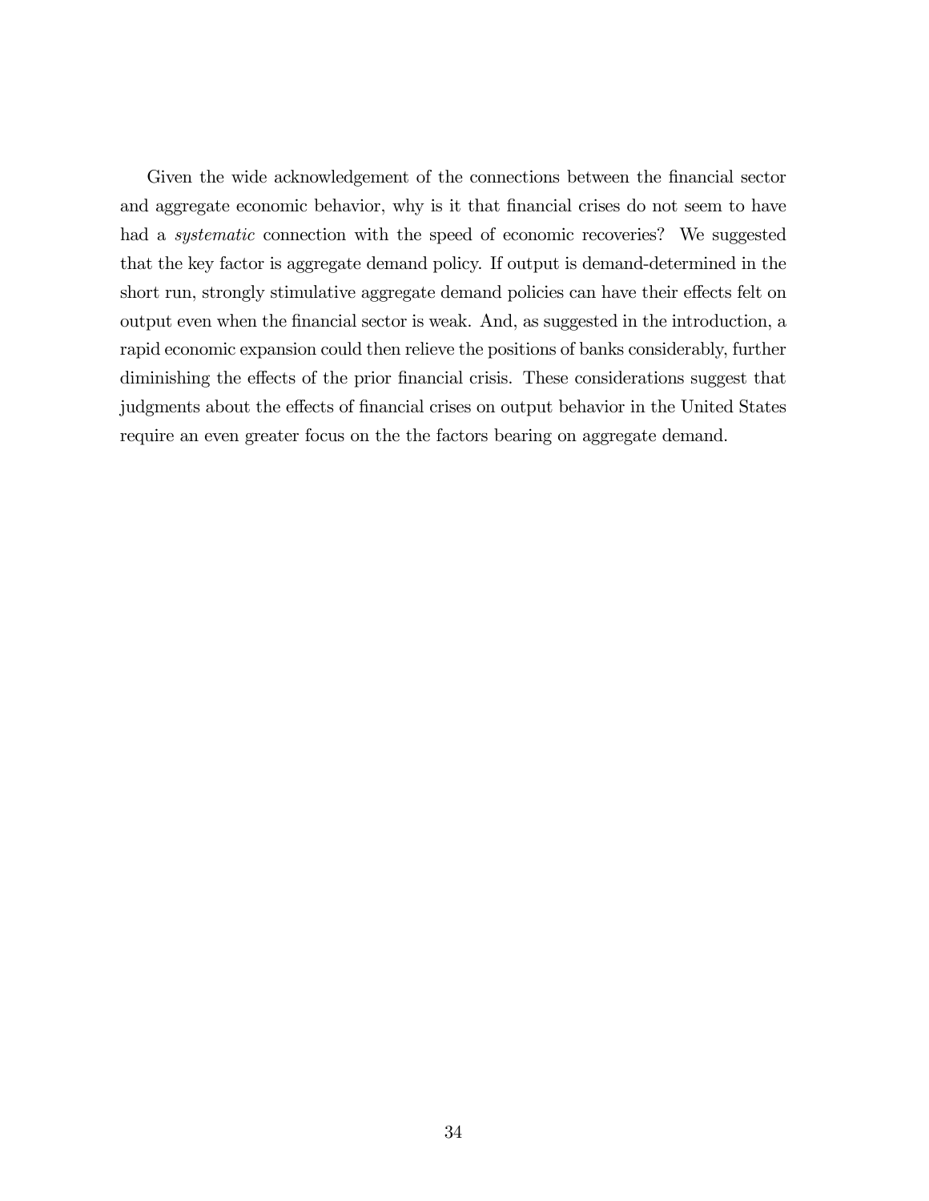Given the wide acknowledgement of the connections between the financial sector and aggregate economic behavior, why is it that financial crises do not seem to have had a *systematic* connection with the speed of economic recoveries? We suggested that the key factor is aggregate demand policy. If output is demand-determined in the short run, strongly stimulative aggregate demand policies can have their effects felt on output even when the financial sector is weak. And, as suggested in the introduction, a rapid economic expansion could then relieve the positions of banks considerably, further diminishing the effects of the prior financial crisis. These considerations suggest that judgments about the effects of financial crises on output behavior in the United States require an even greater focus on the the factors bearing on aggregate demand.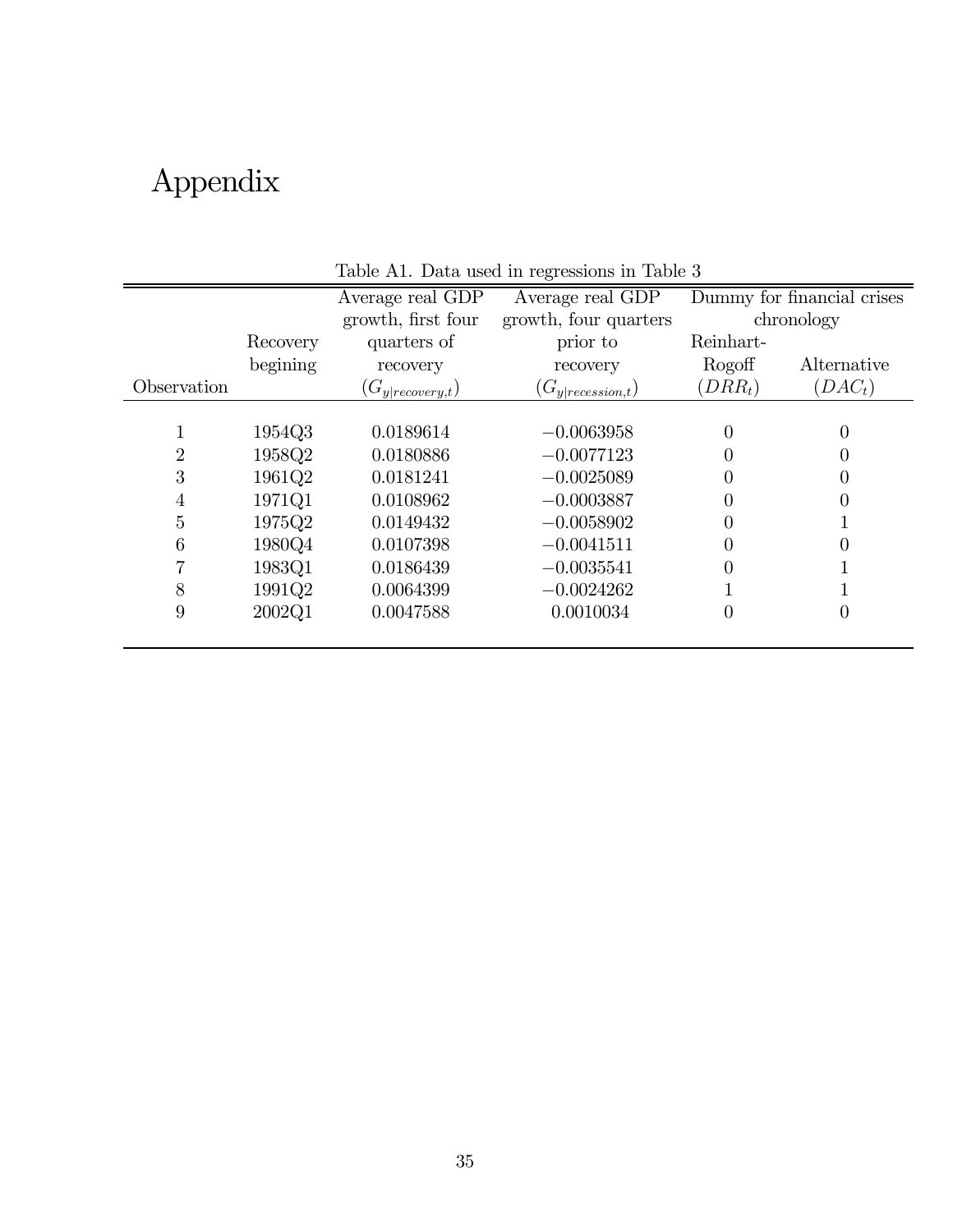# Appendix

Table A1. Data used in regressions in Table 3

| Observation | Recovery begining | Average real GDP growth, first four quarters of recovery ($G_{y\|recovery,t}$) | Average real GDP growth, four quarters prior to recovery ($G_{y\|recession,t}$) | Dummy for financial crises chronology: Reinhart-Rogoff ($DRR_t$) | Dummy for financial crises chronology: Alternative ($DAC_t$) |
|---|---|---|---|---|---|
| 1 | 1954Q3 | 0.0189614 | −0.0063958 | 0 | 0 |
| 2 | 1958Q2 | 0.0180886 | −0.0077123 | 0 | 0 |
| 3 | 1961Q2 | 0.0181241 | −0.0025089 | 0 | 0 |
| 4 | 1971Q1 | 0.0108962 | −0.0003887 | 0 | 0 |
| 5 | 1975Q2 | 0.0149432 | −0.0058902 | 0 | 1 |
| 6 | 1980Q4 | 0.0107398 | −0.0041511 | 0 | 0 |
| 7 | 1983Q1 | 0.0186439 | −0.0035541 | 0 | 1 |
| 8 | 1991Q2 | 0.0064399 | −0.0024262 | 1 | 1 |
| 9 | 2002Q1 | 0.0047588 | 0.0010034 | 0 | 0 |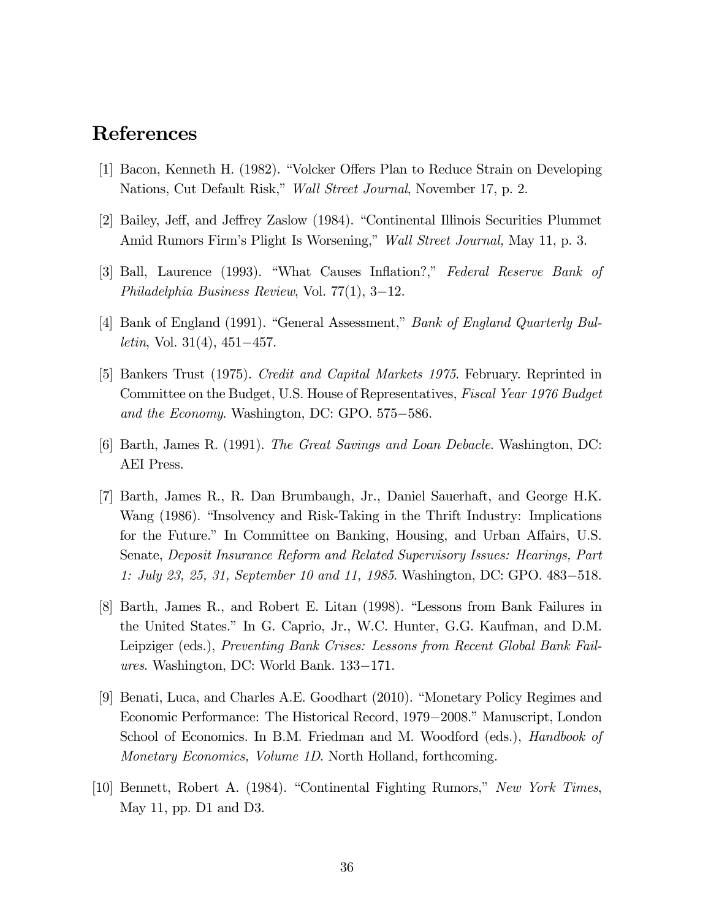## References

[1] Bacon, Kenneth H. (1982). "Volcker Offers Plan to Reduce Strain on Developing Nations, Cut Default Risk," *Wall Street Journal*, November 17, p. 2.

[2] Bailey, Jeff, and Jeffrey Zaslow (1984). "Continental Illinois Securities Plummet Amid Rumors Firm's Plight Is Worsening," *Wall Street Journal,* May 11, p. 3.

[3] Ball, Laurence (1993). "What Causes Inflation?," *Federal Reserve Bank of Philadelphia Business Review*, Vol. 77(1), 3−12.

[4] Bank of England (1991). "General Assessment," *Bank of England Quarterly Bulletin*, Vol. 31(4), 451−457.

[5] Bankers Trust (1975). *Credit and Capital Markets 1975*. February. Reprinted in Committee on the Budget, U.S. House of Representatives, *Fiscal Year 1976 Budget and the Economy*. Washington, DC: GPO. 575−586.

[6] Barth, James R. (1991). *The Great Savings and Loan Debacle*. Washington, DC: AEI Press.

[7] Barth, James R., R. Dan Brumbaugh, Jr., Daniel Sauerhaft, and George H.K. Wang (1986). "Insolvency and Risk-Taking in the Thrift Industry: Implications for the Future." In Committee on Banking, Housing, and Urban Affairs, U.S. Senate, *Deposit Insurance Reform and Related Supervisory Issues: Hearings, Part 1: July 23, 25, 31, September 10 and 11, 1985*. Washington, DC: GPO. 483−518.

[8] Barth, James R., and Robert E. Litan (1998). "Lessons from Bank Failures in the United States." In G. Caprio, Jr., W.C. Hunter, G.G. Kaufman, and D.M. Leipziger (eds.), *Preventing Bank Crises: Lessons from Recent Global Bank Failures*. Washington, DC: World Bank. 133−171.

[9] Benati, Luca, and Charles A.E. Goodhart (2010). "Monetary Policy Regimes and Economic Performance: The Historical Record, 1979−2008." Manuscript, London School of Economics. In B.M. Friedman and M. Woodford (eds.), *Handbook of Monetary Economics, Volume 1D*. North Holland, forthcoming.

[10] Bennett, Robert A. (1984). "Continental Fighting Rumors," *New York Times*, May 11, pp. D1 and D3.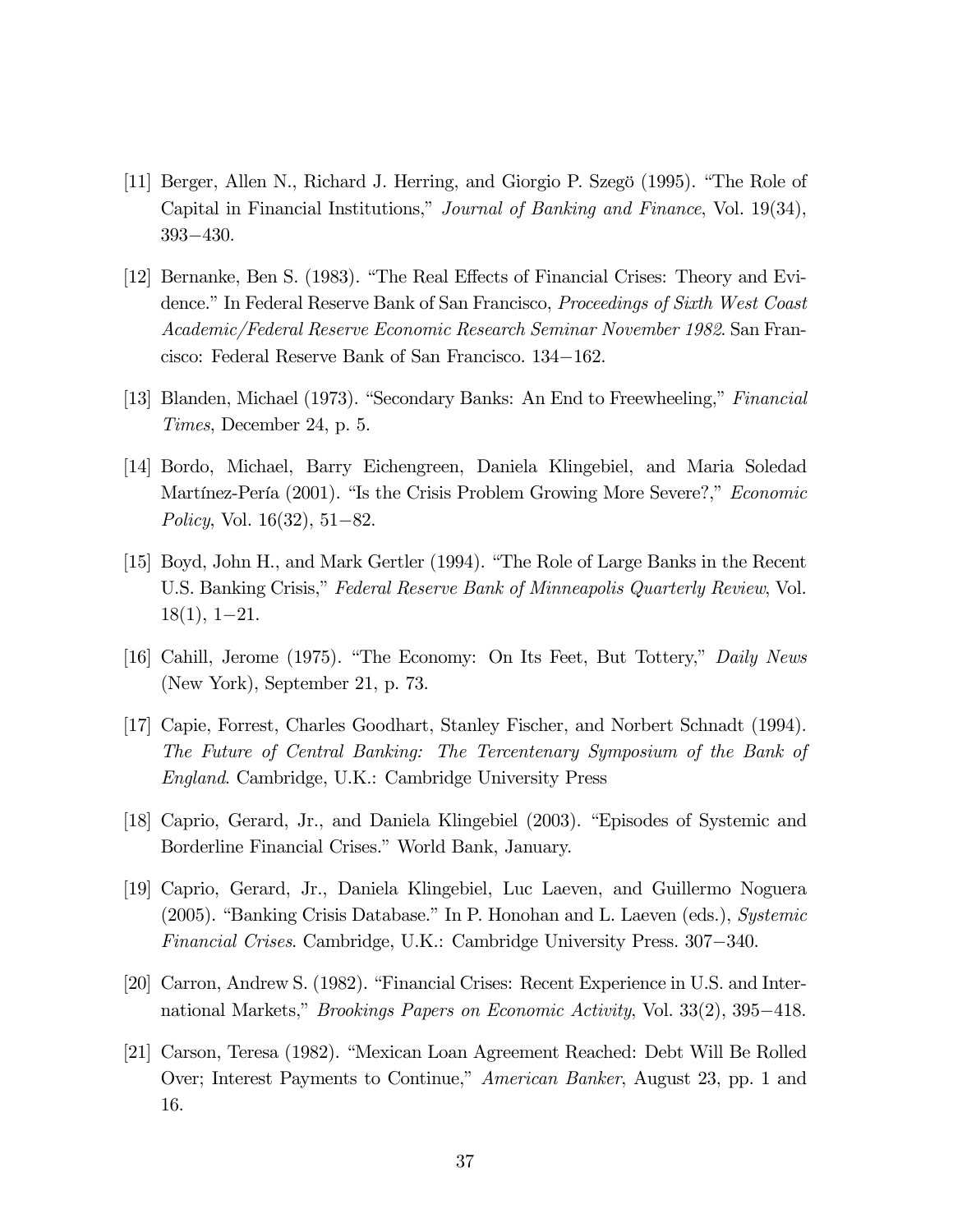[11] Berger, Allen N., Richard J. Herring, and Giorgio P. Szegö (1995). "The Role of Capital in Financial Institutions," *Journal of Banking and Finance*, Vol. 19(34), 393−430.

[12] Bernanke, Ben S. (1983). "The Real Effects of Financial Crises: Theory and Evidence." In Federal Reserve Bank of San Francisco, *Proceedings of Sixth West Coast Academic/Federal Reserve Economic Research Seminar November 1982*. San Francisco: Federal Reserve Bank of San Francisco. 134−162.

[13] Blanden, Michael (1973). "Secondary Banks: An End to Freewheeling," *Financial Times*, December 24, p. 5.

[14] Bordo, Michael, Barry Eichengreen, Daniela Klingebiel, and Maria Soledad Martínez-Pería (2001). "Is the Crisis Problem Growing More Severe?," *Economic Policy*, Vol. 16(32), 51−82.

[15] Boyd, John H., and Mark Gertler (1994). "The Role of Large Banks in the Recent U.S. Banking Crisis," *Federal Reserve Bank of Minneapolis Quarterly Review*, Vol. 18(1), 1−21.

[16] Cahill, Jerome (1975). "The Economy: On Its Feet, But Tottery," *Daily News* (New York), September 21, p. 73.

[17] Capie, Forrest, Charles Goodhart, Stanley Fischer, and Norbert Schnadt (1994). *The Future of Central Banking: The Tercentenary Symposium of the Bank of England*. Cambridge, U.K.: Cambridge University Press

[18] Caprio, Gerard, Jr., and Daniela Klingebiel (2003). "Episodes of Systemic and Borderline Financial Crises." World Bank, January.

[19] Caprio, Gerard, Jr., Daniela Klingebiel, Luc Laeven, and Guillermo Noguera (2005). "Banking Crisis Database." In P. Honohan and L. Laeven (eds.), *Systemic Financial Crises*. Cambridge, U.K.: Cambridge University Press. 307−340.

[20] Carron, Andrew S. (1982). "Financial Crises: Recent Experience in U.S. and International Markets," *Brookings Papers on Economic Activity*, Vol. 33(2), 395−418.

[21] Carson, Teresa (1982). "Mexican Loan Agreement Reached: Debt Will Be Rolled Over; Interest Payments to Continue," *American Banker*, August 23, pp. 1 and 16.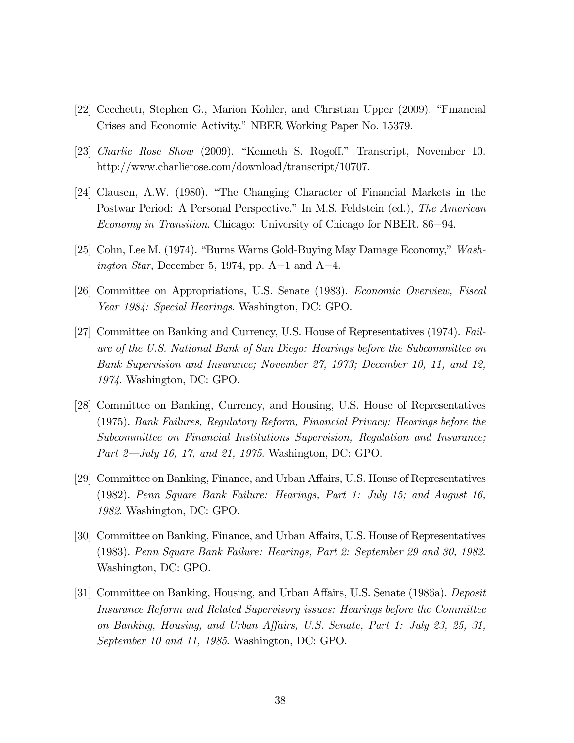[22] Cecchetti, Stephen G., Marion Kohler, and Christian Upper (2009). "Financial Crises and Economic Activity." NBER Working Paper No. 15379.

[23] *Charlie Rose Show* (2009). "Kenneth S. Rogoff." Transcript, November 10. http://www.charlierose.com/download/transcript/10707.

[24] Clausen, A.W. (1980). "The Changing Character of Financial Markets in the Postwar Period: A Personal Perspective." In M.S. Feldstein (ed.), *The American Economy in Transition*. Chicago: University of Chicago for NBER. 86−94.

[25] Cohn, Lee M. (1974). "Burns Warns Gold-Buying May Damage Economy," *Washington Star*, December 5, 1974, pp. A−1 and A−4.

[26] Committee on Appropriations, U.S. Senate (1983). *Economic Overview, Fiscal Year 1984: Special Hearings*. Washington, DC: GPO.

[27] Committee on Banking and Currency, U.S. House of Representatives (1974). *Failure of the U.S. National Bank of San Diego: Hearings before the Subcommittee on Bank Supervision and Insurance; November 27, 1973; December 10, 11, and 12, 1974*. Washington, DC: GPO.

[28] Committee on Banking, Currency, and Housing, U.S. House of Representatives (1975). *Bank Failures, Regulatory Reform, Financial Privacy: Hearings before the Subcommittee on Financial Institutions Supervision, Regulation and Insurance; Part 2—July 16, 17, and 21, 1975*. Washington, DC: GPO.

[29] Committee on Banking, Finance, and Urban Affairs, U.S. House of Representatives (1982). *Penn Square Bank Failure: Hearings, Part 1: July 15; and August 16, 1982*. Washington, DC: GPO.

[30] Committee on Banking, Finance, and Urban Affairs, U.S. House of Representatives (1983). *Penn Square Bank Failure: Hearings, Part 2: September 29 and 30, 1982*. Washington, DC: GPO.

[31] Committee on Banking, Housing, and Urban Affairs, U.S. Senate (1986a). *Deposit Insurance Reform and Related Supervisory issues: Hearings before the Committee on Banking, Housing, and Urban Affairs, U.S. Senate, Part 1: July 23, 25, 31, September 10 and 11, 1985*. Washington, DC: GPO.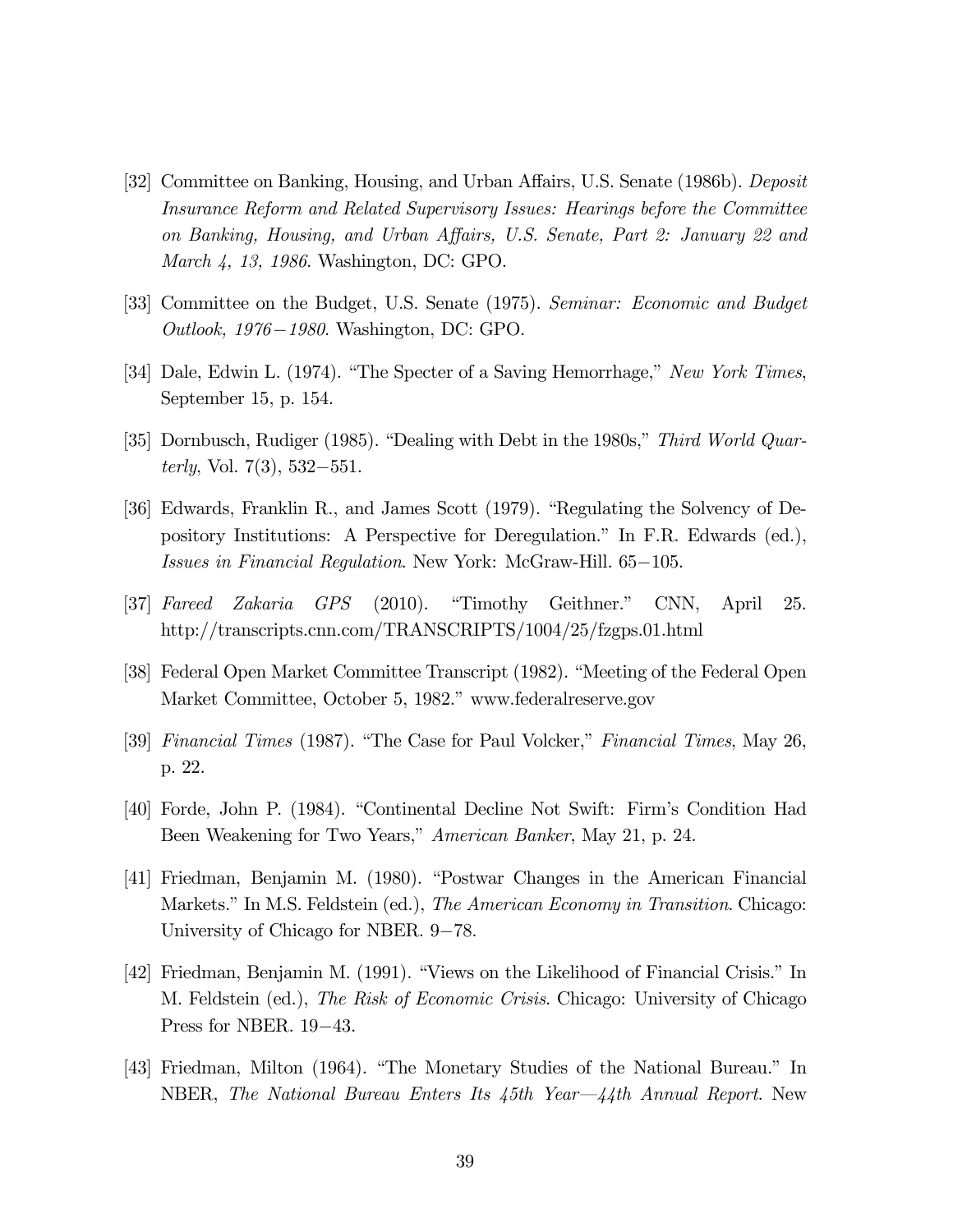[32] Committee on Banking, Housing, and Urban Affairs, U.S. Senate (1986b). *Deposit Insurance Reform and Related Supervisory Issues: Hearings before the Committee on Banking, Housing, and Urban Affairs, U.S. Senate, Part 2: January 22 and March 4, 13, 1986*. Washington, DC: GPO.

[33] Committee on the Budget, U.S. Senate (1975). *Seminar: Economic and Budget Outlook, 1976−1980*. Washington, DC: GPO.

[34] Dale, Edwin L. (1974). "The Specter of a Saving Hemorrhage," *New York Times*, September 15, p. 154.

[35] Dornbusch, Rudiger (1985). "Dealing with Debt in the 1980s," *Third World Quarterly*, Vol. 7(3), 532−551.

[36] Edwards, Franklin R., and James Scott (1979). "Regulating the Solvency of Depository Institutions: A Perspective for Deregulation." In F.R. Edwards (ed.), *Issues in Financial Regulation*. New York: McGraw-Hill. 65−105.

[37] *Fareed Zakaria GPS* (2010). "Timothy Geithner." CNN, April 25. http://transcripts.cnn.com/TRANSCRIPTS/1004/25/fzgps.01.html

[38] Federal Open Market Committee Transcript (1982). "Meeting of the Federal Open Market Committee, October 5, 1982." www.federalreserve.gov

[39] *Financial Times* (1987). "The Case for Paul Volcker," *Financial Times*, May 26, p. 22.

[40] Forde, John P. (1984). "Continental Decline Not Swift: Firm's Condition Had Been Weakening for Two Years," *American Banker*, May 21, p. 24.

[41] Friedman, Benjamin M. (1980). "Postwar Changes in the American Financial Markets." In M.S. Feldstein (ed.), *The American Economy in Transition*. Chicago: University of Chicago for NBER. 9−78.

[42] Friedman, Benjamin M. (1991). "Views on the Likelihood of Financial Crisis." In M. Feldstein (ed.), *The Risk of Economic Crisis*. Chicago: University of Chicago Press for NBER. 19−43.

[43] Friedman, Milton (1964). "The Monetary Studies of the National Bureau." In NBER, *The National Bureau Enters Its 45th Year—44th Annual Report*. New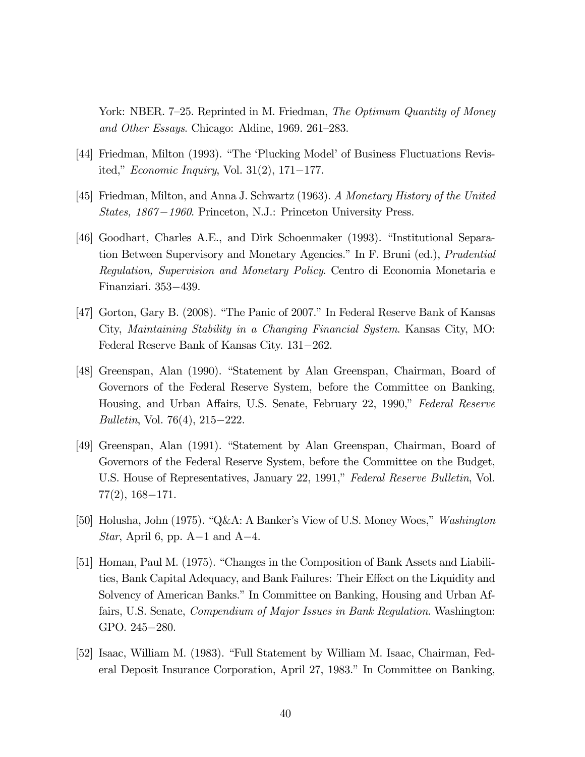York: NBER. 7–25. Reprinted in M. Friedman, *The Optimum Quantity of Money and Other Essays*. Chicago: Aldine, 1969. 261–283.

[44] Friedman, Milton (1993). "The 'Plucking Model' of Business Fluctuations Revisited," *Economic Inquiry*, Vol. 31(2), 171−177.

[45] Friedman, Milton, and Anna J. Schwartz (1963). *A Monetary History of the United States, 1867−1960*. Princeton, N.J.: Princeton University Press.

[46] Goodhart, Charles A.E., and Dirk Schoenmaker (1993). "Institutional Separation Between Supervisory and Monetary Agencies." In F. Bruni (ed.), *Prudential Regulation, Supervision and Monetary Policy*. Centro di Economia Monetaria e Finanziari. 353−439.

[47] Gorton, Gary B. (2008). "The Panic of 2007." In Federal Reserve Bank of Kansas City, *Maintaining Stability in a Changing Financial System*. Kansas City, MO: Federal Reserve Bank of Kansas City. 131−262.

[48] Greenspan, Alan (1990). "Statement by Alan Greenspan, Chairman, Board of Governors of the Federal Reserve System, before the Committee on Banking, Housing, and Urban Affairs, U.S. Senate, February 22, 1990," *Federal Reserve Bulletin*, Vol. 76(4), 215−222.

[49] Greenspan, Alan (1991). "Statement by Alan Greenspan, Chairman, Board of Governors of the Federal Reserve System, before the Committee on the Budget, U.S. House of Representatives, January 22, 1991," *Federal Reserve Bulletin*, Vol. 77(2), 168−171.

[50] Holusha, John (1975). "Q&A: A Banker's View of U.S. Money Woes," *Washington Star*, April 6, pp. A−1 and A−4.

[51] Homan, Paul M. (1975). "Changes in the Composition of Bank Assets and Liabilities, Bank Capital Adequacy, and Bank Failures: Their Effect on the Liquidity and Solvency of American Banks." In Committee on Banking, Housing and Urban Affairs, U.S. Senate, *Compendium of Major Issues in Bank Regulation*. Washington: GPO. 245−280.

[52] Isaac, William M. (1983). "Full Statement by William M. Isaac, Chairman, Federal Deposit Insurance Corporation, April 27, 1983." In Committee on Banking,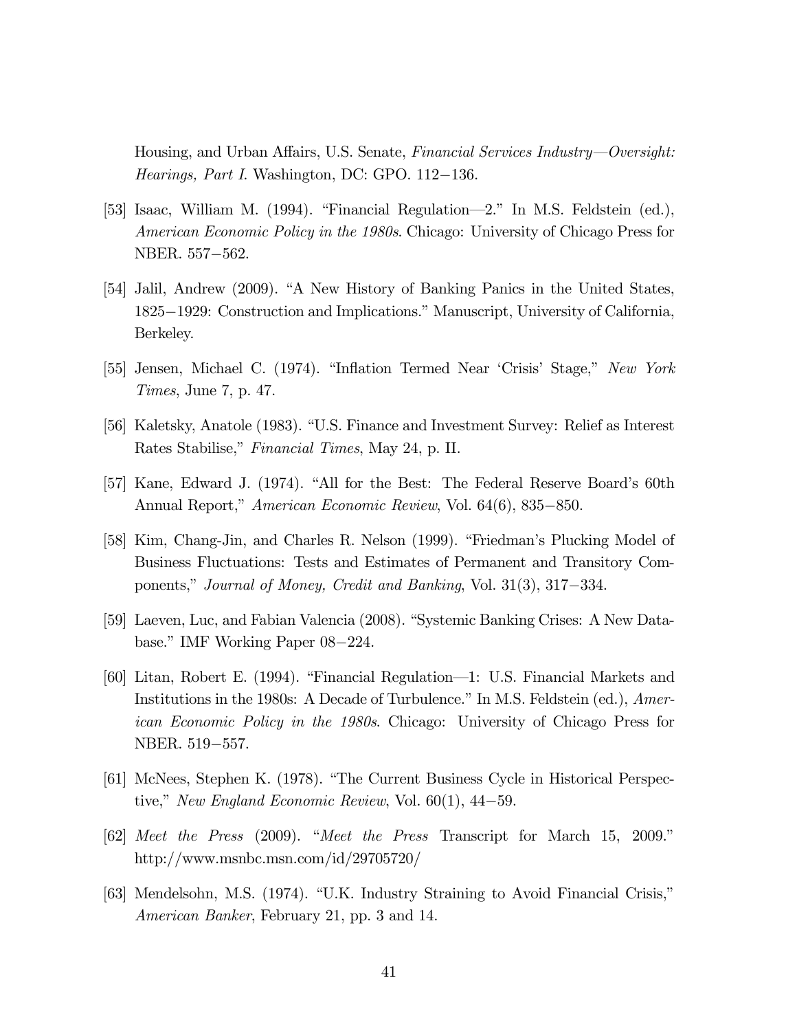Housing, and Urban Affairs, U.S. Senate, *Financial Services Industry—Oversight: Hearings, Part I*. Washington, DC: GPO. 112−136.

[53] Isaac, William M. (1994). "Financial Regulation—2." In M.S. Feldstein (ed.), *American Economic Policy in the 1980s*. Chicago: University of Chicago Press for NBER. 557−562.

[54] Jalil, Andrew (2009). "A New History of Banking Panics in the United States, 1825−1929: Construction and Implications." Manuscript, University of California, Berkeley.

[55] Jensen, Michael C. (1974). "Inflation Termed Near 'Crisis' Stage," *New York Times*, June 7, p. 47.

[56] Kaletsky, Anatole (1983). "U.S. Finance and Investment Survey: Relief as Interest Rates Stabilise," *Financial Times*, May 24, p. II.

[57] Kane, Edward J. (1974). "All for the Best: The Federal Reserve Board's 60th Annual Report," *American Economic Review*, Vol. 64(6), 835−850.

[58] Kim, Chang-Jin, and Charles R. Nelson (1999). "Friedman's Plucking Model of Business Fluctuations: Tests and Estimates of Permanent and Transitory Components," *Journal of Money, Credit and Banking*, Vol. 31(3), 317−334.

[59] Laeven, Luc, and Fabian Valencia (2008). "Systemic Banking Crises: A New Database." IMF Working Paper 08−224.

[60] Litan, Robert E. (1994). "Financial Regulation—1: U.S. Financial Markets and Institutions in the 1980s: A Decade of Turbulence." In M.S. Feldstein (ed.), *American Economic Policy in the 1980s*. Chicago: University of Chicago Press for NBER. 519−557.

[61] McNees, Stephen K. (1978). "The Current Business Cycle in Historical Perspective," *New England Economic Review*, Vol. 60(1), 44−59.

[62] *Meet the Press* (2009). "*Meet the Press* Transcript for March 15, 2009." http://www.msnbc.msn.com/id/29705720/

[63] Mendelsohn, M.S. (1974). "U.K. Industry Straining to Avoid Financial Crisis," *American Banker*, February 21, pp. 3 and 14.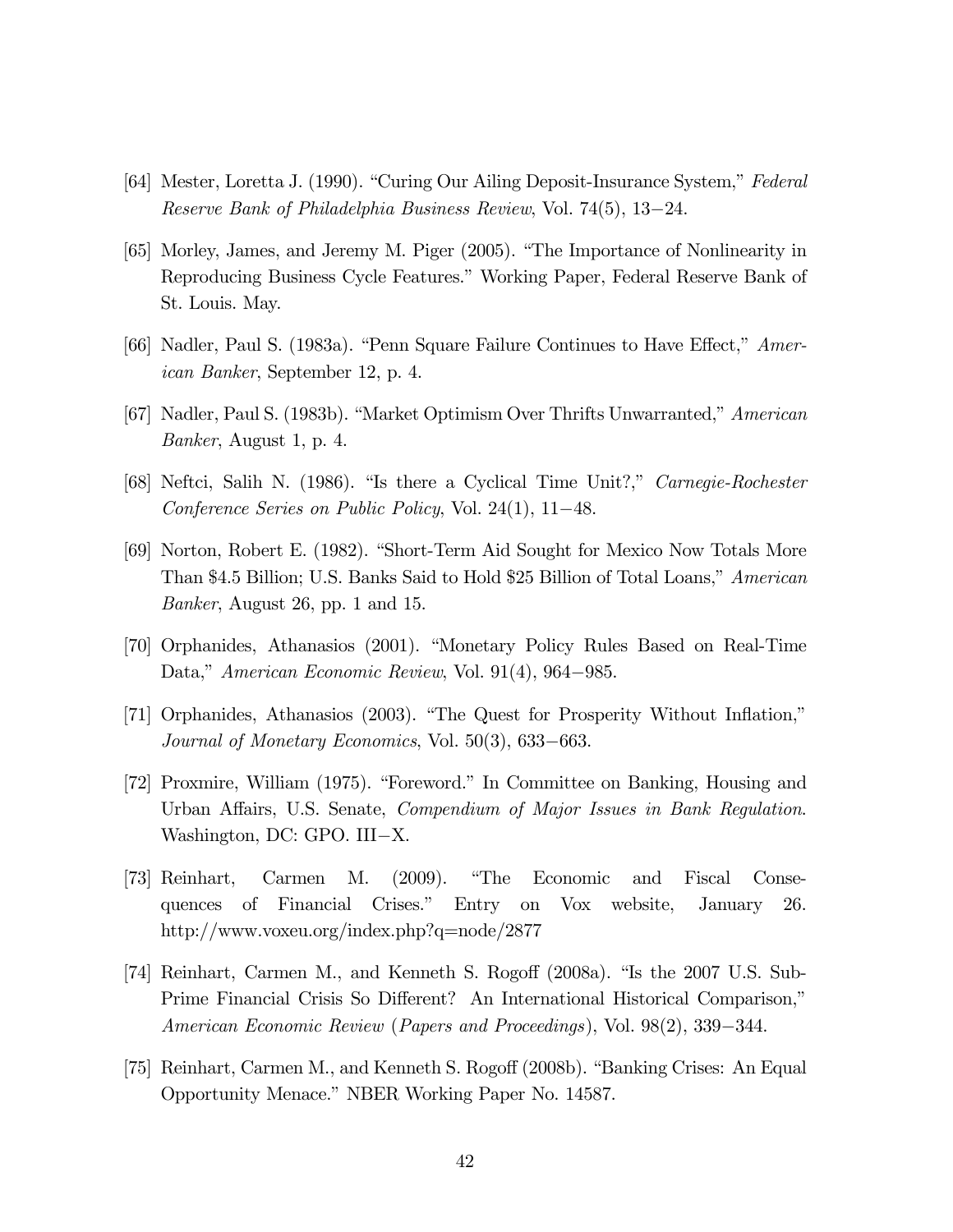[64] Mester, Loretta J. (1990). "Curing Our Ailing Deposit-Insurance System," *Federal Reserve Bank of Philadelphia Business Review*, Vol. 74(5), 13−24.

[65] Morley, James, and Jeremy M. Piger (2005). "The Importance of Nonlinearity in Reproducing Business Cycle Features." Working Paper, Federal Reserve Bank of St. Louis. May.

[66] Nadler, Paul S. (1983a). "Penn Square Failure Continues to Have Effect," *American Banker*, September 12, p. 4.

[67] Nadler, Paul S. (1983b). "Market Optimism Over Thrifts Unwarranted," *American Banker*, August 1, p. 4.

[68] Neftci, Salih N. (1986). "Is there a Cyclical Time Unit?," *Carnegie-Rochester Conference Series on Public Policy*, Vol. 24(1), 11−48.

[69] Norton, Robert E. (1982). "Short-Term Aid Sought for Mexico Now Totals More Than $4.5 Billion; U.S. Banks Said to Hold $25 Billion of Total Loans," *American Banker*, August 26, pp. 1 and 15.

[70] Orphanides, Athanasios (2001). "Monetary Policy Rules Based on Real-Time Data," *American Economic Review*, Vol. 91(4), 964−985.

[71] Orphanides, Athanasios (2003). "The Quest for Prosperity Without Inflation," *Journal of Monetary Economics*, Vol. 50(3), 633−663.

[72] Proxmire, William (1975). "Foreword." In Committee on Banking, Housing and Urban Affairs, U.S. Senate, *Compendium of Major Issues in Bank Regulation*. Washington, DC: GPO. III−X.

[73] Reinhart, Carmen M. (2009). "The Economic and Fiscal Consequences of Financial Crises." Entry on Vox website, January 26. http://www.voxeu.org/index.php?q=node/2877

[74] Reinhart, Carmen M., and Kenneth S. Rogoff (2008a). "Is the 2007 U.S. Sub-Prime Financial Crisis So Different? An International Historical Comparison," *American Economic Review* (*Papers and Proceedings*), Vol. 98(2), 339−344.

[75] Reinhart, Carmen M., and Kenneth S. Rogoff (2008b). "Banking Crises: An Equal Opportunity Menace." NBER Working Paper No. 14587.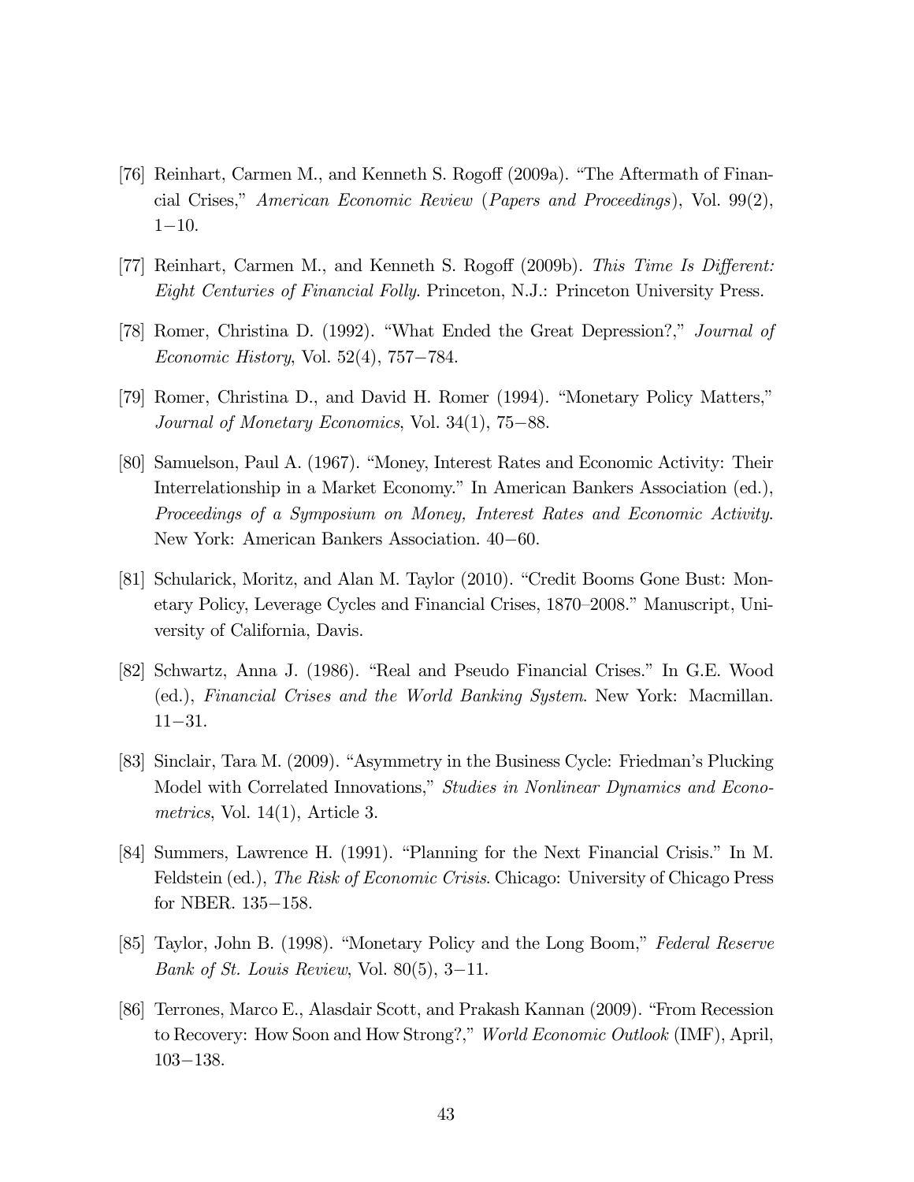[76] Reinhart, Carmen M., and Kenneth S. Rogoff (2009a). "The Aftermath of Financial Crises," *American Economic Review* (*Papers and Proceedings*), Vol. 99(2), 1−10.

[77] Reinhart, Carmen M., and Kenneth S. Rogoff (2009b). *This Time Is Different: Eight Centuries of Financial Folly*. Princeton, N.J.: Princeton University Press.

[78] Romer, Christina D. (1992). "What Ended the Great Depression?," *Journal of Economic History*, Vol. 52(4), 757−784.

[79] Romer, Christina D., and David H. Romer (1994). "Monetary Policy Matters," *Journal of Monetary Economics*, Vol. 34(1), 75−88.

[80] Samuelson, Paul A. (1967). "Money, Interest Rates and Economic Activity: Their Interrelationship in a Market Economy." In American Bankers Association (ed.), *Proceedings of a Symposium on Money, Interest Rates and Economic Activity*. New York: American Bankers Association. 40−60.

[81] Schularick, Moritz, and Alan M. Taylor (2010). "Credit Booms Gone Bust: Monetary Policy, Leverage Cycles and Financial Crises, 1870–2008." Manuscript, University of California, Davis.

[82] Schwartz, Anna J. (1986). "Real and Pseudo Financial Crises." In G.E. Wood (ed.), *Financial Crises and the World Banking System*. New York: Macmillan. 11−31.

[83] Sinclair, Tara M. (2009). "Asymmetry in the Business Cycle: Friedman's Plucking Model with Correlated Innovations," *Studies in Nonlinear Dynamics and Econometrics*, Vol. 14(1), Article 3.

[84] Summers, Lawrence H. (1991). "Planning for the Next Financial Crisis." In M. Feldstein (ed.), *The Risk of Economic Crisis*. Chicago: University of Chicago Press for NBER. 135−158.

[85] Taylor, John B. (1998). "Monetary Policy and the Long Boom," *Federal Reserve Bank of St. Louis Review*, Vol. 80(5), 3−11.

[86] Terrones, Marco E., Alasdair Scott, and Prakash Kannan (2009). "From Recession to Recovery: How Soon and How Strong?," *World Economic Outlook* (IMF), April, 103−138.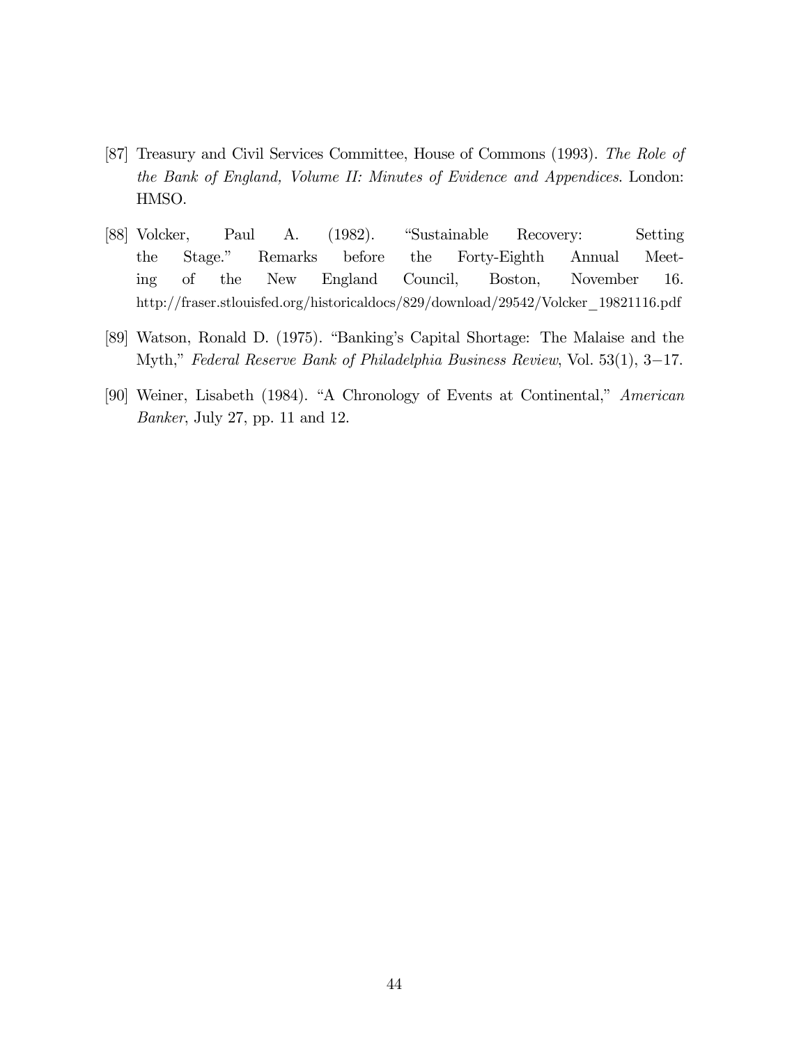[87] Treasury and Civil Services Committee, House of Commons (1993). *The Role of the Bank of England, Volume II: Minutes of Evidence and Appendices*. London: HMSO.

[88] Volcker, Paul A. (1982). "Sustainable Recovery: Setting the Stage." Remarks before the Forty-Eighth Annual Meeting of the New England Council, Boston, November 16. http://fraser.stlouisfed.org/historicaldocs/829/download/29542/Volcker_19821116.pdf

[89] Watson, Ronald D. (1975). "Banking's Capital Shortage: The Malaise and the Myth," *Federal Reserve Bank of Philadelphia Business Review*, Vol. 53(1), 3−17.

[90] Weiner, Lisabeth (1984). "A Chronology of Events at Continental," *American Banker*, July 27, pp. 11 and 12.